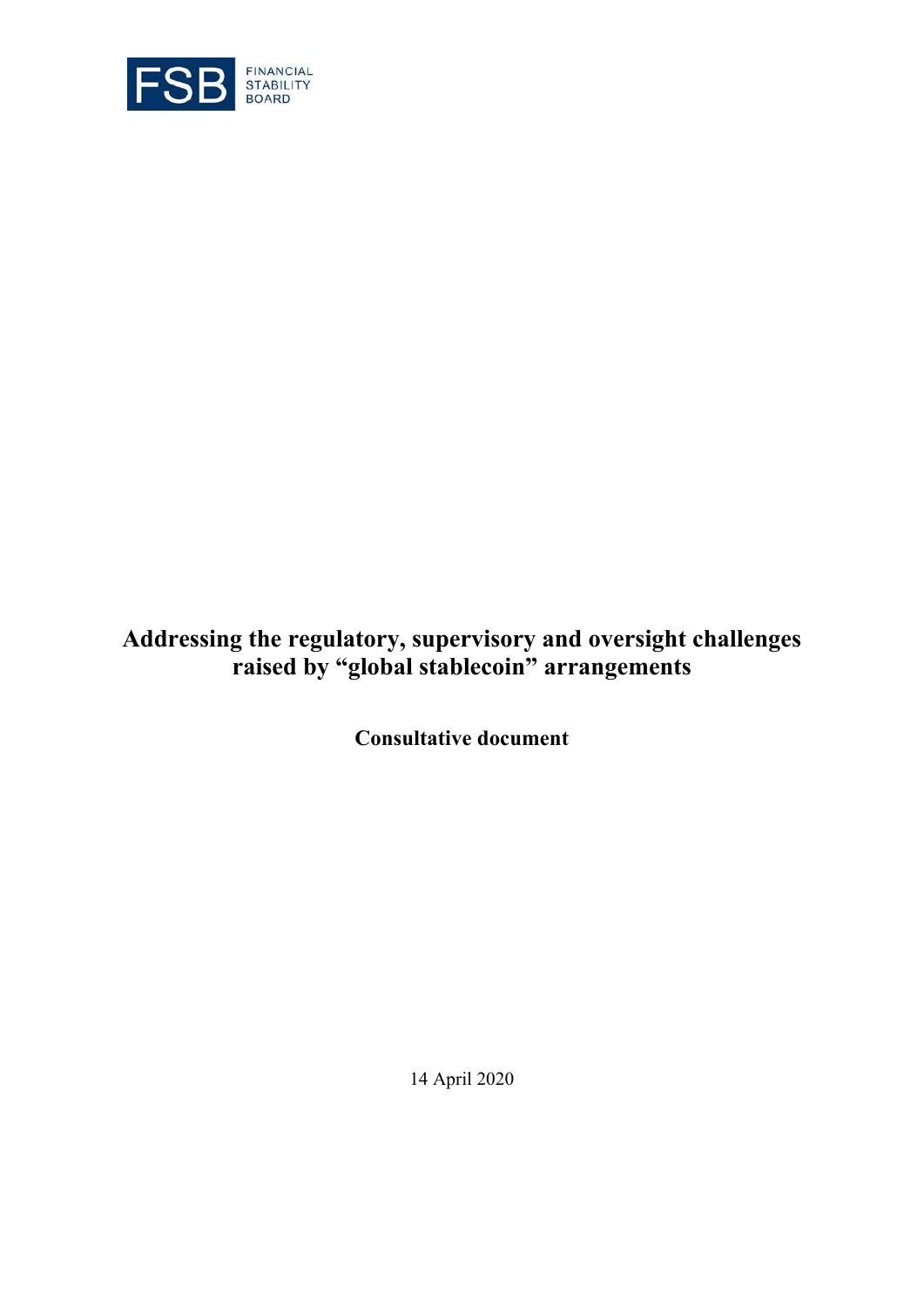FSB FINANCIAL STABILITY BOARD

# Addressing the regulatory, supervisory and oversight challenges raised by "global stablecoin" arrangements

**Consultative document**

14 April 2020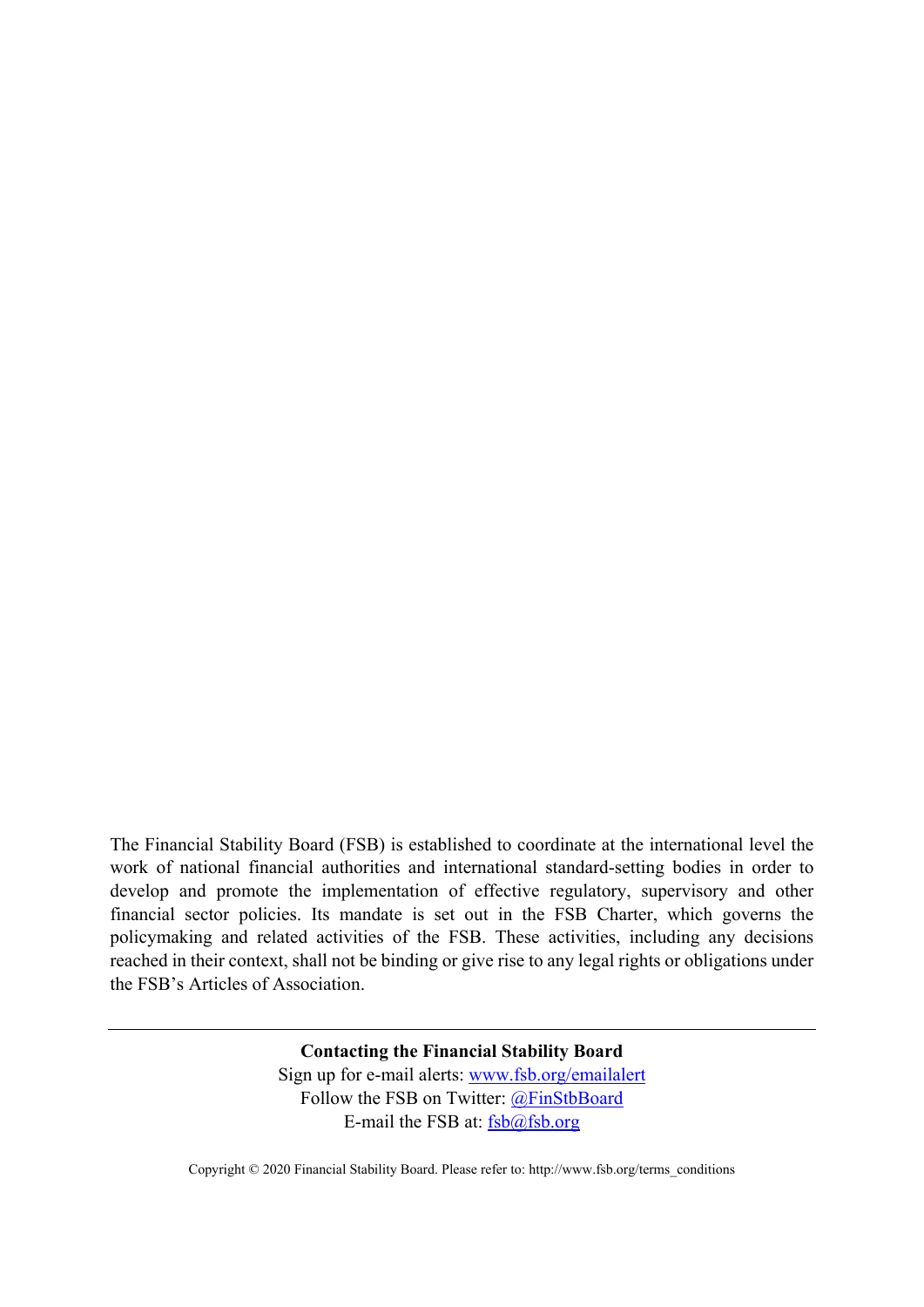The Financial Stability Board (FSB) is established to coordinate at the international level the work of national financial authorities and international standard-setting bodies in order to develop and promote the implementation of effective regulatory, supervisory and other financial sector policies. Its mandate is set out in the FSB Charter, which governs the policymaking and related activities of the FSB. These activities, including any decisions reached in their context, shall not be binding or give rise to any legal rights or obligations under the FSB's Articles of Association.

---

**Contacting the Financial Stability Board**

Sign up for e-mail alerts: www.fsb.org/emailalert

Follow the FSB on Twitter: @FinStbBoard

E-mail the FSB at: fsb@fsb.org

Copyright © 2020 Financial Stability Board. Please refer to: http://www.fsb.org/terms_conditions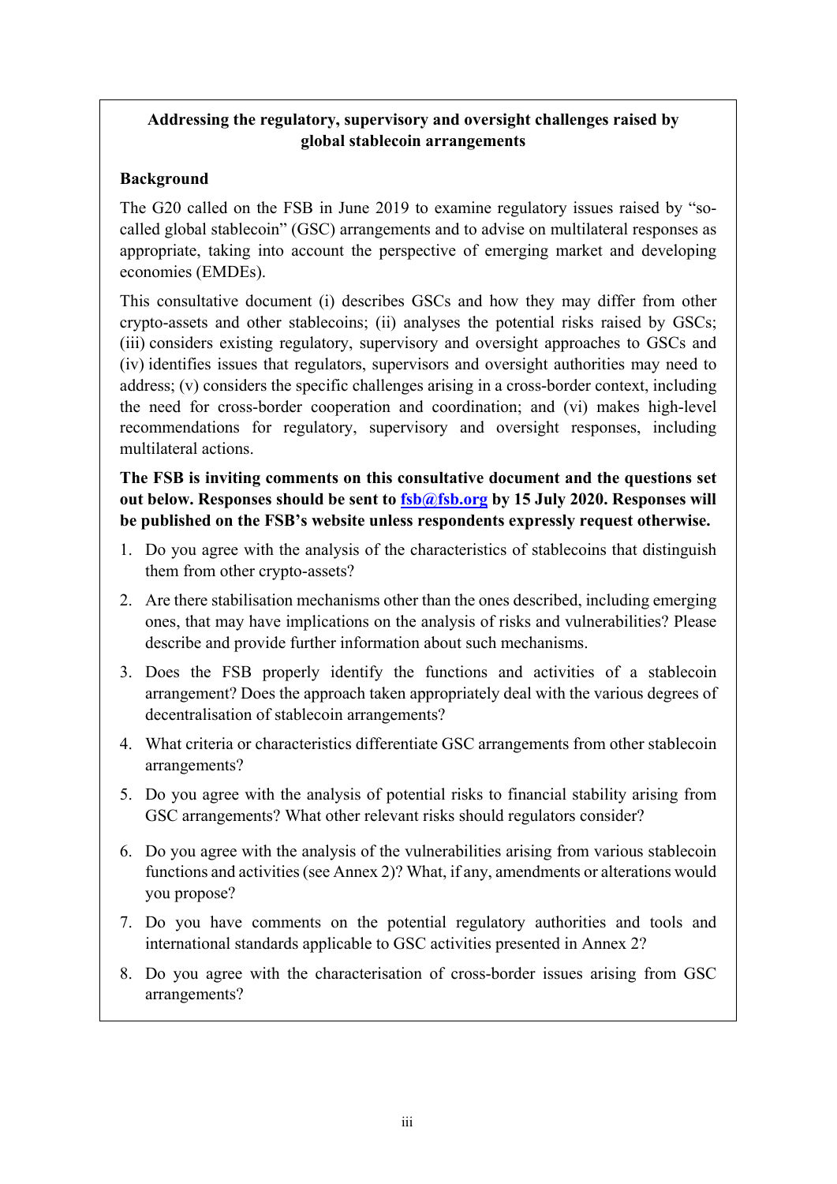**Addressing the regulatory, supervisory and oversight challenges raised by global stablecoin arrangements**

**Background**

The G20 called on the FSB in June 2019 to examine regulatory issues raised by "so-called global stablecoin" (GSC) arrangements and to advise on multilateral responses as appropriate, taking into account the perspective of emerging market and developing economies (EMDEs).

This consultative document (i) describes GSCs and how they may differ from other crypto-assets and other stablecoins; (ii) analyses the potential risks raised by GSCs; (iii) considers existing regulatory, supervisory and oversight approaches to GSCs and (iv) identifies issues that regulators, supervisors and oversight authorities may need to address; (v) considers the specific challenges arising in a cross-border context, including the need for cross-border cooperation and coordination; and (vi) makes high-level recommendations for regulatory, supervisory and oversight responses, including multilateral actions.

**The FSB is inviting comments on this consultative document and the questions set out below. Responses should be sent to fsb@fsb.org by 15 July 2020. Responses will be published on the FSB's website unless respondents expressly request otherwise.**

1. Do you agree with the analysis of the characteristics of stablecoins that distinguish them from other crypto-assets?
2. Are there stabilisation mechanisms other than the ones described, including emerging ones, that may have implications on the analysis of risks and vulnerabilities? Please describe and provide further information about such mechanisms.
3. Does the FSB properly identify the functions and activities of a stablecoin arrangement? Does the approach taken appropriately deal with the various degrees of decentralisation of stablecoin arrangements?
4. What criteria or characteristics differentiate GSC arrangements from other stablecoin arrangements?
5. Do you agree with the analysis of potential risks to financial stability arising from GSC arrangements? What other relevant risks should regulators consider?
6. Do you agree with the analysis of the vulnerabilities arising from various stablecoin functions and activities (see Annex 2)? What, if any, amendments or alterations would you propose?
7. Do you have comments on the potential regulatory authorities and tools and international standards applicable to GSC activities presented in Annex 2?
8. Do you agree with the characterisation of cross-border issues arising from GSC arrangements?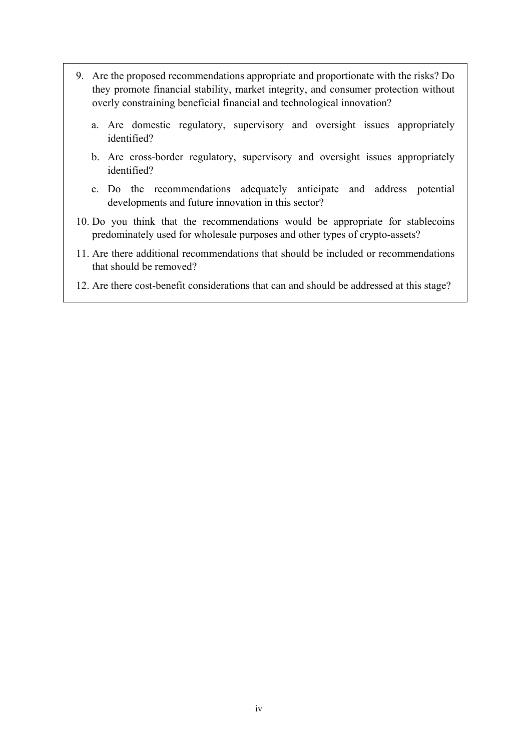9. Are the proposed recommendations appropriate and proportionate with the risks? Do they promote financial stability, market integrity, and consumer protection without overly constraining beneficial financial and technological innovation?

    a. Are domestic regulatory, supervisory and oversight issues appropriately identified?

    b. Are cross-border regulatory, supervisory and oversight issues appropriately identified?

    c. Do the recommendations adequately anticipate and address potential developments and future innovation in this sector?

10. Do you think that the recommendations would be appropriate for stablecoins predominately used for wholesale purposes and other types of crypto-assets?

11. Are there additional recommendations that should be included or recommendations that should be removed?

12. Are there cost-benefit considerations that can and should be addressed at this stage?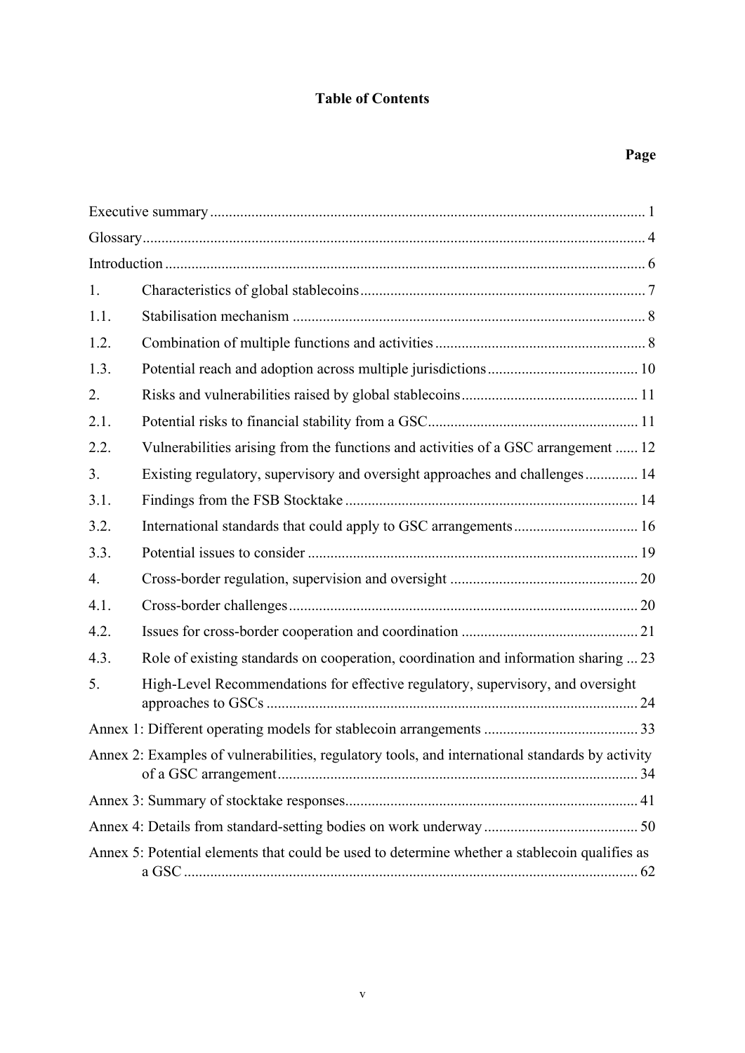# Table of Contents

| | | Page |
|---|---|---|
| Executive summary | | 1 |
| Glossary | | 4 |
| Introduction | | 6 |
| 1. | Characteristics of global stablecoins | 7 |
| 1.1. | Stabilisation mechanism | 8 |
| 1.2. | Combination of multiple functions and activities | 8 |
| 1.3. | Potential reach and adoption across multiple jurisdictions | 10 |
| 2. | Risks and vulnerabilities raised by global stablecoins | 11 |
| 2.1. | Potential risks to financial stability from a GSC | 11 |
| 2.2. | Vulnerabilities arising from the functions and activities of a GSC arrangement | 12 |
| 3. | Existing regulatory, supervisory and oversight approaches and challenges | 14 |
| 3.1. | Findings from the FSB Stocktake | 14 |
| 3.2. | International standards that could apply to GSC arrangements | 16 |
| 3.3. | Potential issues to consider | 19 |
| 4. | Cross-border regulation, supervision and oversight | 20 |
| 4.1. | Cross-border challenges | 20 |
| 4.2. | Issues for cross-border cooperation and coordination | 21 |
| 4.3. | Role of existing standards on cooperation, coordination and information sharing | 23 |
| 5. | High-Level Recommendations for effective regulatory, supervisory, and oversight approaches to GSCs | 24 |
| Annex 1: Different operating models for stablecoin arrangements | | 33 |
| Annex 2: Examples of vulnerabilities, regulatory tools, and international standards by activity of a GSC arrangement | | 34 |
| Annex 3: Summary of stocktake responses | | 41 |
| Annex 4: Details from standard-setting bodies on work underway | | 50 |
| Annex 5: Potential elements that could be used to determine whether a stablecoin qualifies as a GSC | | 62 |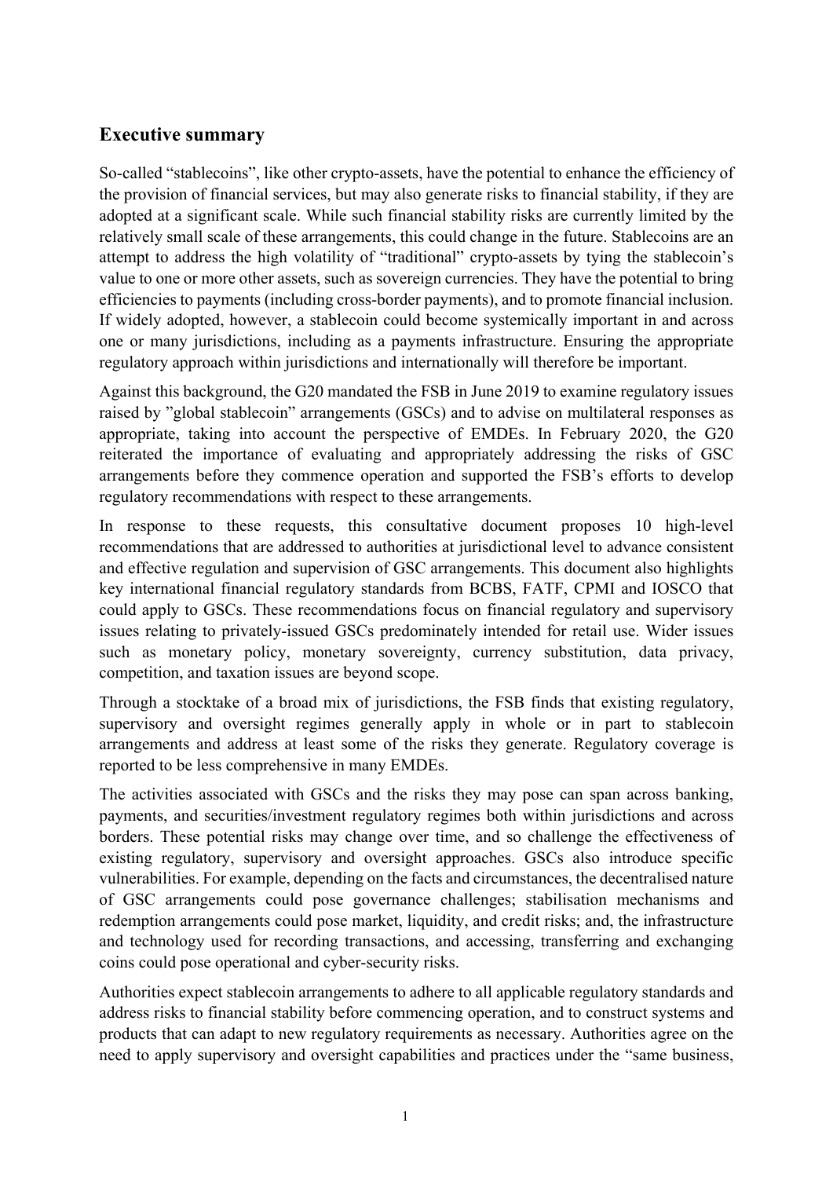## Executive summary

So-called "stablecoins", like other crypto-assets, have the potential to enhance the efficiency of the provision of financial services, but may also generate risks to financial stability, if they are adopted at a significant scale. While such financial stability risks are currently limited by the relatively small scale of these arrangements, this could change in the future. Stablecoins are an attempt to address the high volatility of "traditional" crypto-assets by tying the stablecoin's value to one or more other assets, such as sovereign currencies. They have the potential to bring efficiencies to payments (including cross-border payments), and to promote financial inclusion. If widely adopted, however, a stablecoin could become systemically important in and across one or many jurisdictions, including as a payments infrastructure. Ensuring the appropriate regulatory approach within jurisdictions and internationally will therefore be important.

Against this background, the G20 mandated the FSB in June 2019 to examine regulatory issues raised by "global stablecoin" arrangements (GSCs) and to advise on multilateral responses as appropriate, taking into account the perspective of EMDEs. In February 2020, the G20 reiterated the importance of evaluating and appropriately addressing the risks of GSC arrangements before they commence operation and supported the FSB's efforts to develop regulatory recommendations with respect to these arrangements.

In response to these requests, this consultative document proposes 10 high-level recommendations that are addressed to authorities at jurisdictional level to advance consistent and effective regulation and supervision of GSC arrangements. This document also highlights key international financial regulatory standards from BCBS, FATF, CPMI and IOSCO that could apply to GSCs. These recommendations focus on financial regulatory and supervisory issues relating to privately-issued GSCs predominately intended for retail use. Wider issues such as monetary policy, monetary sovereignty, currency substitution, data privacy, competition, and taxation issues are beyond scope.

Through a stocktake of a broad mix of jurisdictions, the FSB finds that existing regulatory, supervisory and oversight regimes generally apply in whole or in part to stablecoin arrangements and address at least some of the risks they generate. Regulatory coverage is reported to be less comprehensive in many EMDEs.

The activities associated with GSCs and the risks they may pose can span across banking, payments, and securities/investment regulatory regimes both within jurisdictions and across borders. These potential risks may change over time, and so challenge the effectiveness of existing regulatory, supervisory and oversight approaches. GSCs also introduce specific vulnerabilities. For example, depending on the facts and circumstances, the decentralised nature of GSC arrangements could pose governance challenges; stabilisation mechanisms and redemption arrangements could pose market, liquidity, and credit risks; and, the infrastructure and technology used for recording transactions, and accessing, transferring and exchanging coins could pose operational and cyber-security risks.

Authorities expect stablecoin arrangements to adhere to all applicable regulatory standards and address risks to financial stability before commencing operation, and to construct systems and products that can adapt to new regulatory requirements as necessary. Authorities agree on the need to apply supervisory and oversight capabilities and practices under the "same business,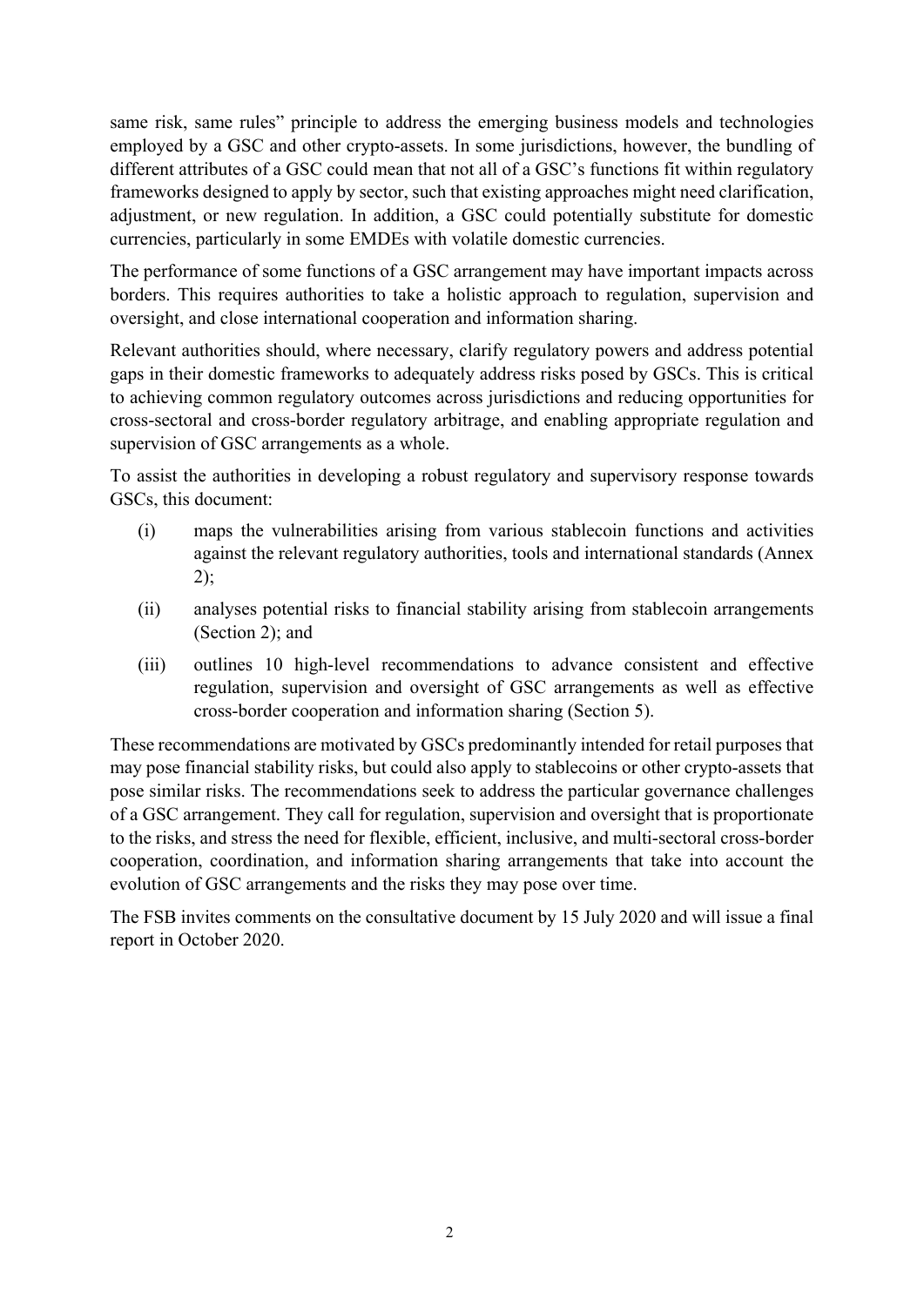same risk, same rules" principle to address the emerging business models and technologies employed by a GSC and other crypto-assets. In some jurisdictions, however, the bundling of different attributes of a GSC could mean that not all of a GSC's functions fit within regulatory frameworks designed to apply by sector, such that existing approaches might need clarification, adjustment, or new regulation. In addition, a GSC could potentially substitute for domestic currencies, particularly in some EMDEs with volatile domestic currencies.

The performance of some functions of a GSC arrangement may have important impacts across borders. This requires authorities to take a holistic approach to regulation, supervision and oversight, and close international cooperation and information sharing.

Relevant authorities should, where necessary, clarify regulatory powers and address potential gaps in their domestic frameworks to adequately address risks posed by GSCs. This is critical to achieving common regulatory outcomes across jurisdictions and reducing opportunities for cross-sectoral and cross-border regulatory arbitrage, and enabling appropriate regulation and supervision of GSC arrangements as a whole.

To assist the authorities in developing a robust regulatory and supervisory response towards GSCs, this document:

(i) maps the vulnerabilities arising from various stablecoin functions and activities against the relevant regulatory authorities, tools and international standards (Annex 2);

(ii) analyses potential risks to financial stability arising from stablecoin arrangements (Section 2); and

(iii) outlines 10 high-level recommendations to advance consistent and effective regulation, supervision and oversight of GSC arrangements as well as effective cross-border cooperation and information sharing (Section 5).

These recommendations are motivated by GSCs predominantly intended for retail purposes that may pose financial stability risks, but could also apply to stablecoins or other crypto-assets that pose similar risks. The recommendations seek to address the particular governance challenges of a GSC arrangement. They call for regulation, supervision and oversight that is proportionate to the risks, and stress the need for flexible, efficient, inclusive, and multi-sectoral cross-border cooperation, coordination, and information sharing arrangements that take into account the evolution of GSC arrangements and the risks they may pose over time.

The FSB invites comments on the consultative document by 15 July 2020 and will issue a final report in October 2020.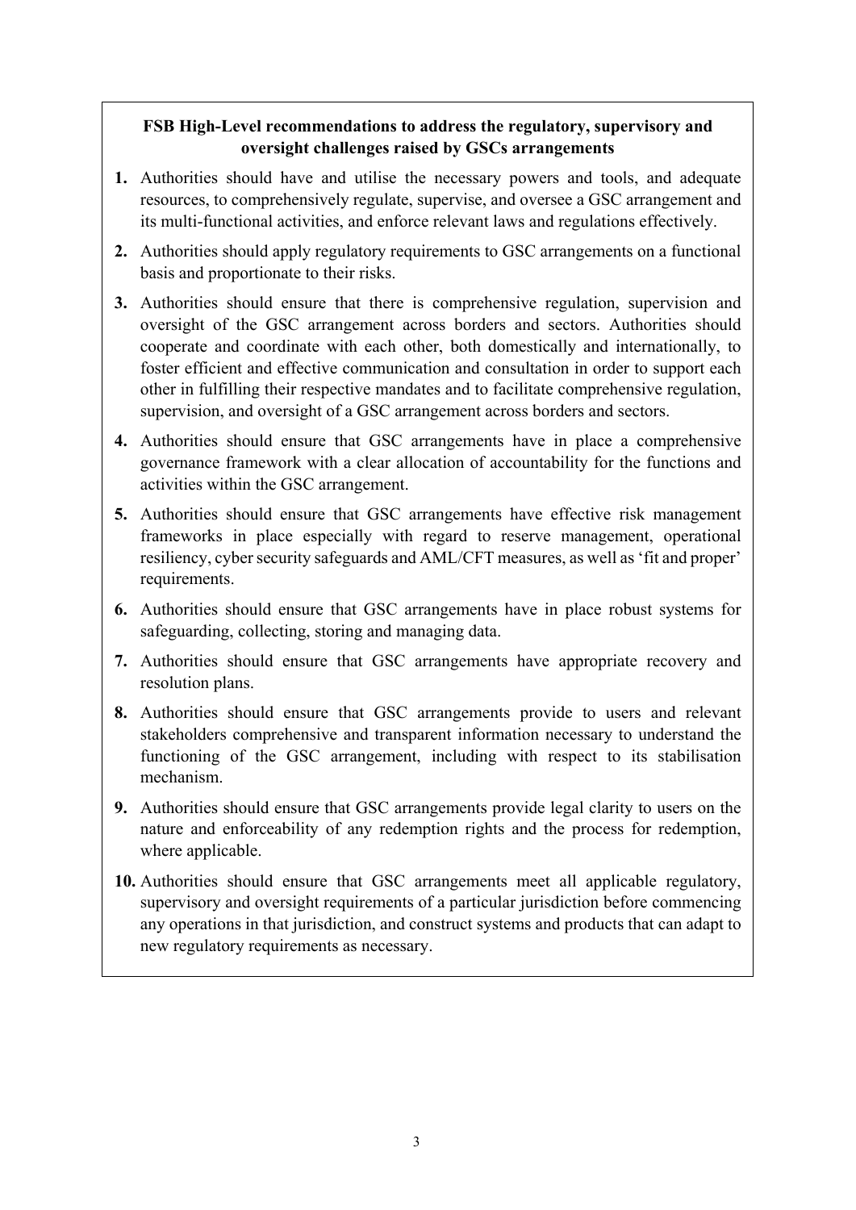**FSB High-Level recommendations to address the regulatory, supervisory and oversight challenges raised by GSCs arrangements**

1. Authorities should have and utilise the necessary powers and tools, and adequate resources, to comprehensively regulate, supervise, and oversee a GSC arrangement and its multi-functional activities, and enforce relevant laws and regulations effectively.
2. Authorities should apply regulatory requirements to GSC arrangements on a functional basis and proportionate to their risks.
3. Authorities should ensure that there is comprehensive regulation, supervision and oversight of the GSC arrangement across borders and sectors. Authorities should cooperate and coordinate with each other, both domestically and internationally, to foster efficient and effective communication and consultation in order to support each other in fulfilling their respective mandates and to facilitate comprehensive regulation, supervision, and oversight of a GSC arrangement across borders and sectors.
4. Authorities should ensure that GSC arrangements have in place a comprehensive governance framework with a clear allocation of accountability for the functions and activities within the GSC arrangement.
5. Authorities should ensure that GSC arrangements have effective risk management frameworks in place especially with regard to reserve management, operational resiliency, cyber security safeguards and AML/CFT measures, as well as 'fit and proper' requirements.
6. Authorities should ensure that GSC arrangements have in place robust systems for safeguarding, collecting, storing and managing data.
7. Authorities should ensure that GSC arrangements have appropriate recovery and resolution plans.
8. Authorities should ensure that GSC arrangements provide to users and relevant stakeholders comprehensive and transparent information necessary to understand the functioning of the GSC arrangement, including with respect to its stabilisation mechanism.
9. Authorities should ensure that GSC arrangements provide legal clarity to users on the nature and enforceability of any redemption rights and the process for redemption, where applicable.
10. Authorities should ensure that GSC arrangements meet all applicable regulatory, supervisory and oversight requirements of a particular jurisdiction before commencing any operations in that jurisdiction, and construct systems and products that can adapt to new regulatory requirements as necessary.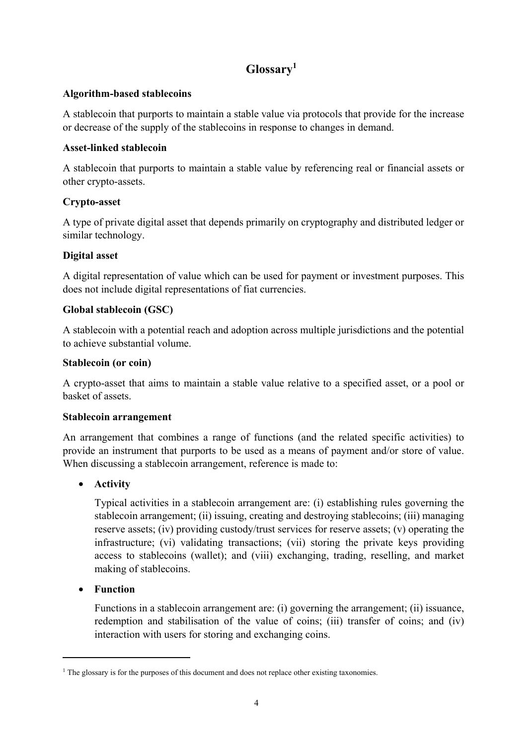# Glossary[1]

**Algorithm-based stablecoins**

A stablecoin that purports to maintain a stable value via protocols that provide for the increase or decrease of the supply of the stablecoins in response to changes in demand.

**Asset-linked stablecoin**

A stablecoin that purports to maintain a stable value by referencing real or financial assets or other crypto-assets.

**Crypto-asset**

A type of private digital asset that depends primarily on cryptography and distributed ledger or similar technology.

**Digital asset**

A digital representation of value which can be used for payment or investment purposes. This does not include digital representations of fiat currencies.

**Global stablecoin (GSC)**

A stablecoin with a potential reach and adoption across multiple jurisdictions and the potential to achieve substantial volume.

**Stablecoin (or coin)**

A crypto-asset that aims to maintain a stable value relative to a specified asset, or a pool or basket of assets.

**Stablecoin arrangement**

An arrangement that combines a range of functions (and the related specific activities) to provide an instrument that purports to be used as a means of payment and/or store of value. When discussing a stablecoin arrangement, reference is made to:

- **Activity**

  Typical activities in a stablecoin arrangement are: (i) establishing rules governing the stablecoin arrangement; (ii) issuing, creating and destroying stablecoins; (iii) managing reserve assets; (iv) providing custody/trust services for reserve assets; (v) operating the infrastructure; (vi) validating transactions; (vii) storing the private keys providing access to stablecoins (wallet); and (viii) exchanging, trading, reselling, and market making of stablecoins.

- **Function**

  Functions in a stablecoin arrangement are: (i) governing the arrangement; (ii) issuance, redemption and stabilisation of the value of coins; (iii) transfer of coins; and (iv) interaction with users for storing and exchanging coins.

---

[1] The glossary is for the purposes of this document and does not replace other existing taxonomies.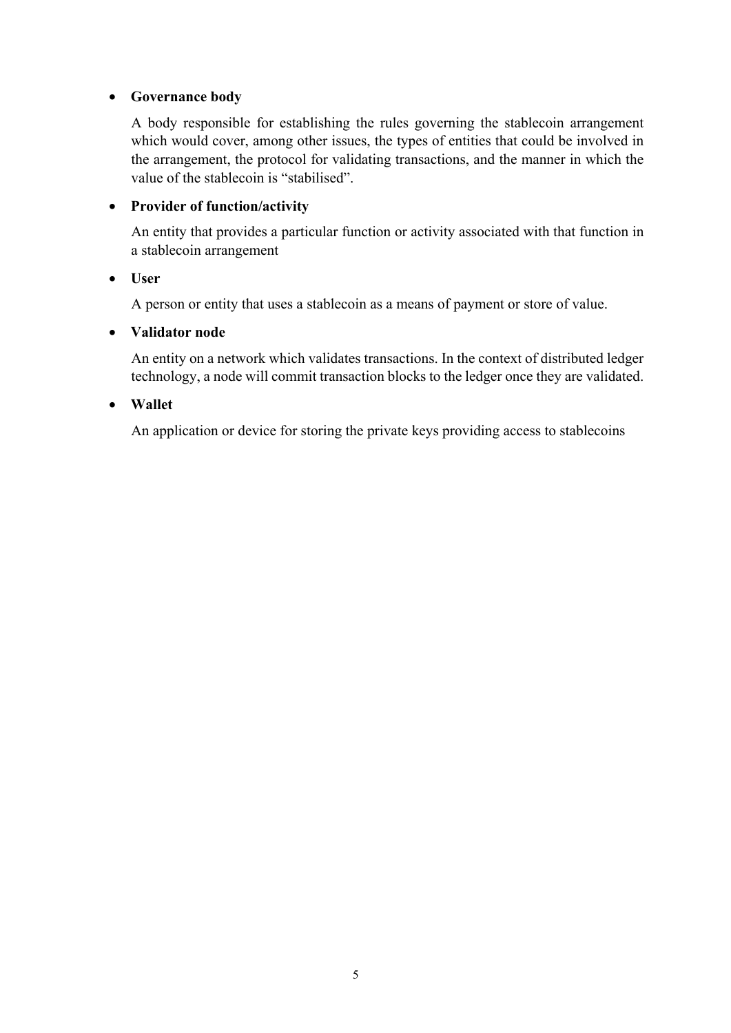- **Governance body**

  A body responsible for establishing the rules governing the stablecoin arrangement which would cover, among other issues, the types of entities that could be involved in the arrangement, the protocol for validating transactions, and the manner in which the value of the stablecoin is "stabilised".

- **Provider of function/activity**

  An entity that provides a particular function or activity associated with that function in a stablecoin arrangement

- **User**

  A person or entity that uses a stablecoin as a means of payment or store of value.

- **Validator node**

  An entity on a network which validates transactions. In the context of distributed ledger technology, a node will commit transaction blocks to the ledger once they are validated.

- **Wallet**

  An application or device for storing the private keys providing access to stablecoins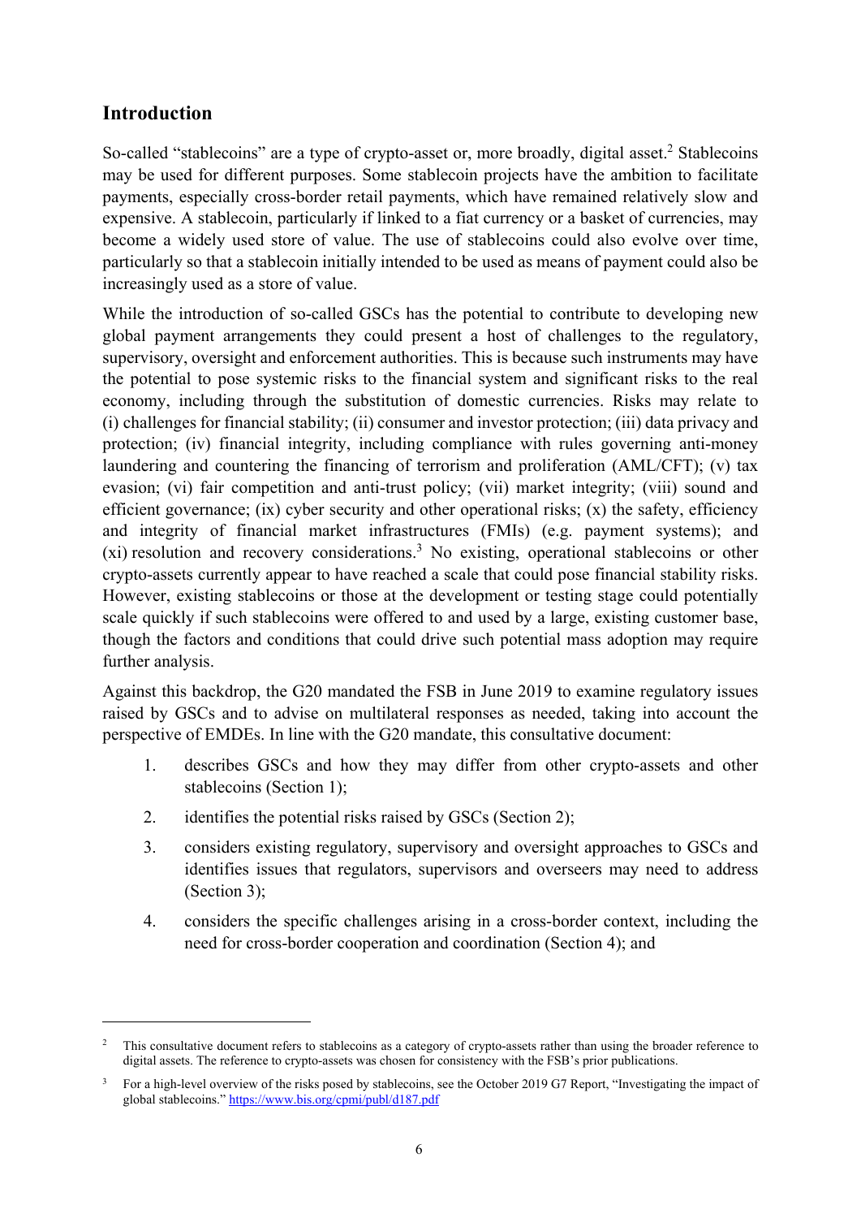## Introduction

So-called "stablecoins" are a type of crypto-asset or, more broadly, digital asset.[2] Stablecoins may be used for different purposes. Some stablecoin projects have the ambition to facilitate payments, especially cross-border retail payments, which have remained relatively slow and expensive. A stablecoin, particularly if linked to a fiat currency or a basket of currencies, may become a widely used store of value. The use of stablecoins could also evolve over time, particularly so that a stablecoin initially intended to be used as means of payment could also be increasingly used as a store of value.

While the introduction of so-called GSCs has the potential to contribute to developing new global payment arrangements they could present a host of challenges to the regulatory, supervisory, oversight and enforcement authorities. This is because such instruments may have the potential to pose systemic risks to the financial system and significant risks to the real economy, including through the substitution of domestic currencies. Risks may relate to (i) challenges for financial stability; (ii) consumer and investor protection; (iii) data privacy and protection; (iv) financial integrity, including compliance with rules governing anti-money laundering and countering the financing of terrorism and proliferation (AML/CFT); (v) tax evasion; (vi) fair competition and anti-trust policy; (vii) market integrity; (viii) sound and efficient governance; (ix) cyber security and other operational risks; (x) the safety, efficiency and integrity of financial market infrastructures (FMIs) (e.g. payment systems); and (xi) resolution and recovery considerations.[3] No existing, operational stablecoins or other crypto-assets currently appear to have reached a scale that could pose financial stability risks. However, existing stablecoins or those at the development or testing stage could potentially scale quickly if such stablecoins were offered to and used by a large, existing customer base, though the factors and conditions that could drive such potential mass adoption may require further analysis.

Against this backdrop, the G20 mandated the FSB in June 2019 to examine regulatory issues raised by GSCs and to advise on multilateral responses as needed, taking into account the perspective of EMDEs. In line with the G20 mandate, this consultative document:

1. describes GSCs and how they may differ from other crypto-assets and other stablecoins (Section 1);
2. identifies the potential risks raised by GSCs (Section 2);
3. considers existing regulatory, supervisory and oversight approaches to GSCs and identifies issues that regulators, supervisors and overseers may need to address (Section 3);
4. considers the specific challenges arising in a cross-border context, including the need for cross-border cooperation and coordination (Section 4); and

---

[2] This consultative document refers to stablecoins as a category of crypto-assets rather than using the broader reference to digital assets. The reference to crypto-assets was chosen for consistency with the FSB's prior publications.

[3] For a high-level overview of the risks posed by stablecoins, see the October 2019 G7 Report, "Investigating the impact of global stablecoins." https://www.bis.org/cpmi/publ/d187.pdf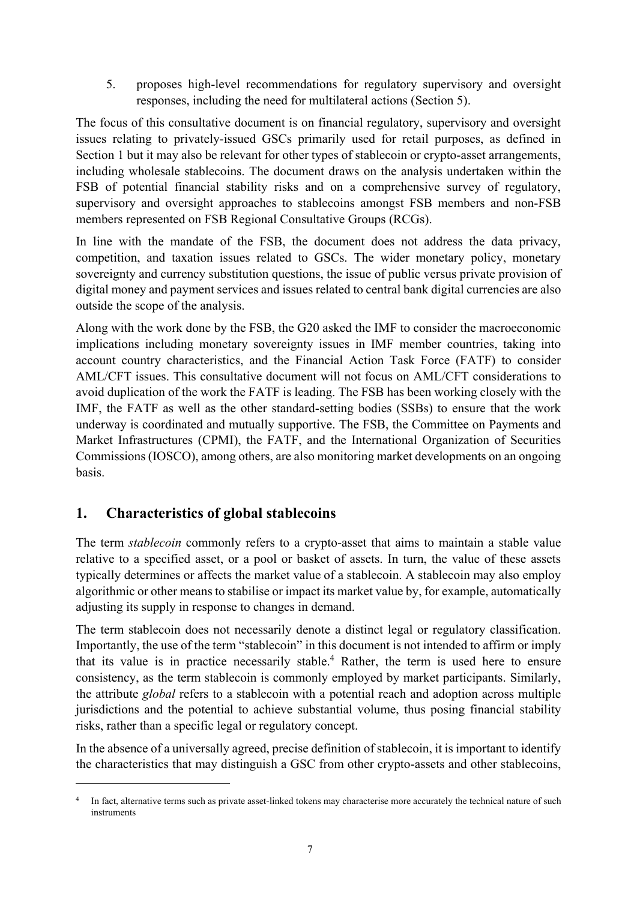5. proposes high-level recommendations for regulatory supervisory and oversight responses, including the need for multilateral actions (Section 5).

The focus of this consultative document is on financial regulatory, supervisory and oversight issues relating to privately-issued GSCs primarily used for retail purposes, as defined in Section 1 but it may also be relevant for other types of stablecoin or crypto-asset arrangements, including wholesale stablecoins. The document draws on the analysis undertaken within the FSB of potential financial stability risks and on a comprehensive survey of regulatory, supervisory and oversight approaches to stablecoins amongst FSB members and non-FSB members represented on FSB Regional Consultative Groups (RCGs).

In line with the mandate of the FSB, the document does not address the data privacy, competition, and taxation issues related to GSCs. The wider monetary policy, monetary sovereignty and currency substitution questions, the issue of public versus private provision of digital money and payment services and issues related to central bank digital currencies are also outside the scope of the analysis.

Along with the work done by the FSB, the G20 asked the IMF to consider the macroeconomic implications including monetary sovereignty issues in IMF member countries, taking into account country characteristics, and the Financial Action Task Force (FATF) to consider AML/CFT issues. This consultative document will not focus on AML/CFT considerations to avoid duplication of the work the FATF is leading. The FSB has been working closely with the IMF, the FATF as well as the other standard-setting bodies (SSBs) to ensure that the work underway is coordinated and mutually supportive. The FSB, the Committee on Payments and Market Infrastructures (CPMI), the FATF, and the International Organization of Securities Commissions (IOSCO), among others, are also monitoring market developments on an ongoing basis.

## 1. Characteristics of global stablecoins

The term *stablecoin* commonly refers to a crypto-asset that aims to maintain a stable value relative to a specified asset, or a pool or basket of assets. In turn, the value of these assets typically determines or affects the market value of a stablecoin. A stablecoin may also employ algorithmic or other means to stabilise or impact its market value by, for example, automatically adjusting its supply in response to changes in demand.

The term stablecoin does not necessarily denote a distinct legal or regulatory classification. Importantly, the use of the term "stablecoin" in this document is not intended to affirm or imply that its value is in practice necessarily stable.[4] Rather, the term is used here to ensure consistency, as the term stablecoin is commonly employed by market participants. Similarly, the attribute *global* refers to a stablecoin with a potential reach and adoption across multiple jurisdictions and the potential to achieve substantial volume, thus posing financial stability risks, rather than a specific legal or regulatory concept.

In the absence of a universally agreed, precise definition of stablecoin, it is important to identify the characteristics that may distinguish a GSC from other crypto-assets and other stablecoins,

[4] In fact, alternative terms such as private asset-linked tokens may characterise more accurately the technical nature of such instruments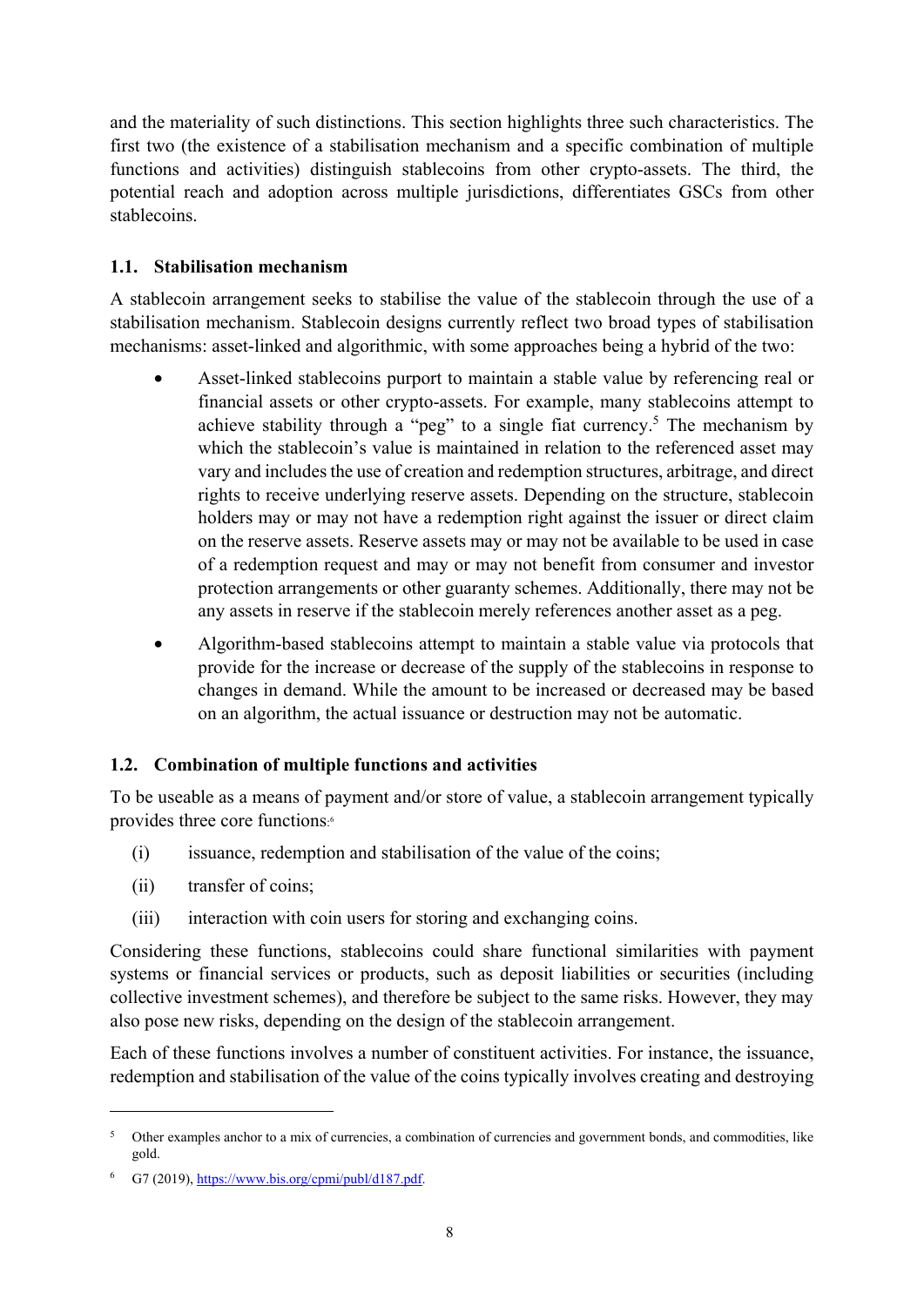and the materiality of such distinctions. This section highlights three such characteristics. The first two (the existence of a stabilisation mechanism and a specific combination of multiple functions and activities) distinguish stablecoins from other crypto-assets. The third, the potential reach and adoption across multiple jurisdictions, differentiates GSCs from other stablecoins.

### 1.1. Stabilisation mechanism

A stablecoin arrangement seeks to stabilise the value of the stablecoin through the use of a stabilisation mechanism. Stablecoin designs currently reflect two broad types of stabilisation mechanisms: asset-linked and algorithmic, with some approaches being a hybrid of the two:

- Asset-linked stablecoins purport to maintain a stable value by referencing real or financial assets or other crypto-assets. For example, many stablecoins attempt to achieve stability through a "peg" to a single fiat currency.[5] The mechanism by which the stablecoin's value is maintained in relation to the referenced asset may vary and includes the use of creation and redemption structures, arbitrage, and direct rights to receive underlying reserve assets. Depending on the structure, stablecoin holders may or may not have a redemption right against the issuer or direct claim on the reserve assets. Reserve assets may or may not be available to be used in case of a redemption request and may or may not benefit from consumer and investor protection arrangements or other guaranty schemes. Additionally, there may not be any assets in reserve if the stablecoin merely references another asset as a peg.

- Algorithm-based stablecoins attempt to maintain a stable value via protocols that provide for the increase or decrease of the supply of the stablecoins in response to changes in demand. While the amount to be increased or decreased may be based on an algorithm, the actual issuance or destruction may not be automatic.

### 1.2. Combination of multiple functions and activities

To be useable as a means of payment and/or store of value, a stablecoin arrangement typically provides three core functions:[6]

(i) issuance, redemption and stabilisation of the value of the coins;

(ii) transfer of coins;

(iii) interaction with coin users for storing and exchanging coins.

Considering these functions, stablecoins could share functional similarities with payment systems or financial services or products, such as deposit liabilities or securities (including collective investment schemes), and therefore be subject to the same risks. However, they may also pose new risks, depending on the design of the stablecoin arrangement.

Each of these functions involves a number of constituent activities. For instance, the issuance, redemption and stabilisation of the value of the coins typically involves creating and destroying

---

[5] Other examples anchor to a mix of currencies, a combination of currencies and government bonds, and commodities, like gold.

[6] G7 (2019), https://www.bis.org/cpmi/publ/d187.pdf.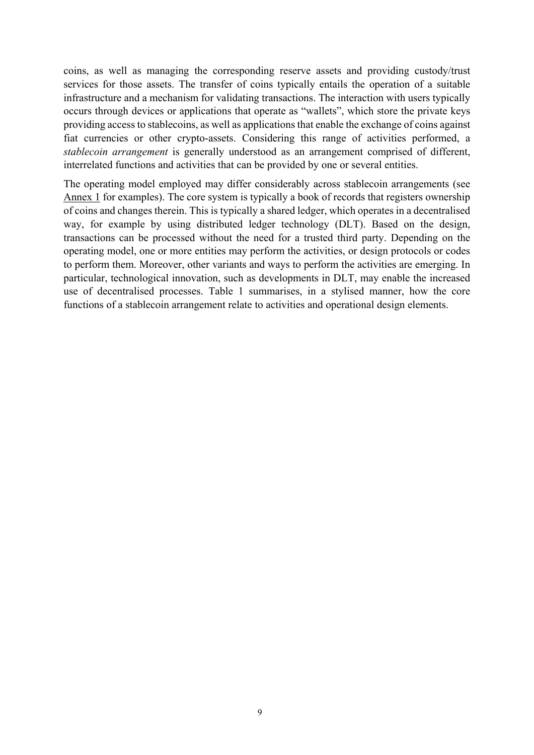coins, as well as managing the corresponding reserve assets and providing custody/trust services for those assets. The transfer of coins typically entails the operation of a suitable infrastructure and a mechanism for validating transactions. The interaction with users typically occurs through devices or applications that operate as "wallets", which store the private keys providing access to stablecoins, as well as applications that enable the exchange of coins against fiat currencies or other crypto-assets. Considering this range of activities performed, a *stablecoin arrangement* is generally understood as an arrangement comprised of different, interrelated functions and activities that can be provided by one or several entities.

The operating model employed may differ considerably across stablecoin arrangements (see Annex 1 for examples). The core system is typically a book of records that registers ownership of coins and changes therein. This is typically a shared ledger, which operates in a decentralised way, for example by using distributed ledger technology (DLT). Based on the design, transactions can be processed without the need for a trusted third party. Depending on the operating model, one or more entities may perform the activities, or design protocols or codes to perform them. Moreover, other variants and ways to perform the activities are emerging. In particular, technological innovation, such as developments in DLT, may enable the increased use of decentralised processes. Table 1 summarises, in a stylised manner, how the core functions of a stablecoin arrangement relate to activities and operational design elements.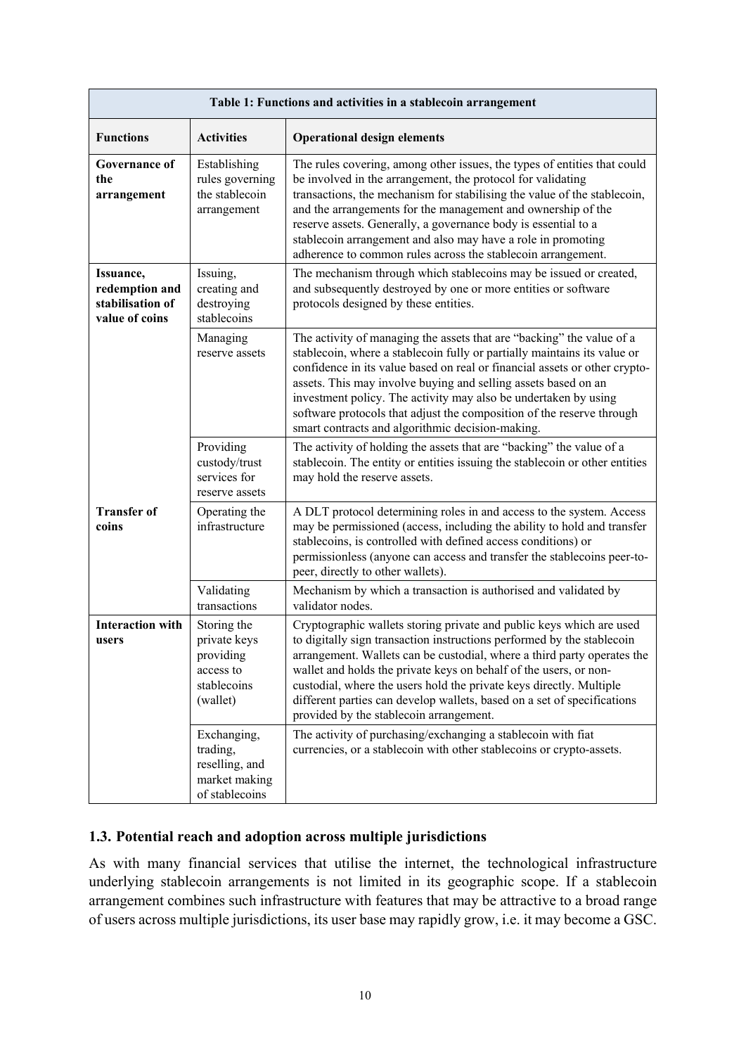| Table 1: Functions and activities in a stablecoin arrangement | | |
|---|---|---|
| **Functions** | **Activities** | **Operational design elements** |
| **Governance of the arrangement** | Establishing rules governing the stablecoin arrangement | The rules covering, among other issues, the types of entities that could be involved in the arrangement, the protocol for validating transactions, the mechanism for stabilising the value of the stablecoin, and the arrangements for the management and ownership of the reserve assets. Generally, a governance body is essential to a stablecoin arrangement and also may have a role in promoting adherence to common rules across the stablecoin arrangement. |
| **Issuance, redemption and stabilisation of value of coins** | Issuing, creating and destroying stablecoins | The mechanism through which stablecoins may be issued or created, and subsequently destroyed by one or more entities or software protocols designed by these entities. |
| | Managing reserve assets | The activity of managing the assets that are "backing" the value of a stablecoin, where a stablecoin fully or partially maintains its value or confidence in its value based on real or financial assets or other crypto-assets. This may involve buying and selling assets based on an investment policy. The activity may also be undertaken by using software protocols that adjust the composition of the reserve through smart contracts and algorithmic decision-making. |
| | Providing custody/trust services for reserve assets | The activity of holding the assets that are "backing" the value of a stablecoin. The entity or entities issuing the stablecoin or other entities may hold the reserve assets. |
| **Transfer of coins** | Operating the infrastructure | A DLT protocol determining roles in and access to the system. Access may be permissioned (access, including the ability to hold and transfer stablecoins, is controlled with defined access conditions) or permissionless (anyone can access and transfer the stablecoins peer-to-peer, directly to other wallets). |
| | Validating transactions | Mechanism by which a transaction is authorised and validated by validator nodes. |
| **Interaction with users** | Storing the private keys providing access to stablecoins (wallet) | Cryptographic wallets storing private and public keys which are used to digitally sign transaction instructions performed by the stablecoin arrangement. Wallets can be custodial, where a third party operates the wallet and holds the private keys on behalf of the users, or non-custodial, where the users hold the private keys directly. Multiple different parties can develop wallets, based on a set of specifications provided by the stablecoin arrangement. |
| | Exchanging, trading, reselling, and market making of stablecoins | The activity of purchasing/exchanging a stablecoin with fiat currencies, or a stablecoin with other stablecoins or crypto-assets. |

### 1.3. Potential reach and adoption across multiple jurisdictions

As with many financial services that utilise the internet, the technological infrastructure underlying stablecoin arrangements is not limited in its geographic scope. If a stablecoin arrangement combines such infrastructure with features that may be attractive to a broad range of users across multiple jurisdictions, its user base may rapidly grow, i.e. it may become a GSC.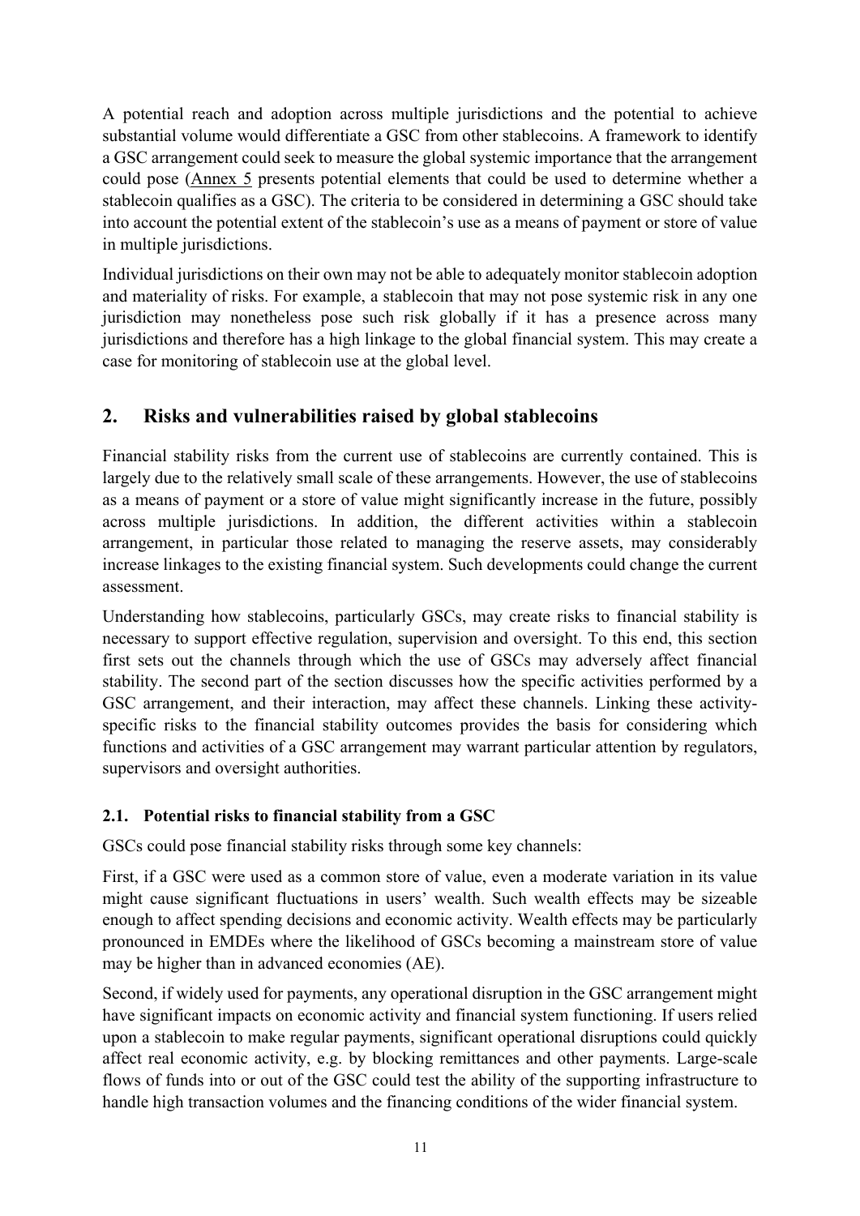A potential reach and adoption across multiple jurisdictions and the potential to achieve substantial volume would differentiate a GSC from other stablecoins. A framework to identify a GSC arrangement could seek to measure the global systemic importance that the arrangement could pose (Annex 5 presents potential elements that could be used to determine whether a stablecoin qualifies as a GSC). The criteria to be considered in determining a GSC should take into account the potential extent of the stablecoin's use as a means of payment or store of value in multiple jurisdictions.

Individual jurisdictions on their own may not be able to adequately monitor stablecoin adoption and materiality of risks. For example, a stablecoin that may not pose systemic risk in any one jurisdiction may nonetheless pose such risk globally if it has a presence across many jurisdictions and therefore has a high linkage to the global financial system. This may create a case for monitoring of stablecoin use at the global level.

## 2. Risks and vulnerabilities raised by global stablecoins

Financial stability risks from the current use of stablecoins are currently contained. This is largely due to the relatively small scale of these arrangements. However, the use of stablecoins as a means of payment or a store of value might significantly increase in the future, possibly across multiple jurisdictions. In addition, the different activities within a stablecoin arrangement, in particular those related to managing the reserve assets, may considerably increase linkages to the existing financial system. Such developments could change the current assessment.

Understanding how stablecoins, particularly GSCs, may create risks to financial stability is necessary to support effective regulation, supervision and oversight. To this end, this section first sets out the channels through which the use of GSCs may adversely affect financial stability. The second part of the section discusses how the specific activities performed by a GSC arrangement, and their interaction, may affect these channels. Linking these activity-specific risks to the financial stability outcomes provides the basis for considering which functions and activities of a GSC arrangement may warrant particular attention by regulators, supervisors and oversight authorities.

### 2.1. Potential risks to financial stability from a GSC

GSCs could pose financial stability risks through some key channels:

First, if a GSC were used as a common store of value, even a moderate variation in its value might cause significant fluctuations in users' wealth. Such wealth effects may be sizeable enough to affect spending decisions and economic activity. Wealth effects may be particularly pronounced in EMDEs where the likelihood of GSCs becoming a mainstream store of value may be higher than in advanced economies (AE).

Second, if widely used for payments, any operational disruption in the GSC arrangement might have significant impacts on economic activity and financial system functioning. If users relied upon a stablecoin to make regular payments, significant operational disruptions could quickly affect real economic activity, e.g. by blocking remittances and other payments. Large-scale flows of funds into or out of the GSC could test the ability of the supporting infrastructure to handle high transaction volumes and the financing conditions of the wider financial system.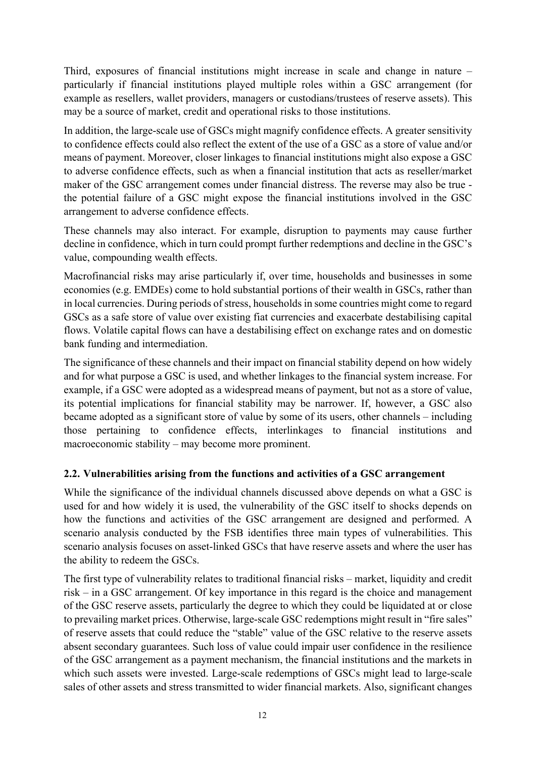Third, exposures of financial institutions might increase in scale and change in nature – particularly if financial institutions played multiple roles within a GSC arrangement (for example as resellers, wallet providers, managers or custodians/trustees of reserve assets). This may be a source of market, credit and operational risks to those institutions.

In addition, the large-scale use of GSCs might magnify confidence effects. A greater sensitivity to confidence effects could also reflect the extent of the use of a GSC as a store of value and/or means of payment. Moreover, closer linkages to financial institutions might also expose a GSC to adverse confidence effects, such as when a financial institution that acts as reseller/market maker of the GSC arrangement comes under financial distress. The reverse may also be true - the potential failure of a GSC might expose the financial institutions involved in the GSC arrangement to adverse confidence effects.

These channels may also interact. For example, disruption to payments may cause further decline in confidence, which in turn could prompt further redemptions and decline in the GSC's value, compounding wealth effects.

Macrofinancial risks may arise particularly if, over time, households and businesses in some economies (e.g. EMDEs) come to hold substantial portions of their wealth in GSCs, rather than in local currencies. During periods of stress, households in some countries might come to regard GSCs as a safe store of value over existing fiat currencies and exacerbate destabilising capital flows. Volatile capital flows can have a destabilising effect on exchange rates and on domestic bank funding and intermediation.

The significance of these channels and their impact on financial stability depend on how widely and for what purpose a GSC is used, and whether linkages to the financial system increase. For example, if a GSC were adopted as a widespread means of payment, but not as a store of value, its potential implications for financial stability may be narrower. If, however, a GSC also became adopted as a significant store of value by some of its users, other channels – including those pertaining to confidence effects, interlinkages to financial institutions and macroeconomic stability – may become more prominent.

## 2.2. Vulnerabilities arising from the functions and activities of a GSC arrangement

While the significance of the individual channels discussed above depends on what a GSC is used for and how widely it is used, the vulnerability of the GSC itself to shocks depends on how the functions and activities of the GSC arrangement are designed and performed. A scenario analysis conducted by the FSB identifies three main types of vulnerabilities. This scenario analysis focuses on asset-linked GSCs that have reserve assets and where the user has the ability to redeem the GSCs.

The first type of vulnerability relates to traditional financial risks – market, liquidity and credit risk – in a GSC arrangement. Of key importance in this regard is the choice and management of the GSC reserve assets, particularly the degree to which they could be liquidated at or close to prevailing market prices. Otherwise, large-scale GSC redemptions might result in "fire sales" of reserve assets that could reduce the "stable" value of the GSC relative to the reserve assets absent secondary guarantees. Such loss of value could impair user confidence in the resilience of the GSC arrangement as a payment mechanism, the financial institutions and the markets in which such assets were invested. Large-scale redemptions of GSCs might lead to large-scale sales of other assets and stress transmitted to wider financial markets. Also, significant changes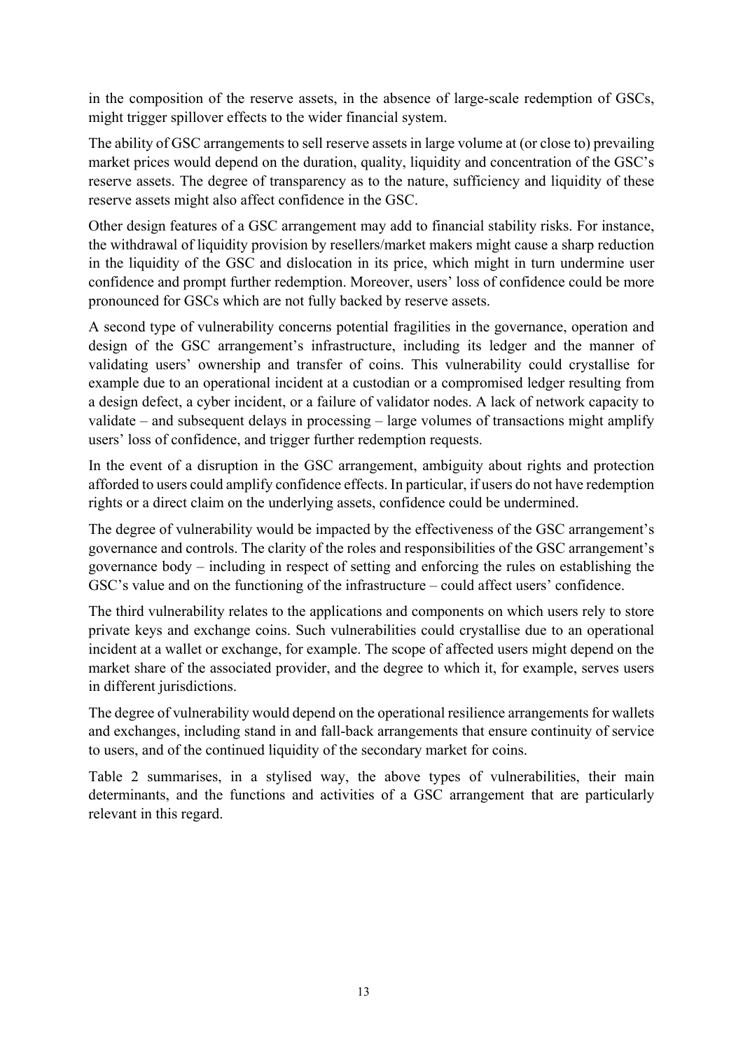in the composition of the reserve assets, in the absence of large-scale redemption of GSCs, might trigger spillover effects to the wider financial system.

The ability of GSC arrangements to sell reserve assets in large volume at (or close to) prevailing market prices would depend on the duration, quality, liquidity and concentration of the GSC's reserve assets. The degree of transparency as to the nature, sufficiency and liquidity of these reserve assets might also affect confidence in the GSC.

Other design features of a GSC arrangement may add to financial stability risks. For instance, the withdrawal of liquidity provision by resellers/market makers might cause a sharp reduction in the liquidity of the GSC and dislocation in its price, which might in turn undermine user confidence and prompt further redemption. Moreover, users' loss of confidence could be more pronounced for GSCs which are not fully backed by reserve assets.

A second type of vulnerability concerns potential fragilities in the governance, operation and design of the GSC arrangement's infrastructure, including its ledger and the manner of validating users' ownership and transfer of coins. This vulnerability could crystallise for example due to an operational incident at a custodian or a compromised ledger resulting from a design defect, a cyber incident, or a failure of validator nodes. A lack of network capacity to validate – and subsequent delays in processing – large volumes of transactions might amplify users' loss of confidence, and trigger further redemption requests.

In the event of a disruption in the GSC arrangement, ambiguity about rights and protection afforded to users could amplify confidence effects. In particular, if users do not have redemption rights or a direct claim on the underlying assets, confidence could be undermined.

The degree of vulnerability would be impacted by the effectiveness of the GSC arrangement's governance and controls. The clarity of the roles and responsibilities of the GSC arrangement's governance body – including in respect of setting and enforcing the rules on establishing the GSC's value and on the functioning of the infrastructure – could affect users' confidence.

The third vulnerability relates to the applications and components on which users rely to store private keys and exchange coins. Such vulnerabilities could crystallise due to an operational incident at a wallet or exchange, for example. The scope of affected users might depend on the market share of the associated provider, and the degree to which it, for example, serves users in different jurisdictions.

The degree of vulnerability would depend on the operational resilience arrangements for wallets and exchanges, including stand in and fall-back arrangements that ensure continuity of service to users, and of the continued liquidity of the secondary market for coins.

Table 2 summarises, in a stylised way, the above types of vulnerabilities, their main determinants, and the functions and activities of a GSC arrangement that are particularly relevant in this regard.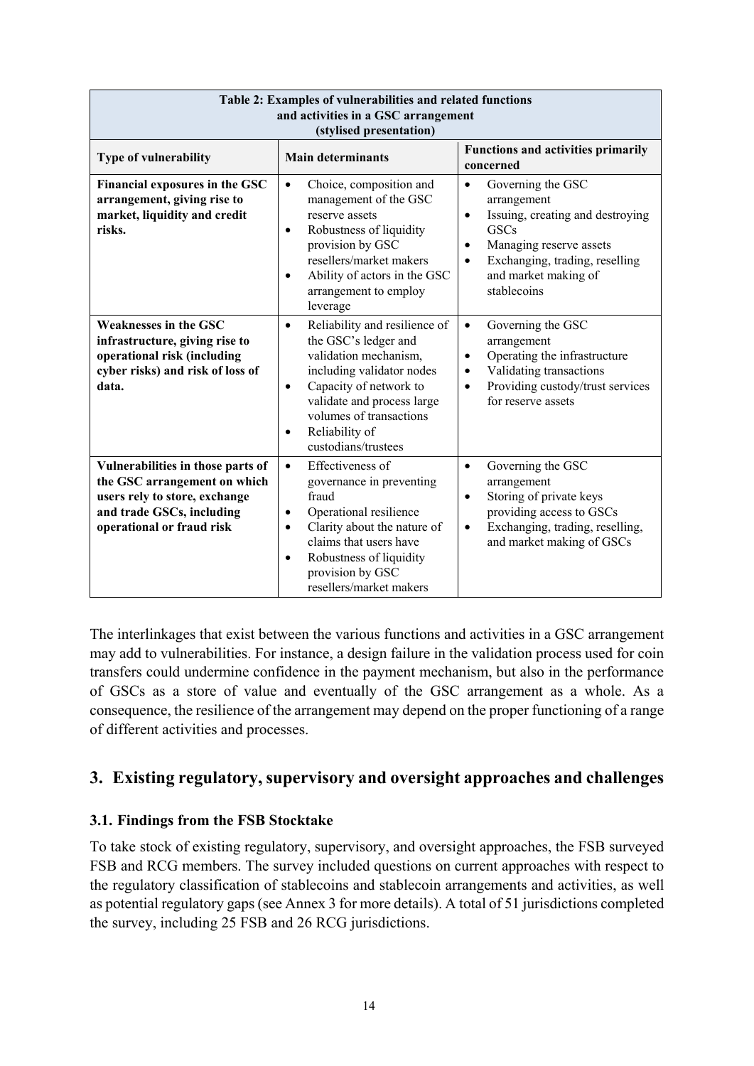| Table 2: Examples of vulnerabilities and related functions and activities in a GSC arrangement (stylised presentation) | | |
|---|---|---|
| **Type of vulnerability** | **Main determinants** | **Functions and activities primarily concerned** |
| **Financial exposures in the GSC arrangement, giving rise to market, liquidity and credit risks.** | • Choice, composition and management of the GSC reserve assets<br>• Robustness of liquidity provision by GSC resellers/market makers<br>• Ability of actors in the GSC arrangement to employ leverage | • Governing the GSC arrangement<br>• Issuing, creating and destroying GSCs<br>• Managing reserve assets<br>• Exchanging, trading, reselling and market making of stablecoins |
| **Weaknesses in the GSC infrastructure, giving rise to operational risk (including cyber risks) and risk of loss of data.** | • Reliability and resilience of the GSC's ledger and validation mechanism, including validator nodes<br>• Capacity of network to validate and process large volumes of transactions<br>• Reliability of custodians/trustees | • Governing the GSC arrangement<br>• Operating the infrastructure<br>• Validating transactions<br>• Providing custody/trust services for reserve assets |
| **Vulnerabilities in those parts of the GSC arrangement on which users rely to store, exchange and trade GSCs, including operational or fraud risk** | • Effectiveness of governance in preventing fraud<br>• Operational resilience<br>• Clarity about the nature of claims that users have<br>• Robustness of liquidity provision by GSC resellers/market makers | • Governing the GSC arrangement<br>• Storing of private keys providing access to GSCs<br>• Exchanging, trading, reselling, and market making of GSCs |

The interlinkages that exist between the various functions and activities in a GSC arrangement may add to vulnerabilities. For instance, a design failure in the validation process used for coin transfers could undermine confidence in the payment mechanism, but also in the performance of GSCs as a store of value and eventually of the GSC arrangement as a whole. As a consequence, the resilience of the arrangement may depend on the proper functioning of a range of different activities and processes.

## 3. Existing regulatory, supervisory and oversight approaches and challenges

### 3.1. Findings from the FSB Stocktake

To take stock of existing regulatory, supervisory, and oversight approaches, the FSB surveyed FSB and RCG members. The survey included questions on current approaches with respect to the regulatory classification of stablecoins and stablecoin arrangements and activities, as well as potential regulatory gaps (see Annex 3 for more details). A total of 51 jurisdictions completed the survey, including 25 FSB and 26 RCG jurisdictions.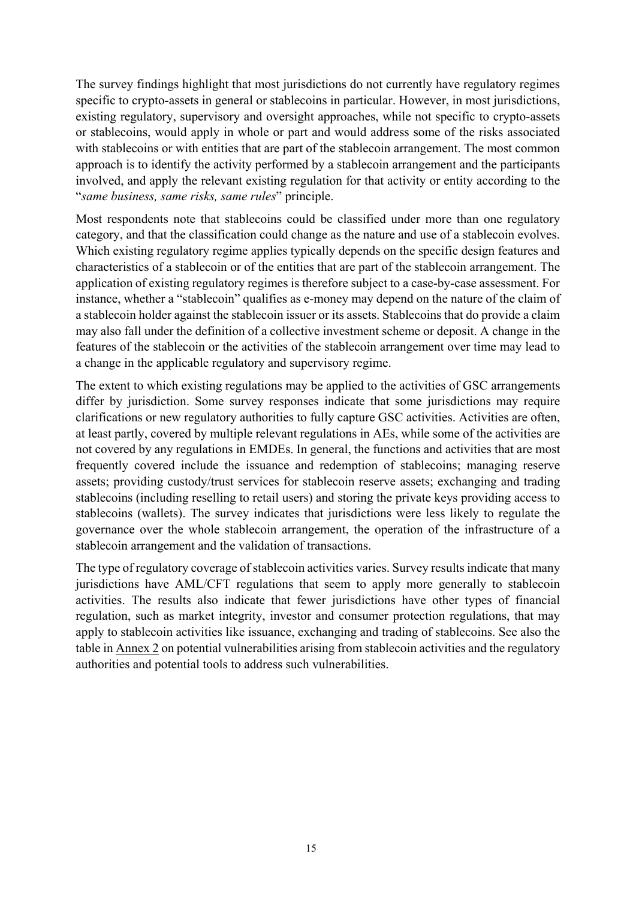The survey findings highlight that most jurisdictions do not currently have regulatory regimes specific to crypto-assets in general or stablecoins in particular. However, in most jurisdictions, existing regulatory, supervisory and oversight approaches, while not specific to crypto-assets or stablecoins, would apply in whole or part and would address some of the risks associated with stablecoins or with entities that are part of the stablecoin arrangement. The most common approach is to identify the activity performed by a stablecoin arrangement and the participants involved, and apply the relevant existing regulation for that activity or entity according to the "*same business, same risks, same rules*" principle.

Most respondents note that stablecoins could be classified under more than one regulatory category, and that the classification could change as the nature and use of a stablecoin evolves. Which existing regulatory regime applies typically depends on the specific design features and characteristics of a stablecoin or of the entities that are part of the stablecoin arrangement. The application of existing regulatory regimes is therefore subject to a case-by-case assessment. For instance, whether a "stablecoin" qualifies as e-money may depend on the nature of the claim of a stablecoin holder against the stablecoin issuer or its assets. Stablecoins that do provide a claim may also fall under the definition of a collective investment scheme or deposit. A change in the features of the stablecoin or the activities of the stablecoin arrangement over time may lead to a change in the applicable regulatory and supervisory regime.

The extent to which existing regulations may be applied to the activities of GSC arrangements differ by jurisdiction. Some survey responses indicate that some jurisdictions may require clarifications or new regulatory authorities to fully capture GSC activities. Activities are often, at least partly, covered by multiple relevant regulations in AEs, while some of the activities are not covered by any regulations in EMDEs. In general, the functions and activities that are most frequently covered include the issuance and redemption of stablecoins; managing reserve assets; providing custody/trust services for stablecoin reserve assets; exchanging and trading stablecoins (including reselling to retail users) and storing the private keys providing access to stablecoins (wallets). The survey indicates that jurisdictions were less likely to regulate the governance over the whole stablecoin arrangement, the operation of the infrastructure of a stablecoin arrangement and the validation of transactions.

The type of regulatory coverage of stablecoin activities varies. Survey results indicate that many jurisdictions have AML/CFT regulations that seem to apply more generally to stablecoin activities. The results also indicate that fewer jurisdictions have other types of financial regulation, such as market integrity, investor and consumer protection regulations, that may apply to stablecoin activities like issuance, exchanging and trading of stablecoins. See also the table in Annex 2 on potential vulnerabilities arising from stablecoin activities and the regulatory authorities and potential tools to address such vulnerabilities.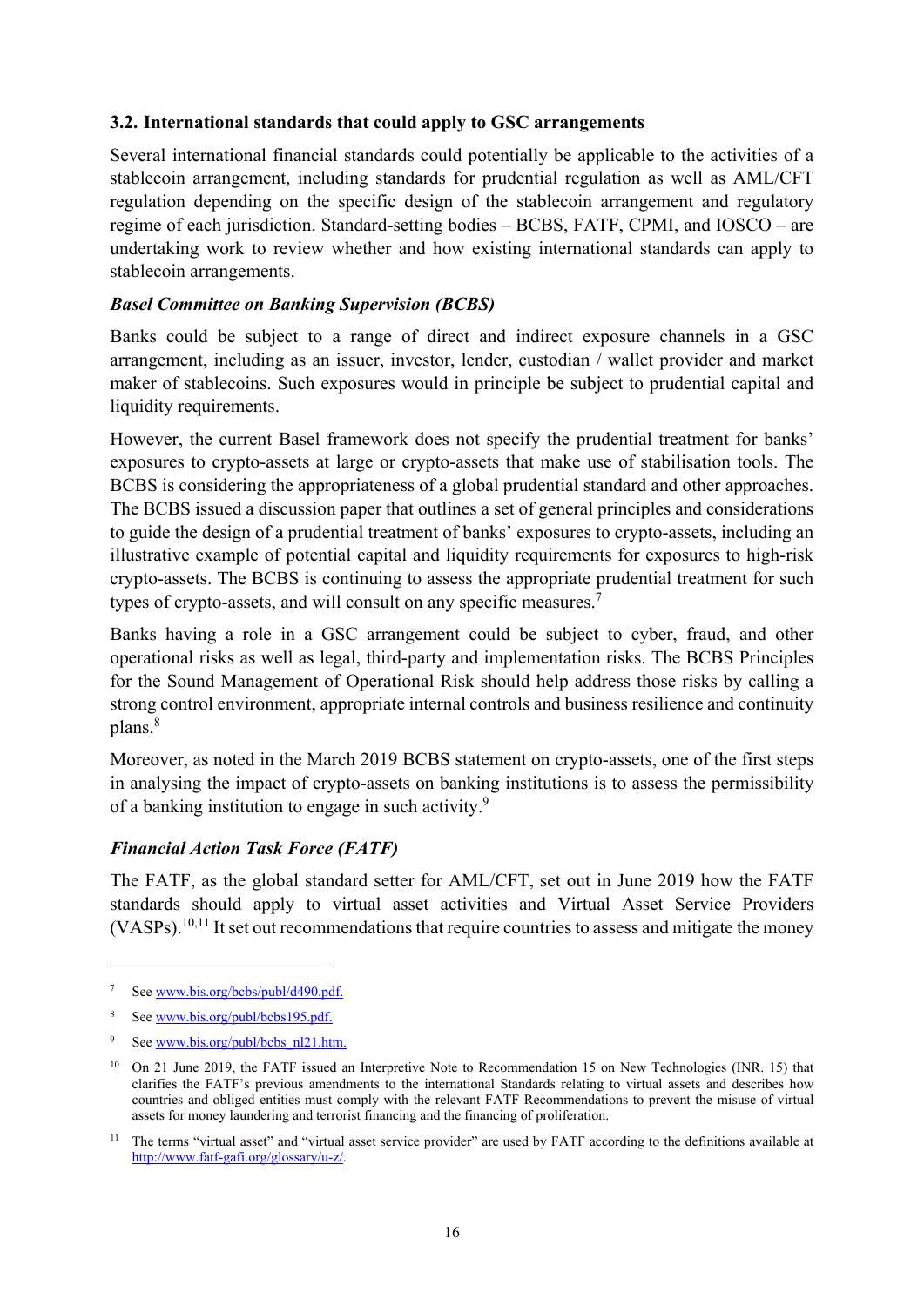### 3.2. International standards that could apply to GSC arrangements

Several international financial standards could potentially be applicable to the activities of a stablecoin arrangement, including standards for prudential regulation as well as AML/CFT regulation depending on the specific design of the stablecoin arrangement and regulatory regime of each jurisdiction. Standard-setting bodies – BCBS, FATF, CPMI, and IOSCO – are undertaking work to review whether and how existing international standards can apply to stablecoin arrangements.

#### *Basel Committee on Banking Supervision (BCBS)*

Banks could be subject to a range of direct and indirect exposure channels in a GSC arrangement, including as an issuer, investor, lender, custodian / wallet provider and market maker of stablecoins. Such exposures would in principle be subject to prudential capital and liquidity requirements.

However, the current Basel framework does not specify the prudential treatment for banks' exposures to crypto-assets at large or crypto-assets that make use of stabilisation tools. The BCBS is considering the appropriateness of a global prudential standard and other approaches. The BCBS issued a discussion paper that outlines a set of general principles and considerations to guide the design of a prudential treatment of banks' exposures to crypto-assets, including an illustrative example of potential capital and liquidity requirements for exposures to high-risk crypto-assets. The BCBS is continuing to assess the appropriate prudential treatment for such types of crypto-assets, and will consult on any specific measures.[7]

Banks having a role in a GSC arrangement could be subject to cyber, fraud, and other operational risks as well as legal, third-party and implementation risks. The BCBS Principles for the Sound Management of Operational Risk should help address those risks by calling a strong control environment, appropriate internal controls and business resilience and continuity plans.[8]

Moreover, as noted in the March 2019 BCBS statement on crypto-assets, one of the first steps in analysing the impact of crypto-assets on banking institutions is to assess the permissibility of a banking institution to engage in such activity.[9]

#### *Financial Action Task Force (FATF)*

The FATF, as the global standard setter for AML/CFT, set out in June 2019 how the FATF standards should apply to virtual asset activities and Virtual Asset Service Providers (VASPs).[10,11] It set out recommendations that require countries to assess and mitigate the money

---

[7] See www.bis.org/bcbs/publ/d490.pdf.

[8] See www.bis.org/publ/bcbs195.pdf.

[9] See www.bis.org/publ/bcbs_nl21.htm.

[10] On 21 June 2019, the FATF issued an Interpretive Note to Recommendation 15 on New Technologies (INR. 15) that clarifies the FATF's previous amendments to the international Standards relating to virtual assets and describes how countries and obliged entities must comply with the relevant FATF Recommendations to prevent the misuse of virtual assets for money laundering and terrorist financing and the financing of proliferation.

[11] The terms "virtual asset" and "virtual asset service provider" are used by FATF according to the definitions available at http://www.fatf-gafi.org/glossary/u-z/.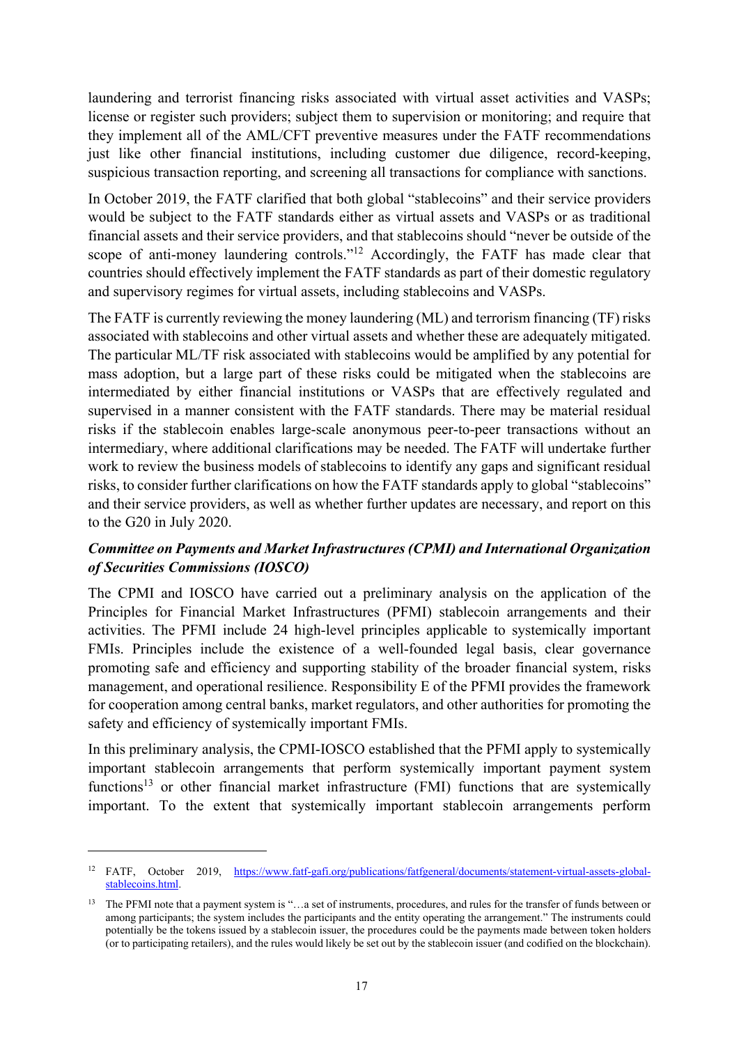laundering and terrorist financing risks associated with virtual asset activities and VASPs; license or register such providers; subject them to supervision or monitoring; and require that they implement all of the AML/CFT preventive measures under the FATF recommendations just like other financial institutions, including customer due diligence, record-keeping, suspicious transaction reporting, and screening all transactions for compliance with sanctions.

In October 2019, the FATF clarified that both global "stablecoins" and their service providers would be subject to the FATF standards either as virtual assets and VASPs or as traditional financial assets and their service providers, and that stablecoins should "never be outside of the scope of anti-money laundering controls."[12] Accordingly, the FATF has made clear that countries should effectively implement the FATF standards as part of their domestic regulatory and supervisory regimes for virtual assets, including stablecoins and VASPs.

The FATF is currently reviewing the money laundering (ML) and terrorism financing (TF) risks associated with stablecoins and other virtual assets and whether these are adequately mitigated. The particular ML/TF risk associated with stablecoins would be amplified by any potential for mass adoption, but a large part of these risks could be mitigated when the stablecoins are intermediated by either financial institutions or VASPs that are effectively regulated and supervised in a manner consistent with the FATF standards. There may be material residual risks if the stablecoin enables large-scale anonymous peer-to-peer transactions without an intermediary, where additional clarifications may be needed. The FATF will undertake further work to review the business models of stablecoins to identify any gaps and significant residual risks, to consider further clarifications on how the FATF standards apply to global "stablecoins" and their service providers, as well as whether further updates are necessary, and report on this to the G20 in July 2020.

***Committee on Payments and Market Infrastructures (CPMI) and International Organization of Securities Commissions (IOSCO)***

The CPMI and IOSCO have carried out a preliminary analysis on the application of the Principles for Financial Market Infrastructures (PFMI) stablecoin arrangements and their activities. The PFMI include 24 high-level principles applicable to systemically important FMIs. Principles include the existence of a well-founded legal basis, clear governance promoting safe and efficiency and supporting stability of the broader financial system, risks management, and operational resilience. Responsibility E of the PFMI provides the framework for cooperation among central banks, market regulators, and other authorities for promoting the safety and efficiency of systemically important FMIs.

In this preliminary analysis, the CPMI-IOSCO established that the PFMI apply to systemically important stablecoin arrangements that perform systemically important payment system functions[13] or other financial market infrastructure (FMI) functions that are systemically important. To the extent that systemically important stablecoin arrangements perform

---

[12] FATF, October 2019, https://www.fatf-gafi.org/publications/fatfgeneral/documents/statement-virtual-assets-global-stablecoins.html.

[13] The PFMI note that a payment system is "…a set of instruments, procedures, and rules for the transfer of funds between or among participants; the system includes the participants and the entity operating the arrangement." The instruments could potentially be the tokens issued by a stablecoin issuer, the procedures could be the payments made between token holders (or to participating retailers), and the rules would likely be set out by the stablecoin issuer (and codified on the blockchain).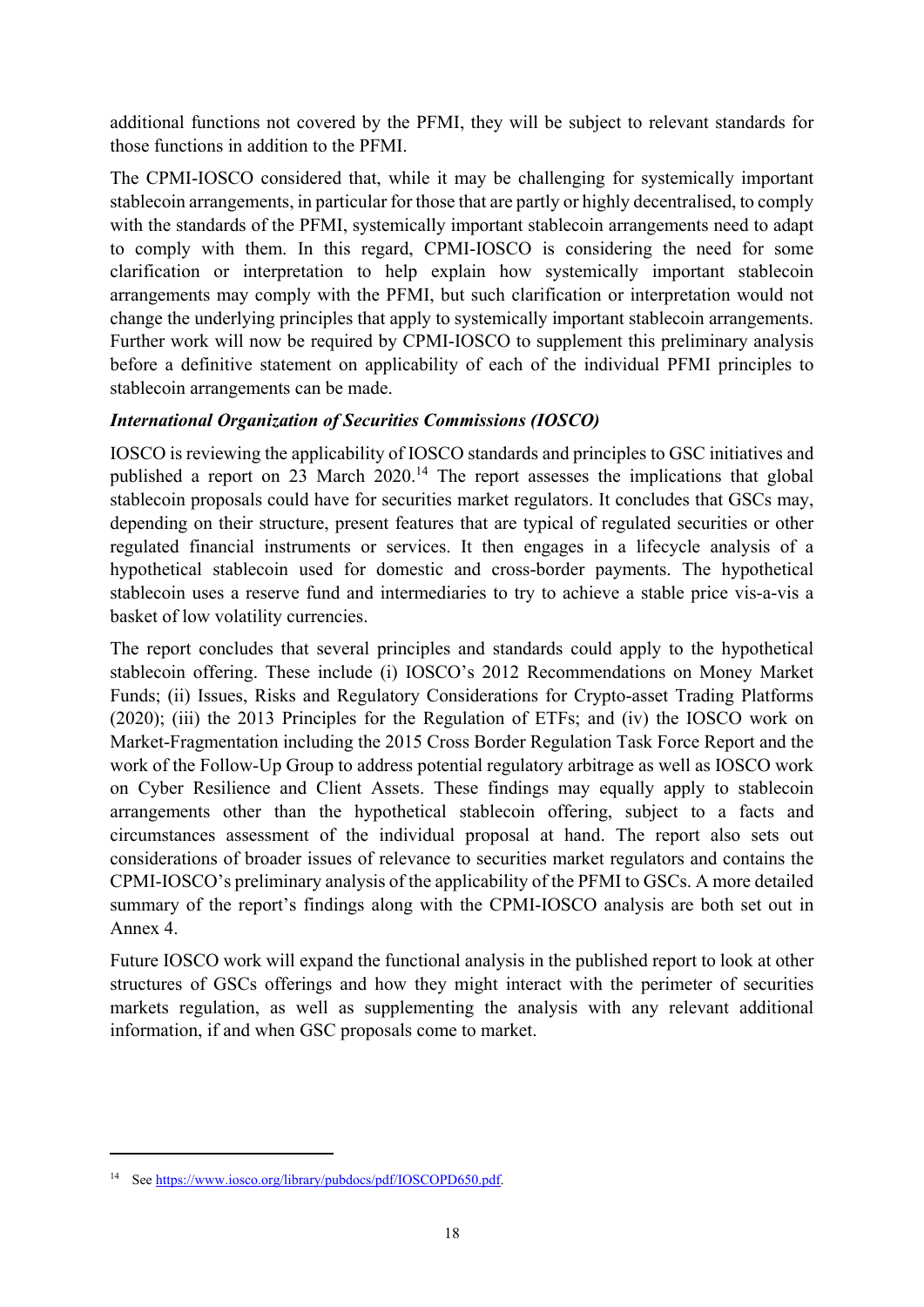additional functions not covered by the PFMI, they will be subject to relevant standards for those functions in addition to the PFMI.

The CPMI-IOSCO considered that, while it may be challenging for systemically important stablecoin arrangements, in particular for those that are partly or highly decentralised, to comply with the standards of the PFMI, systemically important stablecoin arrangements need to adapt to comply with them. In this regard, CPMI-IOSCO is considering the need for some clarification or interpretation to help explain how systemically important stablecoin arrangements may comply with the PFMI, but such clarification or interpretation would not change the underlying principles that apply to systemically important stablecoin arrangements. Further work will now be required by CPMI-IOSCO to supplement this preliminary analysis before a definitive statement on applicability of each of the individual PFMI principles to stablecoin arrangements can be made.

***International Organization of Securities Commissions (IOSCO)***

IOSCO is reviewing the applicability of IOSCO standards and principles to GSC initiatives and published a report on 23 March 2020.[14] The report assesses the implications that global stablecoin proposals could have for securities market regulators. It concludes that GSCs may, depending on their structure, present features that are typical of regulated securities or other regulated financial instruments or services. It then engages in a lifecycle analysis of a hypothetical stablecoin used for domestic and cross-border payments. The hypothetical stablecoin uses a reserve fund and intermediaries to try to achieve a stable price vis-a-vis a basket of low volatility currencies.

The report concludes that several principles and standards could apply to the hypothetical stablecoin offering. These include (i) IOSCO's 2012 Recommendations on Money Market Funds; (ii) Issues, Risks and Regulatory Considerations for Crypto-asset Trading Platforms (2020); (iii) the 2013 Principles for the Regulation of ETFs; and (iv) the IOSCO work on Market-Fragmentation including the 2015 Cross Border Regulation Task Force Report and the work of the Follow-Up Group to address potential regulatory arbitrage as well as IOSCO work on Cyber Resilience and Client Assets. These findings may equally apply to stablecoin arrangements other than the hypothetical stablecoin offering, subject to a facts and circumstances assessment of the individual proposal at hand. The report also sets out considerations of broader issues of relevance to securities market regulators and contains the CPMI-IOSCO's preliminary analysis of the applicability of the PFMI to GSCs. A more detailed summary of the report's findings along with the CPMI-IOSCO analysis are both set out in Annex 4.

Future IOSCO work will expand the functional analysis in the published report to look at other structures of GSCs offerings and how they might interact with the perimeter of securities markets regulation, as well as supplementing the analysis with any relevant additional information, if and when GSC proposals come to market.

---

[14] See https://www.iosco.org/library/pubdocs/pdf/IOSCOPD650.pdf.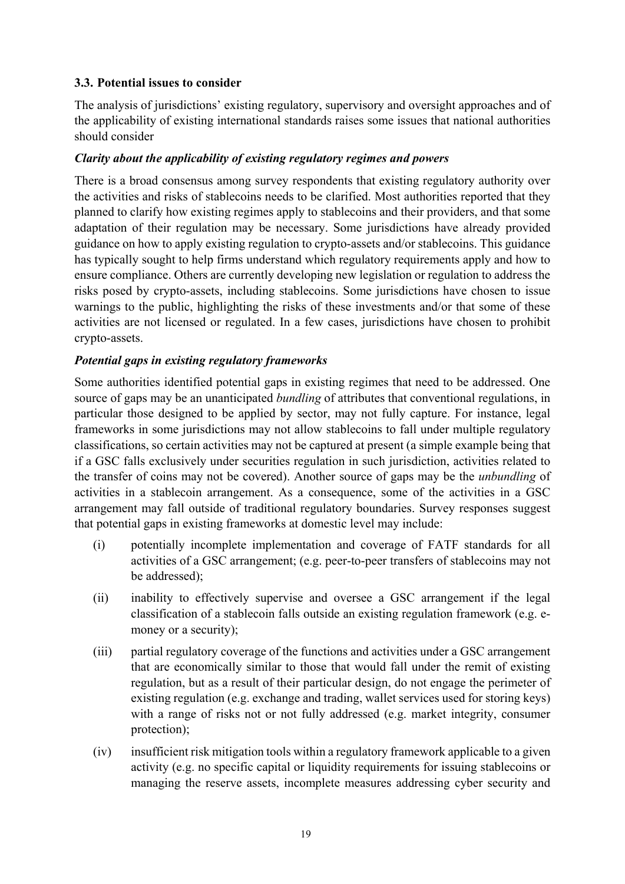### 3.3. Potential issues to consider

The analysis of jurisdictions' existing regulatory, supervisory and oversight approaches and of the applicability of existing international standards raises some issues that national authorities should consider

***Clarity about the applicability of existing regulatory regimes and powers***

There is a broad consensus among survey respondents that existing regulatory authority over the activities and risks of stablecoins needs to be clarified. Most authorities reported that they planned to clarify how existing regimes apply to stablecoins and their providers, and that some adaptation of their regulation may be necessary. Some jurisdictions have already provided guidance on how to apply existing regulation to crypto-assets and/or stablecoins. This guidance has typically sought to help firms understand which regulatory requirements apply and how to ensure compliance. Others are currently developing new legislation or regulation to address the risks posed by crypto-assets, including stablecoins. Some jurisdictions have chosen to issue warnings to the public, highlighting the risks of these investments and/or that some of these activities are not licensed or regulated. In a few cases, jurisdictions have chosen to prohibit crypto-assets.

***Potential gaps in existing regulatory frameworks***

Some authorities identified potential gaps in existing regimes that need to be addressed. One source of gaps may be an unanticipated *bundling* of attributes that conventional regulations, in particular those designed to be applied by sector, may not fully capture. For instance, legal frameworks in some jurisdictions may not allow stablecoins to fall under multiple regulatory classifications, so certain activities may not be captured at present (a simple example being that if a GSC falls exclusively under securities regulation in such jurisdiction, activities related to the transfer of coins may not be covered). Another source of gaps may be the *unbundling* of activities in a stablecoin arrangement. As a consequence, some of the activities in a GSC arrangement may fall outside of traditional regulatory boundaries. Survey responses suggest that potential gaps in existing frameworks at domestic level may include:

(i) potentially incomplete implementation and coverage of FATF standards for all activities of a GSC arrangement; (e.g. peer-to-peer transfers of stablecoins may not be addressed);

(ii) inability to effectively supervise and oversee a GSC arrangement if the legal classification of a stablecoin falls outside an existing regulation framework (e.g. e-money or a security);

(iii) partial regulatory coverage of the functions and activities under a GSC arrangement that are economically similar to those that would fall under the remit of existing regulation, but as a result of their particular design, do not engage the perimeter of existing regulation (e.g. exchange and trading, wallet services used for storing keys) with a range of risks not or not fully addressed (e.g. market integrity, consumer protection);

(iv) insufficient risk mitigation tools within a regulatory framework applicable to a given activity (e.g. no specific capital or liquidity requirements for issuing stablecoins or managing the reserve assets, incomplete measures addressing cyber security and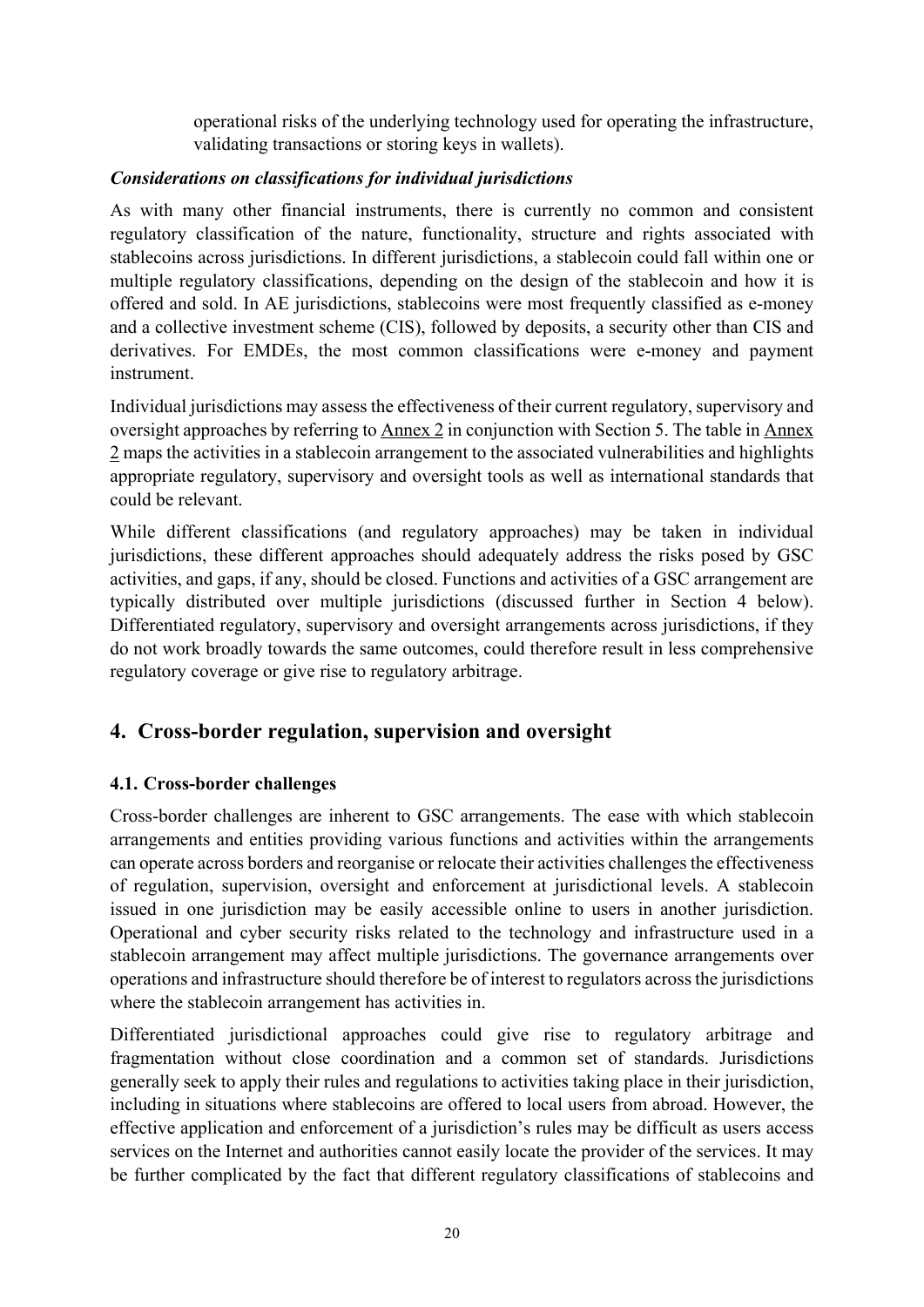operational risks of the underlying technology used for operating the infrastructure, validating transactions or storing keys in wallets).

***Considerations on classifications for individual jurisdictions***

As with many other financial instruments, there is currently no common and consistent regulatory classification of the nature, functionality, structure and rights associated with stablecoins across jurisdictions. In different jurisdictions, a stablecoin could fall within one or multiple regulatory classifications, depending on the design of the stablecoin and how it is offered and sold. In AE jurisdictions, stablecoins were most frequently classified as e-money and a collective investment scheme (CIS), followed by deposits, a security other than CIS and derivatives. For EMDEs, the most common classifications were e-money and payment instrument.

Individual jurisdictions may assess the effectiveness of their current regulatory, supervisory and oversight approaches by referring to Annex 2 in conjunction with Section 5. The table in Annex 2 maps the activities in a stablecoin arrangement to the associated vulnerabilities and highlights appropriate regulatory, supervisory and oversight tools as well as international standards that could be relevant.

While different classifications (and regulatory approaches) may be taken in individual jurisdictions, these different approaches should adequately address the risks posed by GSC activities, and gaps, if any, should be closed. Functions and activities of a GSC arrangement are typically distributed over multiple jurisdictions (discussed further in Section 4 below). Differentiated regulatory, supervisory and oversight arrangements across jurisdictions, if they do not work broadly towards the same outcomes, could therefore result in less comprehensive regulatory coverage or give rise to regulatory arbitrage.

## 4. Cross-border regulation, supervision and oversight

### 4.1. Cross-border challenges

Cross-border challenges are inherent to GSC arrangements. The ease with which stablecoin arrangements and entities providing various functions and activities within the arrangements can operate across borders and reorganise or relocate their activities challenges the effectiveness of regulation, supervision, oversight and enforcement at jurisdictional levels. A stablecoin issued in one jurisdiction may be easily accessible online to users in another jurisdiction. Operational and cyber security risks related to the technology and infrastructure used in a stablecoin arrangement may affect multiple jurisdictions. The governance arrangements over operations and infrastructure should therefore be of interest to regulators across the jurisdictions where the stablecoin arrangement has activities in.

Differentiated jurisdictional approaches could give rise to regulatory arbitrage and fragmentation without close coordination and a common set of standards. Jurisdictions generally seek to apply their rules and regulations to activities taking place in their jurisdiction, including in situations where stablecoins are offered to local users from abroad. However, the effective application and enforcement of a jurisdiction's rules may be difficult as users access services on the Internet and authorities cannot easily locate the provider of the services. It may be further complicated by the fact that different regulatory classifications of stablecoins and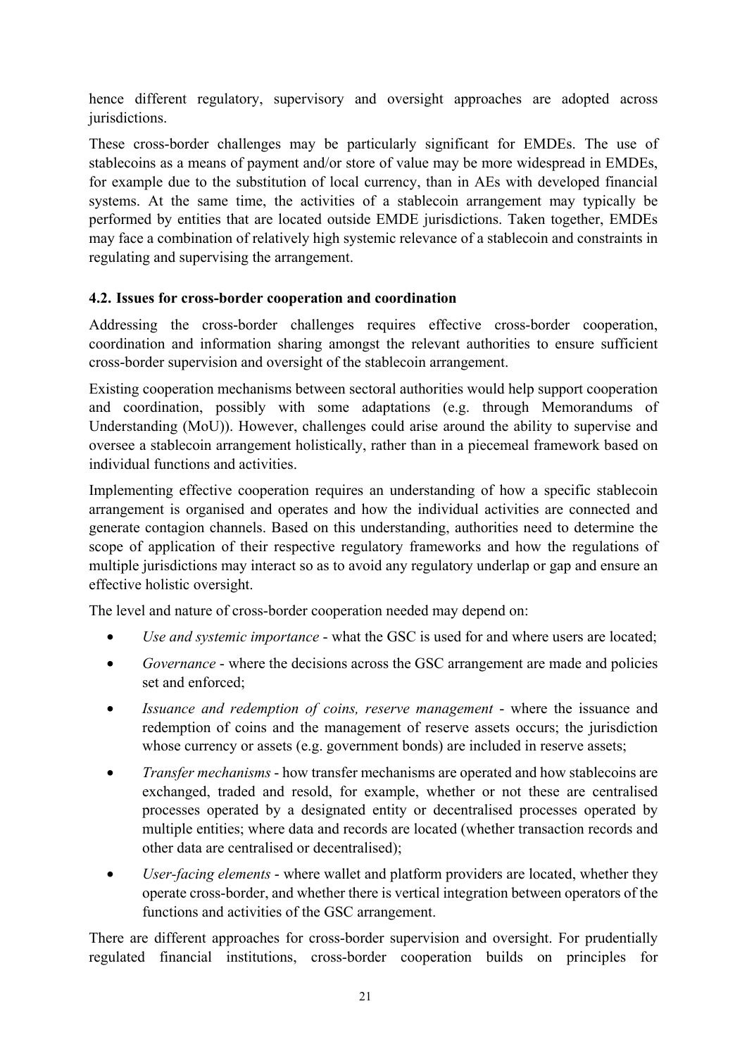hence different regulatory, supervisory and oversight approaches are adopted across jurisdictions.

These cross-border challenges may be particularly significant for EMDEs. The use of stablecoins as a means of payment and/or store of value may be more widespread in EMDEs, for example due to the substitution of local currency, than in AEs with developed financial systems. At the same time, the activities of a stablecoin arrangement may typically be performed by entities that are located outside EMDE jurisdictions. Taken together, EMDEs may face a combination of relatively high systemic relevance of a stablecoin and constraints in regulating and supervising the arrangement.

### 4.2. Issues for cross-border cooperation and coordination

Addressing the cross-border challenges requires effective cross-border cooperation, coordination and information sharing amongst the relevant authorities to ensure sufficient cross-border supervision and oversight of the stablecoin arrangement.

Existing cooperation mechanisms between sectoral authorities would help support cooperation and coordination, possibly with some adaptations (e.g. through Memorandums of Understanding (MoU)). However, challenges could arise around the ability to supervise and oversee a stablecoin arrangement holistically, rather than in a piecemeal framework based on individual functions and activities.

Implementing effective cooperation requires an understanding of how a specific stablecoin arrangement is organised and operates and how the individual activities are connected and generate contagion channels. Based on this understanding, authorities need to determine the scope of application of their respective regulatory frameworks and how the regulations of multiple jurisdictions may interact so as to avoid any regulatory underlap or gap and ensure an effective holistic oversight.

The level and nature of cross-border cooperation needed may depend on:

- *Use and systemic importance* - what the GSC is used for and where users are located;
- *Governance* - where the decisions across the GSC arrangement are made and policies set and enforced;
- *Issuance and redemption of coins, reserve management* - where the issuance and redemption of coins and the management of reserve assets occurs; the jurisdiction whose currency or assets (e.g. government bonds) are included in reserve assets;
- *Transfer mechanisms* - how transfer mechanisms are operated and how stablecoins are exchanged, traded and resold, for example, whether or not these are centralised processes operated by a designated entity or decentralised processes operated by multiple entities; where data and records are located (whether transaction records and other data are centralised or decentralised);
- *User-facing elements* - where wallet and platform providers are located, whether they operate cross-border, and whether there is vertical integration between operators of the functions and activities of the GSC arrangement.

There are different approaches for cross-border supervision and oversight. For prudentially regulated financial institutions, cross-border cooperation builds on principles for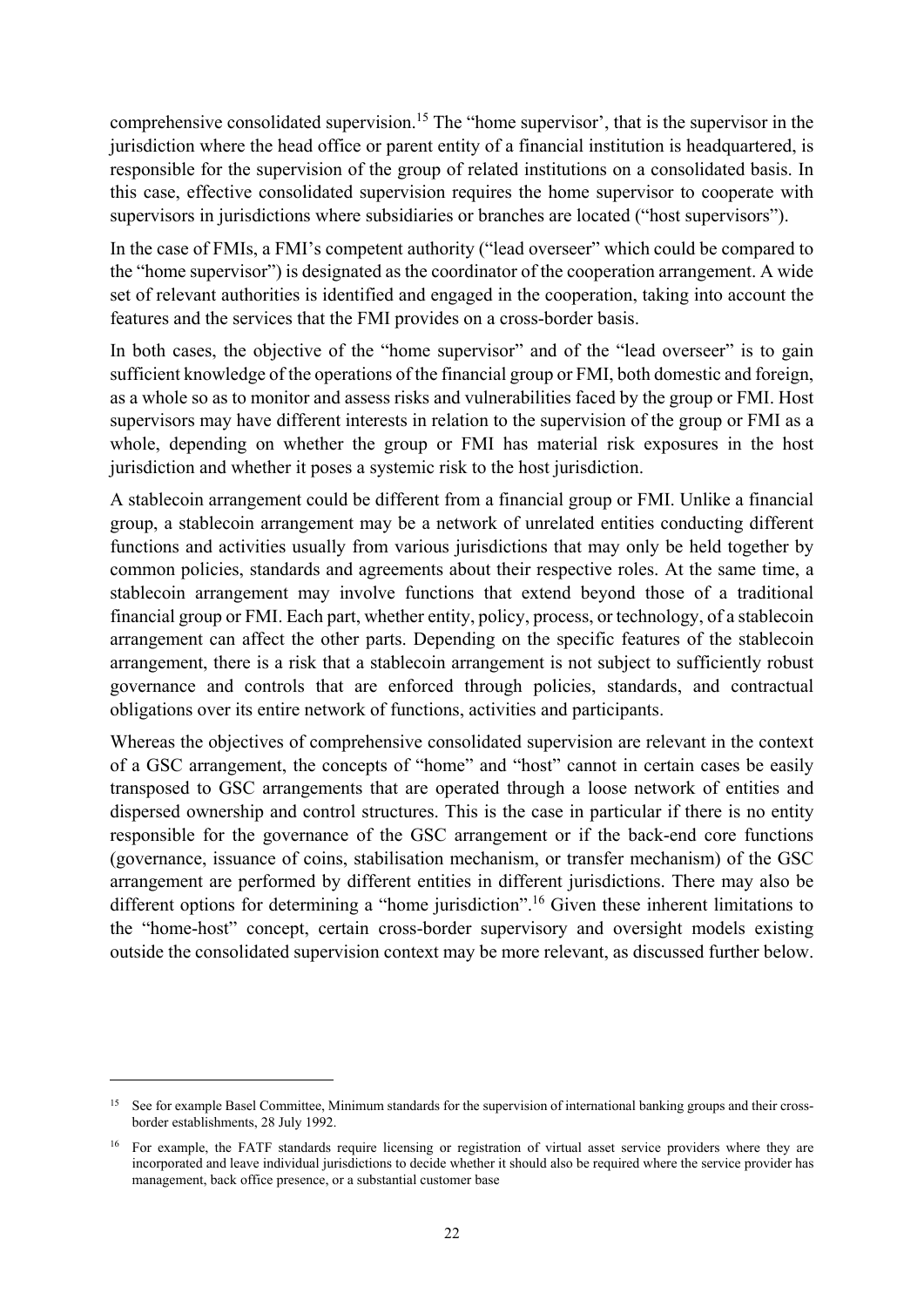comprehensive consolidated supervision.[15] The "home supervisor', that is the supervisor in the jurisdiction where the head office or parent entity of a financial institution is headquartered, is responsible for the supervision of the group of related institutions on a consolidated basis. In this case, effective consolidated supervision requires the home supervisor to cooperate with supervisors in jurisdictions where subsidiaries or branches are located ("host supervisors").

In the case of FMIs, a FMI's competent authority ("lead overseer" which could be compared to the "home supervisor") is designated as the coordinator of the cooperation arrangement. A wide set of relevant authorities is identified and engaged in the cooperation, taking into account the features and the services that the FMI provides on a cross-border basis.

In both cases, the objective of the "home supervisor" and of the "lead overseer" is to gain sufficient knowledge of the operations of the financial group or FMI, both domestic and foreign, as a whole so as to monitor and assess risks and vulnerabilities faced by the group or FMI. Host supervisors may have different interests in relation to the supervision of the group or FMI as a whole, depending on whether the group or FMI has material risk exposures in the host jurisdiction and whether it poses a systemic risk to the host jurisdiction.

A stablecoin arrangement could be different from a financial group or FMI. Unlike a financial group, a stablecoin arrangement may be a network of unrelated entities conducting different functions and activities usually from various jurisdictions that may only be held together by common policies, standards and agreements about their respective roles. At the same time, a stablecoin arrangement may involve functions that extend beyond those of a traditional financial group or FMI. Each part, whether entity, policy, process, or technology, of a stablecoin arrangement can affect the other parts. Depending on the specific features of the stablecoin arrangement, there is a risk that a stablecoin arrangement is not subject to sufficiently robust governance and controls that are enforced through policies, standards, and contractual obligations over its entire network of functions, activities and participants.

Whereas the objectives of comprehensive consolidated supervision are relevant in the context of a GSC arrangement, the concepts of "home" and "host" cannot in certain cases be easily transposed to GSC arrangements that are operated through a loose network of entities and dispersed ownership and control structures. This is the case in particular if there is no entity responsible for the governance of the GSC arrangement or if the back-end core functions (governance, issuance of coins, stabilisation mechanism, or transfer mechanism) of the GSC arrangement are performed by different entities in different jurisdictions. There may also be different options for determining a "home jurisdiction".[16] Given these inherent limitations to the "home-host" concept, certain cross-border supervisory and oversight models existing outside the consolidated supervision context may be more relevant, as discussed further below.

---

[15] See for example Basel Committee, Minimum standards for the supervision of international banking groups and their cross-border establishments, 28 July 1992.

[16] For example, the FATF standards require licensing or registration of virtual asset service providers where they are incorporated and leave individual jurisdictions to decide whether it should also be required where the service provider has management, back office presence, or a substantial customer base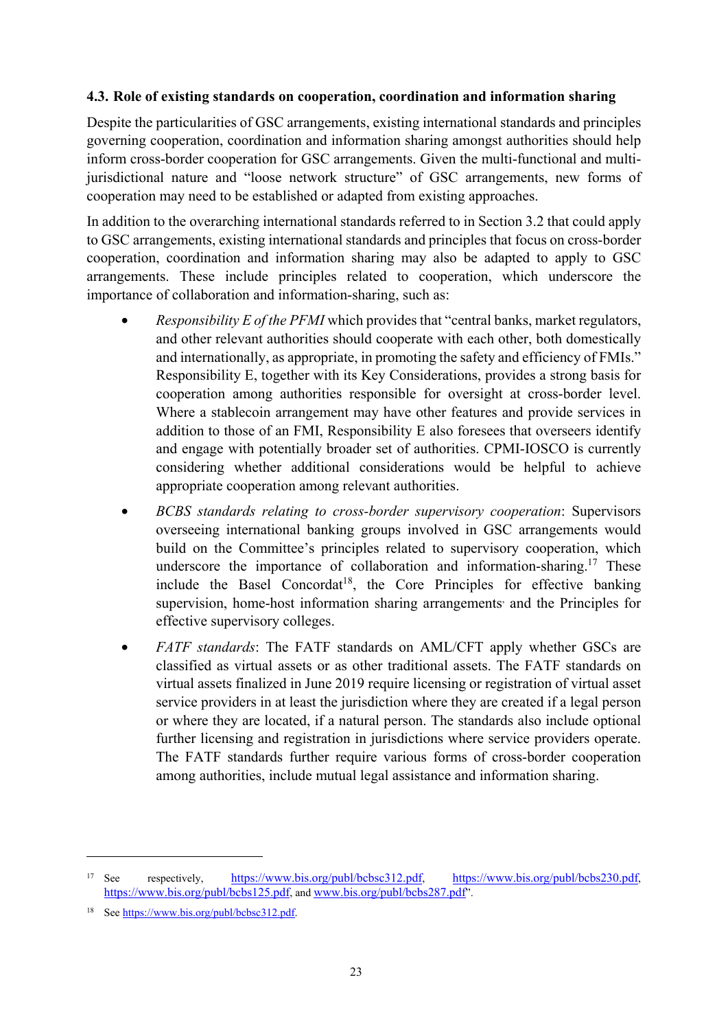### 4.3. Role of existing standards on cooperation, coordination and information sharing

Despite the particularities of GSC arrangements, existing international standards and principles governing cooperation, coordination and information sharing amongst authorities should help inform cross-border cooperation for GSC arrangements. Given the multi-functional and multi-jurisdictional nature and "loose network structure" of GSC arrangements, new forms of cooperation may need to be established or adapted from existing approaches.

In addition to the overarching international standards referred to in Section 3.2 that could apply to GSC arrangements, existing international standards and principles that focus on cross-border cooperation, coordination and information sharing may also be adapted to apply to GSC arrangements. These include principles related to cooperation, which underscore the importance of collaboration and information-sharing, such as:

- *Responsibility E of the PFMI* which provides that "central banks, market regulators, and other relevant authorities should cooperate with each other, both domestically and internationally, as appropriate, in promoting the safety and efficiency of FMIs." Responsibility E, together with its Key Considerations, provides a strong basis for cooperation among authorities responsible for oversight at cross-border level. Where a stablecoin arrangement may have other features and provide services in addition to those of an FMI, Responsibility E also foresees that overseers identify and engage with potentially broader set of authorities. CPMI-IOSCO is currently considering whether additional considerations would be helpful to achieve appropriate cooperation among relevant authorities.
- *BCBS standards relating to cross-border supervisory cooperation*: Supervisors overseeing international banking groups involved in GSC arrangements would build on the Committee's principles related to supervisory cooperation, which underscore the importance of collaboration and information-sharing.[17] These include the Basel Concordat[18], the Core Principles for effective banking supervision, home-host information sharing arrangements and the Principles for effective supervisory colleges.
- *FATF standards*: The FATF standards on AML/CFT apply whether GSCs are classified as virtual assets or as other traditional assets. The FATF standards on virtual assets finalized in June 2019 require licensing or registration of virtual asset service providers in at least the jurisdiction where they are created if a legal person or where they are located, if a natural person. The standards also include optional further licensing and registration in jurisdictions where service providers operate. The FATF standards further require various forms of cross-border cooperation among authorities, include mutual legal assistance and information sharing.

---

[17] See respectively, https://www.bis.org/publ/bcbsc312.pdf, https://www.bis.org/publ/bcbs230.pdf, https://www.bis.org/publ/bcbs125.pdf, and www.bis.org/publ/bcbs287.pdf".

[18] See https://www.bis.org/publ/bcbsc312.pdf.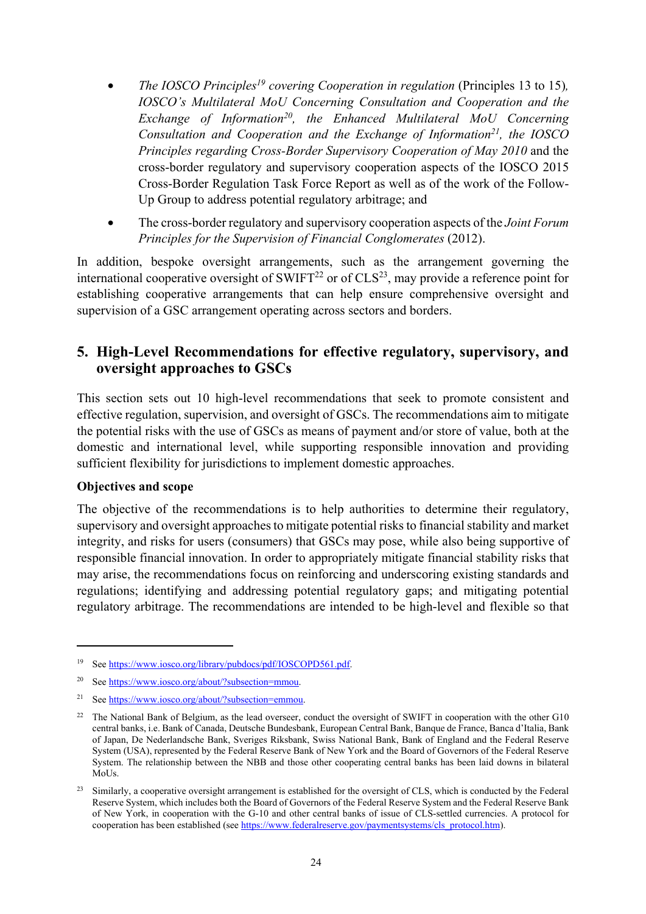- *The IOSCO Principles*[19] *covering Cooperation in regulation* (Principles 13 to 15)*, IOSCO's Multilateral MoU Concerning Consultation and Cooperation and the Exchange of Information*[20]*, the Enhanced Multilateral MoU Concerning Consultation and Cooperation and the Exchange of Information*[21]*, the IOSCO Principles regarding Cross-Border Supervisory Cooperation of May 2010* and the cross-border regulatory and supervisory cooperation aspects of the IOSCO 2015 Cross-Border Regulation Task Force Report as well as of the work of the Follow-Up Group to address potential regulatory arbitrage; and
- The cross-border regulatory and supervisory cooperation aspects of the *Joint Forum Principles for the Supervision of Financial Conglomerates* (2012).

In addition, bespoke oversight arrangements, such as the arrangement governing the international cooperative oversight of SWIFT[22] or of CLS[23], may provide a reference point for establishing cooperative arrangements that can help ensure comprehensive oversight and supervision of a GSC arrangement operating across sectors and borders.

## 5. High-Level Recommendations for effective regulatory, supervisory, and oversight approaches to GSCs

This section sets out 10 high-level recommendations that seek to promote consistent and effective regulation, supervision, and oversight of GSCs. The recommendations aim to mitigate the potential risks with the use of GSCs as means of payment and/or store of value, both at the domestic and international level, while supporting responsible innovation and providing sufficient flexibility for jurisdictions to implement domestic approaches.

### Objectives and scope

The objective of the recommendations is to help authorities to determine their regulatory, supervisory and oversight approaches to mitigate potential risks to financial stability and market integrity, and risks for users (consumers) that GSCs may pose, while also being supportive of responsible financial innovation. In order to appropriately mitigate financial stability risks that may arise, the recommendations focus on reinforcing and underscoring existing standards and regulations; identifying and addressing potential regulatory gaps; and mitigating potential regulatory arbitrage. The recommendations are intended to be high-level and flexible so that

---

[19] See https://www.iosco.org/library/pubdocs/pdf/IOSCOPD561.pdf.

[20] See https://www.iosco.org/about/?subsection=mmou.

[21] See https://www.iosco.org/about/?subsection=emmou.

[22] The National Bank of Belgium, as the lead overseer, conduct the oversight of SWIFT in cooperation with the other G10 central banks, i.e. Bank of Canada, Deutsche Bundesbank, European Central Bank, Banque de France, Banca d'Italia, Bank of Japan, De Nederlandsche Bank, Sveriges Riksbank, Swiss National Bank, Bank of England and the Federal Reserve System (USA), represented by the Federal Reserve Bank of New York and the Board of Governors of the Federal Reserve System. The relationship between the NBB and those other cooperating central banks has been laid downs in bilateral MoUs.

[23] Similarly, a cooperative oversight arrangement is established for the oversight of CLS, which is conducted by the Federal Reserve System, which includes both the Board of Governors of the Federal Reserve System and the Federal Reserve Bank of New York, in cooperation with the G-10 and other central banks of issue of CLS-settled currencies. A protocol for cooperation has been established (see https://www.federalreserve.gov/paymentsystems/cls_protocol.htm).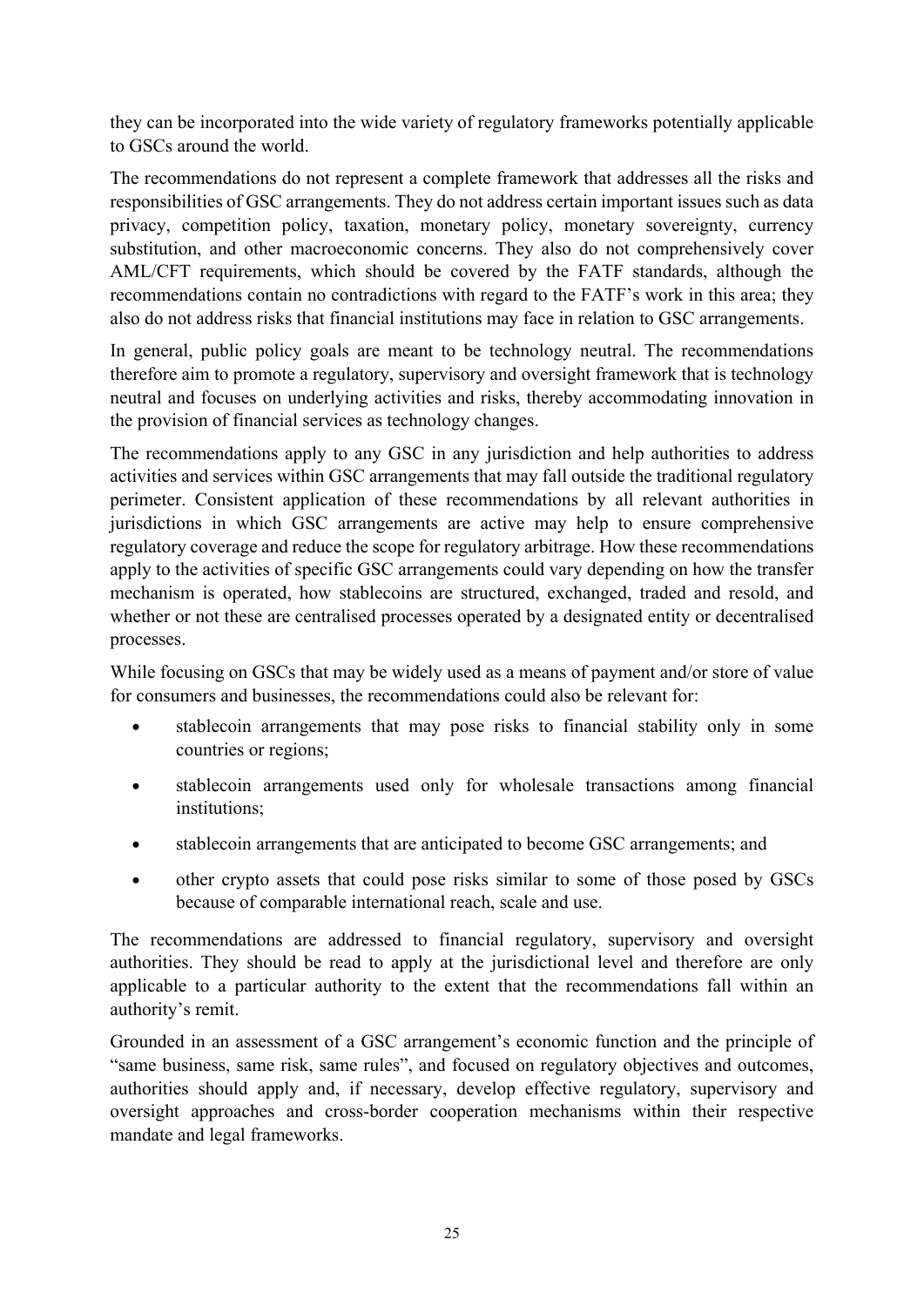they can be incorporated into the wide variety of regulatory frameworks potentially applicable to GSCs around the world.

The recommendations do not represent a complete framework that addresses all the risks and responsibilities of GSC arrangements. They do not address certain important issues such as data privacy, competition policy, taxation, monetary policy, monetary sovereignty, currency substitution, and other macroeconomic concerns. They also do not comprehensively cover AML/CFT requirements, which should be covered by the FATF standards, although the recommendations contain no contradictions with regard to the FATF's work in this area; they also do not address risks that financial institutions may face in relation to GSC arrangements.

In general, public policy goals are meant to be technology neutral. The recommendations therefore aim to promote a regulatory, supervisory and oversight framework that is technology neutral and focuses on underlying activities and risks, thereby accommodating innovation in the provision of financial services as technology changes.

The recommendations apply to any GSC in any jurisdiction and help authorities to address activities and services within GSC arrangements that may fall outside the traditional regulatory perimeter. Consistent application of these recommendations by all relevant authorities in jurisdictions in which GSC arrangements are active may help to ensure comprehensive regulatory coverage and reduce the scope for regulatory arbitrage. How these recommendations apply to the activities of specific GSC arrangements could vary depending on how the transfer mechanism is operated, how stablecoins are structured, exchanged, traded and resold, and whether or not these are centralised processes operated by a designated entity or decentralised processes.

While focusing on GSCs that may be widely used as a means of payment and/or store of value for consumers and businesses, the recommendations could also be relevant for:

- stablecoin arrangements that may pose risks to financial stability only in some countries or regions;
- stablecoin arrangements used only for wholesale transactions among financial institutions;
- stablecoin arrangements that are anticipated to become GSC arrangements; and
- other crypto assets that could pose risks similar to some of those posed by GSCs because of comparable international reach, scale and use.

The recommendations are addressed to financial regulatory, supervisory and oversight authorities. They should be read to apply at the jurisdictional level and therefore are only applicable to a particular authority to the extent that the recommendations fall within an authority's remit.

Grounded in an assessment of a GSC arrangement's economic function and the principle of "same business, same risk, same rules", and focused on regulatory objectives and outcomes, authorities should apply and, if necessary, develop effective regulatory, supervisory and oversight approaches and cross-border cooperation mechanisms within their respective mandate and legal frameworks.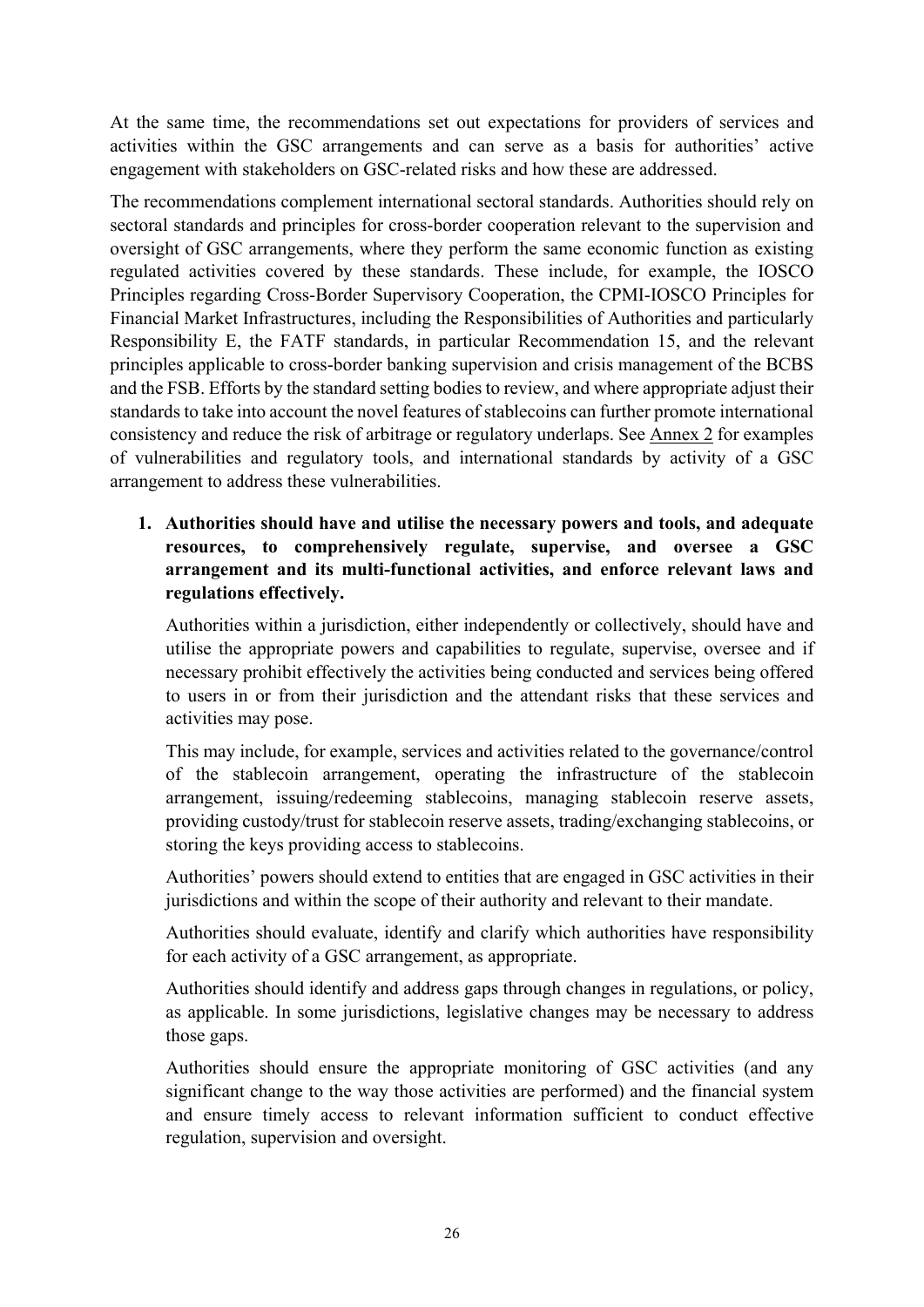At the same time, the recommendations set out expectations for providers of services and activities within the GSC arrangements and can serve as a basis for authorities' active engagement with stakeholders on GSC-related risks and how these are addressed.

The recommendations complement international sectoral standards. Authorities should rely on sectoral standards and principles for cross-border cooperation relevant to the supervision and oversight of GSC arrangements, where they perform the same economic function as existing regulated activities covered by these standards. These include, for example, the IOSCO Principles regarding Cross-Border Supervisory Cooperation, the CPMI-IOSCO Principles for Financial Market Infrastructures, including the Responsibilities of Authorities and particularly Responsibility E, the FATF standards, in particular Recommendation 15, and the relevant principles applicable to cross-border banking supervision and crisis management of the BCBS and the FSB. Efforts by the standard setting bodies to review, and where appropriate adjust their standards to take into account the novel features of stablecoins can further promote international consistency and reduce the risk of arbitrage or regulatory underlaps. See Annex 2 for examples of vulnerabilities and regulatory tools, and international standards by activity of a GSC arrangement to address these vulnerabilities.

1. **Authorities should have and utilise the necessary powers and tools, and adequate resources, to comprehensively regulate, supervise, and oversee a GSC arrangement and its multi-functional activities, and enforce relevant laws and regulations effectively.**

   Authorities within a jurisdiction, either independently or collectively, should have and utilise the appropriate powers and capabilities to regulate, supervise, oversee and if necessary prohibit effectively the activities being conducted and services being offered to users in or from their jurisdiction and the attendant risks that these services and activities may pose.

   This may include, for example, services and activities related to the governance/control of the stablecoin arrangement, operating the infrastructure of the stablecoin arrangement, issuing/redeeming stablecoins, managing stablecoin reserve assets, providing custody/trust for stablecoin reserve assets, trading/exchanging stablecoins, or storing the keys providing access to stablecoins.

   Authorities' powers should extend to entities that are engaged in GSC activities in their jurisdictions and within the scope of their authority and relevant to their mandate.

   Authorities should evaluate, identify and clarify which authorities have responsibility for each activity of a GSC arrangement, as appropriate.

   Authorities should identify and address gaps through changes in regulations, or policy, as applicable. In some jurisdictions, legislative changes may be necessary to address those gaps.

   Authorities should ensure the appropriate monitoring of GSC activities (and any significant change to the way those activities are performed) and the financial system and ensure timely access to relevant information sufficient to conduct effective regulation, supervision and oversight.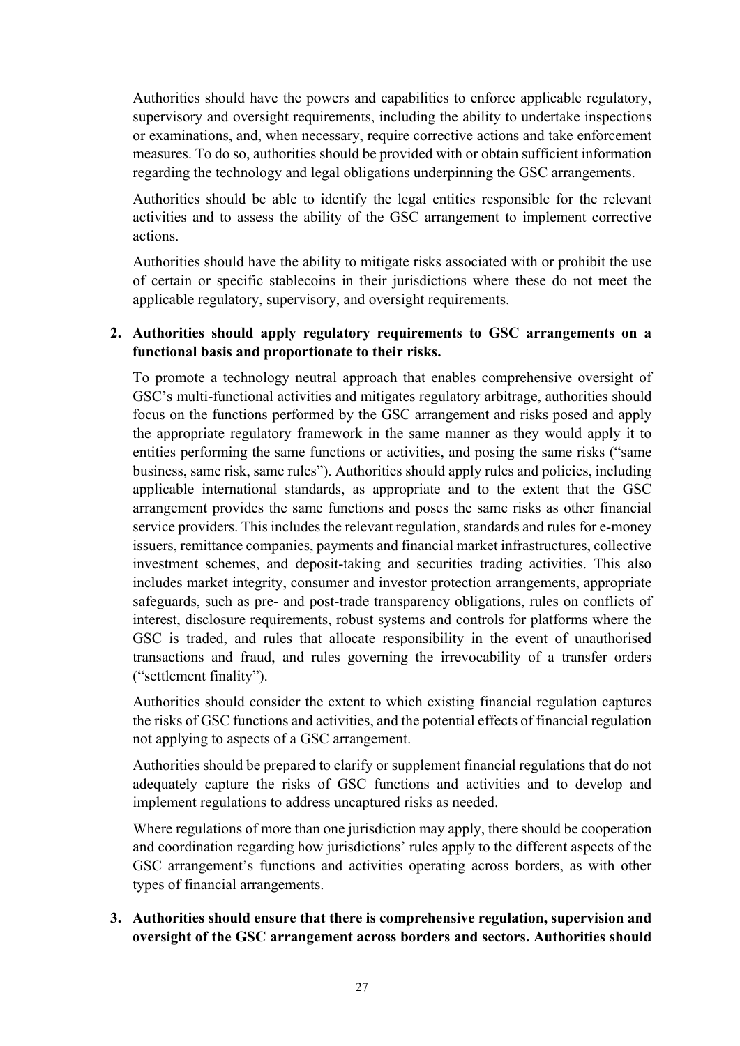Authorities should have the powers and capabilities to enforce applicable regulatory, supervisory and oversight requirements, including the ability to undertake inspections or examinations, and, when necessary, require corrective actions and take enforcement measures. To do so, authorities should be provided with or obtain sufficient information regarding the technology and legal obligations underpinning the GSC arrangements.

Authorities should be able to identify the legal entities responsible for the relevant activities and to assess the ability of the GSC arrangement to implement corrective actions.

Authorities should have the ability to mitigate risks associated with or prohibit the use of certain or specific stablecoins in their jurisdictions where these do not meet the applicable regulatory, supervisory, and oversight requirements.

2. **Authorities should apply regulatory requirements to GSC arrangements on a functional basis and proportionate to their risks.**

   To promote a technology neutral approach that enables comprehensive oversight of GSC's multi-functional activities and mitigates regulatory arbitrage, authorities should focus on the functions performed by the GSC arrangement and risks posed and apply the appropriate regulatory framework in the same manner as they would apply it to entities performing the same functions or activities, and posing the same risks ("same business, same risk, same rules"). Authorities should apply rules and policies, including applicable international standards, as appropriate and to the extent that the GSC arrangement provides the same functions and poses the same risks as other financial service providers. This includes the relevant regulation, standards and rules for e-money issuers, remittance companies, payments and financial market infrastructures, collective investment schemes, and deposit-taking and securities trading activities. This also includes market integrity, consumer and investor protection arrangements, appropriate safeguards, such as pre- and post-trade transparency obligations, rules on conflicts of interest, disclosure requirements, robust systems and controls for platforms where the GSC is traded, and rules that allocate responsibility in the event of unauthorised transactions and fraud, and rules governing the irrevocability of a transfer orders ("settlement finality").

   Authorities should consider the extent to which existing financial regulation captures the risks of GSC functions and activities, and the potential effects of financial regulation not applying to aspects of a GSC arrangement.

   Authorities should be prepared to clarify or supplement financial regulations that do not adequately capture the risks of GSC functions and activities and to develop and implement regulations to address uncaptured risks as needed.

   Where regulations of more than one jurisdiction may apply, there should be cooperation and coordination regarding how jurisdictions' rules apply to the different aspects of the GSC arrangement's functions and activities operating across borders, as with other types of financial arrangements.

3. **Authorities should ensure that there is comprehensive regulation, supervision and oversight of the GSC arrangement across borders and sectors. Authorities should**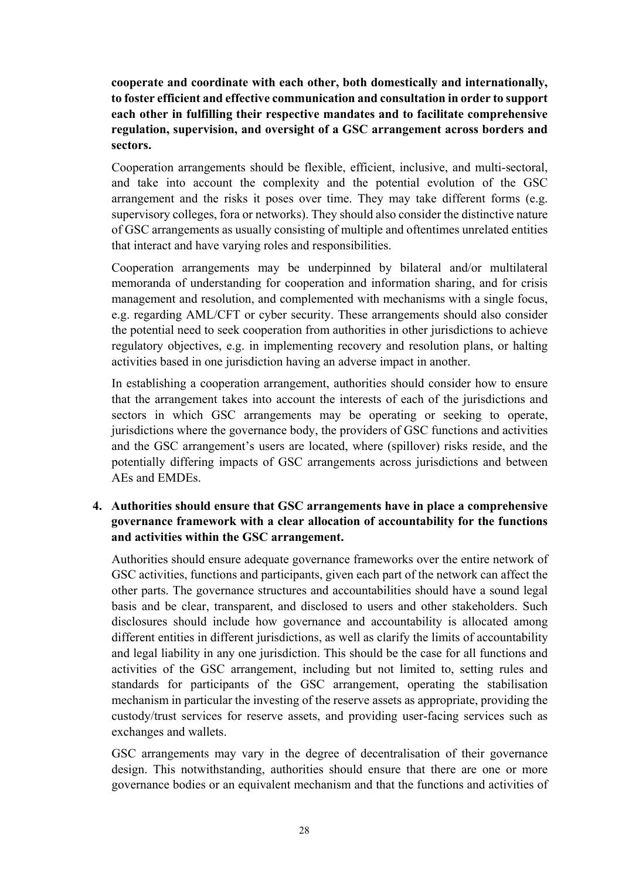**cooperate and coordinate with each other, both domestically and internationally, to foster efficient and effective communication and consultation in order to support each other in fulfilling their respective mandates and to facilitate comprehensive regulation, supervision, and oversight of a GSC arrangement across borders and sectors.**

Cooperation arrangements should be flexible, efficient, inclusive, and multi-sectoral, and take into account the complexity and the potential evolution of the GSC arrangement and the risks it poses over time. They may take different forms (e.g. supervisory colleges, fora or networks). They should also consider the distinctive nature of GSC arrangements as usually consisting of multiple and oftentimes unrelated entities that interact and have varying roles and responsibilities.

Cooperation arrangements may be underpinned by bilateral and/or multilateral memoranda of understanding for cooperation and information sharing, and for crisis management and resolution, and complemented with mechanisms with a single focus, e.g. regarding AML/CFT or cyber security. These arrangements should also consider the potential need to seek cooperation from authorities in other jurisdictions to achieve regulatory objectives, e.g. in implementing recovery and resolution plans, or halting activities based in one jurisdiction having an adverse impact in another.

In establishing a cooperation arrangement, authorities should consider how to ensure that the arrangement takes into account the interests of each of the jurisdictions and sectors in which GSC arrangements may be operating or seeking to operate, jurisdictions where the governance body, the providers of GSC functions and activities and the GSC arrangement's users are located, where (spillover) risks reside, and the potentially differing impacts of GSC arrangements across jurisdictions and between AEs and EMDEs.

4. **Authorities should ensure that GSC arrangements have in place a comprehensive governance framework with a clear allocation of accountability for the functions and activities within the GSC arrangement.**

   Authorities should ensure adequate governance frameworks over the entire network of GSC activities, functions and participants, given each part of the network can affect the other parts. The governance structures and accountabilities should have a sound legal basis and be clear, transparent, and disclosed to users and other stakeholders. Such disclosures should include how governance and accountability is allocated among different entities in different jurisdictions, as well as clarify the limits of accountability and legal liability in any one jurisdiction. This should be the case for all functions and activities of the GSC arrangement, including but not limited to, setting rules and standards for participants of the GSC arrangement, operating the stabilisation mechanism in particular the investing of the reserve assets as appropriate, providing the custody/trust services for reserve assets, and providing user-facing services such as exchanges and wallets.

   GSC arrangements may vary in the degree of decentralisation of their governance design. This notwithstanding, authorities should ensure that there are one or more governance bodies or an equivalent mechanism and that the functions and activities of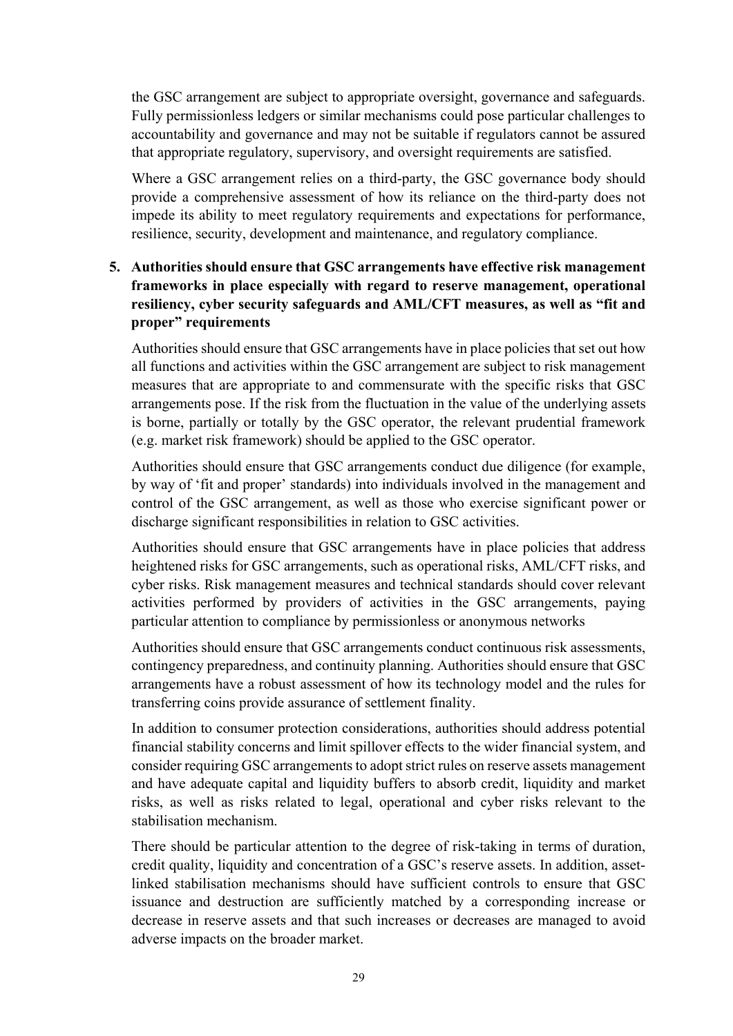the GSC arrangement are subject to appropriate oversight, governance and safeguards. Fully permissionless ledgers or similar mechanisms could pose particular challenges to accountability and governance and may not be suitable if regulators cannot be assured that appropriate regulatory, supervisory, and oversight requirements are satisfied.

Where a GSC arrangement relies on a third-party, the GSC governance body should provide a comprehensive assessment of how its reliance on the third-party does not impede its ability to meet regulatory requirements and expectations for performance, resilience, security, development and maintenance, and regulatory compliance.

5. **Authorities should ensure that GSC arrangements have effective risk management frameworks in place especially with regard to reserve management, operational resiliency, cyber security safeguards and AML/CFT measures, as well as "fit and proper" requirements**

   Authorities should ensure that GSC arrangements have in place policies that set out how all functions and activities within the GSC arrangement are subject to risk management measures that are appropriate to and commensurate with the specific risks that GSC arrangements pose. If the risk from the fluctuation in the value of the underlying assets is borne, partially or totally by the GSC operator, the relevant prudential framework (e.g. market risk framework) should be applied to the GSC operator.

   Authorities should ensure that GSC arrangements conduct due diligence (for example, by way of 'fit and proper' standards) into individuals involved in the management and control of the GSC arrangement, as well as those who exercise significant power or discharge significant responsibilities in relation to GSC activities.

   Authorities should ensure that GSC arrangements have in place policies that address heightened risks for GSC arrangements, such as operational risks, AML/CFT risks, and cyber risks. Risk management measures and technical standards should cover relevant activities performed by providers of activities in the GSC arrangements, paying particular attention to compliance by permissionless or anonymous networks

   Authorities should ensure that GSC arrangements conduct continuous risk assessments, contingency preparedness, and continuity planning. Authorities should ensure that GSC arrangements have a robust assessment of how its technology model and the rules for transferring coins provide assurance of settlement finality.

   In addition to consumer protection considerations, authorities should address potential financial stability concerns and limit spillover effects to the wider financial system, and consider requiring GSC arrangements to adopt strict rules on reserve assets management and have adequate capital and liquidity buffers to absorb credit, liquidity and market risks, as well as risks related to legal, operational and cyber risks relevant to the stabilisation mechanism.

   There should be particular attention to the degree of risk-taking in terms of duration, credit quality, liquidity and concentration of a GSC's reserve assets. In addition, asset-linked stabilisation mechanisms should have sufficient controls to ensure that GSC issuance and destruction are sufficiently matched by a corresponding increase or decrease in reserve assets and that such increases or decreases are managed to avoid adverse impacts on the broader market.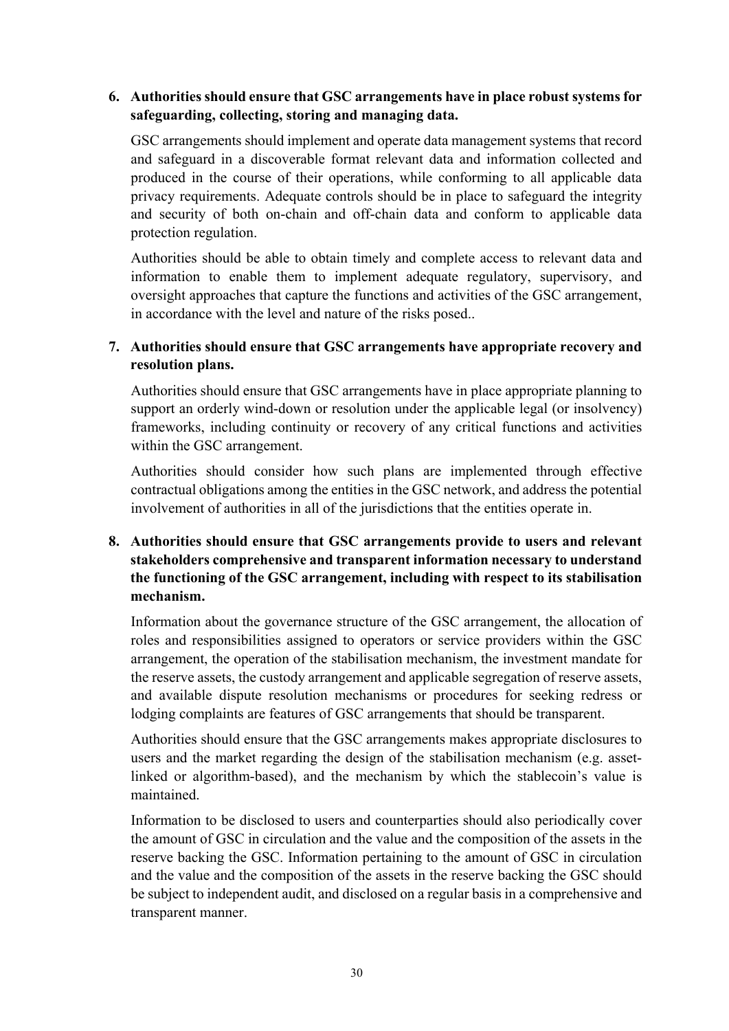6. **Authorities should ensure that GSC arrangements have in place robust systems for safeguarding, collecting, storing and managing data.**

   GSC arrangements should implement and operate data management systems that record and safeguard in a discoverable format relevant data and information collected and produced in the course of their operations, while conforming to all applicable data privacy requirements. Adequate controls should be in place to safeguard the integrity and security of both on-chain and off-chain data and conform to applicable data protection regulation.

   Authorities should be able to obtain timely and complete access to relevant data and information to enable them to implement adequate regulatory, supervisory, and oversight approaches that capture the functions and activities of the GSC arrangement, in accordance with the level and nature of the risks posed..

7. **Authorities should ensure that GSC arrangements have appropriate recovery and resolution plans.**

   Authorities should ensure that GSC arrangements have in place appropriate planning to support an orderly wind-down or resolution under the applicable legal (or insolvency) frameworks, including continuity or recovery of any critical functions and activities within the GSC arrangement.

   Authorities should consider how such plans are implemented through effective contractual obligations among the entities in the GSC network, and address the potential involvement of authorities in all of the jurisdictions that the entities operate in.

8. **Authorities should ensure that GSC arrangements provide to users and relevant stakeholders comprehensive and transparent information necessary to understand the functioning of the GSC arrangement, including with respect to its stabilisation mechanism.**

   Information about the governance structure of the GSC arrangement, the allocation of roles and responsibilities assigned to operators or service providers within the GSC arrangement, the operation of the stabilisation mechanism, the investment mandate for the reserve assets, the custody arrangement and applicable segregation of reserve assets, and available dispute resolution mechanisms or procedures for seeking redress or lodging complaints are features of GSC arrangements that should be transparent.

   Authorities should ensure that the GSC arrangements makes appropriate disclosures to users and the market regarding the design of the stabilisation mechanism (e.g. asset-linked or algorithm-based), and the mechanism by which the stablecoin's value is maintained.

   Information to be disclosed to users and counterparties should also periodically cover the amount of GSC in circulation and the value and the composition of the assets in the reserve backing the GSC. Information pertaining to the amount of GSC in circulation and the value and the composition of the assets in the reserve backing the GSC should be subject to independent audit, and disclosed on a regular basis in a comprehensive and transparent manner.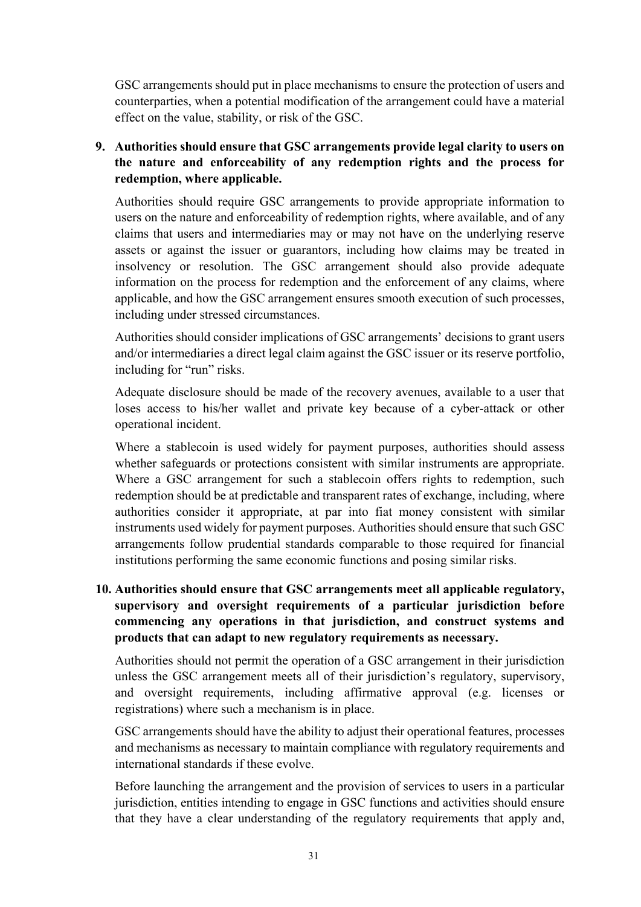GSC arrangements should put in place mechanisms to ensure the protection of users and counterparties, when a potential modification of the arrangement could have a material effect on the value, stability, or risk of the GSC.

9. **Authorities should ensure that GSC arrangements provide legal clarity to users on the nature and enforceability of any redemption rights and the process for redemption, where applicable.**

   Authorities should require GSC arrangements to provide appropriate information to users on the nature and enforceability of redemption rights, where available, and of any claims that users and intermediaries may or may not have on the underlying reserve assets or against the issuer or guarantors, including how claims may be treated in insolvency or resolution. The GSC arrangement should also provide adequate information on the process for redemption and the enforcement of any claims, where applicable, and how the GSC arrangement ensures smooth execution of such processes, including under stressed circumstances.

   Authorities should consider implications of GSC arrangements' decisions to grant users and/or intermediaries a direct legal claim against the GSC issuer or its reserve portfolio, including for "run" risks.

   Adequate disclosure should be made of the recovery avenues, available to a user that loses access to his/her wallet and private key because of a cyber-attack or other operational incident.

   Where a stablecoin is used widely for payment purposes, authorities should assess whether safeguards or protections consistent with similar instruments are appropriate. Where a GSC arrangement for such a stablecoin offers rights to redemption, such redemption should be at predictable and transparent rates of exchange, including, where authorities consider it appropriate, at par into fiat money consistent with similar instruments used widely for payment purposes. Authorities should ensure that such GSC arrangements follow prudential standards comparable to those required for financial institutions performing the same economic functions and posing similar risks.

10. **Authorities should ensure that GSC arrangements meet all applicable regulatory, supervisory and oversight requirements of a particular jurisdiction before commencing any operations in that jurisdiction, and construct systems and products that can adapt to new regulatory requirements as necessary.**

    Authorities should not permit the operation of a GSC arrangement in their jurisdiction unless the GSC arrangement meets all of their jurisdiction's regulatory, supervisory, and oversight requirements, including affirmative approval (e.g. licenses or registrations) where such a mechanism is in place.

    GSC arrangements should have the ability to adjust their operational features, processes and mechanisms as necessary to maintain compliance with regulatory requirements and international standards if these evolve.

    Before launching the arrangement and the provision of services to users in a particular jurisdiction, entities intending to engage in GSC functions and activities should ensure that they have a clear understanding of the regulatory requirements that apply and,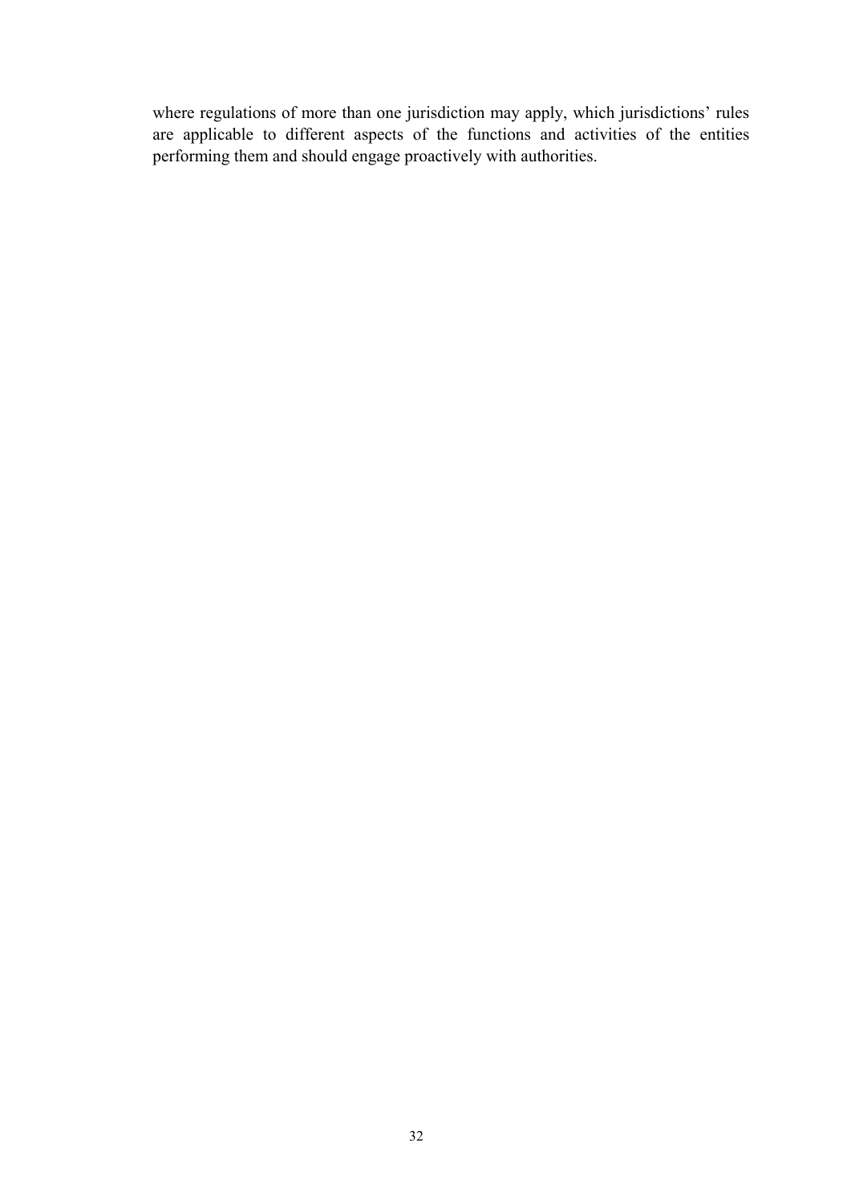where regulations of more than one jurisdiction may apply, which jurisdictions' rules are applicable to different aspects of the functions and activities of the entities performing them and should engage proactively with authorities.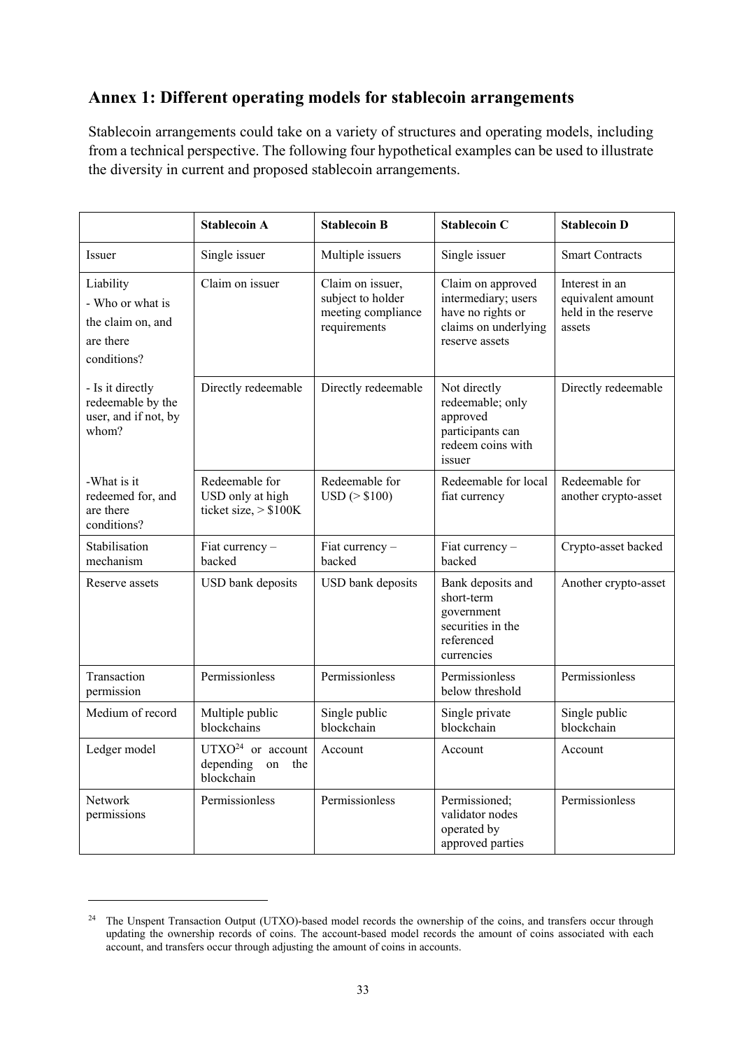## Annex 1: Different operating models for stablecoin arrangements

Stablecoin arrangements could take on a variety of structures and operating models, including from a technical perspective. The following four hypothetical examples can be used to illustrate the diversity in current and proposed stablecoin arrangements.

| | **Stablecoin A** | **Stablecoin B** | **Stablecoin C** | **Stablecoin D** |
|---|---|---|---|---|
| Issuer | Single issuer | Multiple issuers | Single issuer | Smart Contracts |
| Liability<br>- Who or what is the claim on, and are there conditions? | Claim on issuer | Claim on issuer, subject to holder meeting compliance requirements | Claim on approved intermediary; users have no rights or claims on underlying reserve assets | Interest in an equivalent amount held in the reserve assets |
| - Is it directly redeemable by the user, and if not, by whom? | Directly redeemable | Directly redeemable | Not directly redeemable; only approved participants can redeem coins with issuer | Directly redeemable |
| -What is it redeemed for, and are there conditions? | Redeemable for USD only at high ticket size, > $100K | Redeemable for USD (> $100) | Redeemable for local fiat currency | Redeemable for another crypto-asset |
| Stabilisation mechanism | Fiat currency – backed | Fiat currency – backed | Fiat currency – backed | Crypto-asset backed |
| Reserve assets | USD bank deposits | USD bank deposits | Bank deposits and short-term government securities in the referenced currencies | Another crypto-asset |
| Transaction permission | Permissionless | Permissionless | Permissionless below threshold | Permissionless |
| Medium of record | Multiple public blockchains | Single public blockchain | Single private blockchain | Single public blockchain |
| Ledger model | UTXO[24] or account depending on the blockchain | Account | Account | Account |
| Network permissions | Permissionless | Permissionless | Permissioned; validator nodes operated by approved parties | Permissionless |

[24] The Unspent Transaction Output (UTXO)-based model records the ownership of the coins, and transfers occur through updating the ownership records of coins. The account-based model records the amount of coins associated with each account, and transfers occur through adjusting the amount of coins in accounts.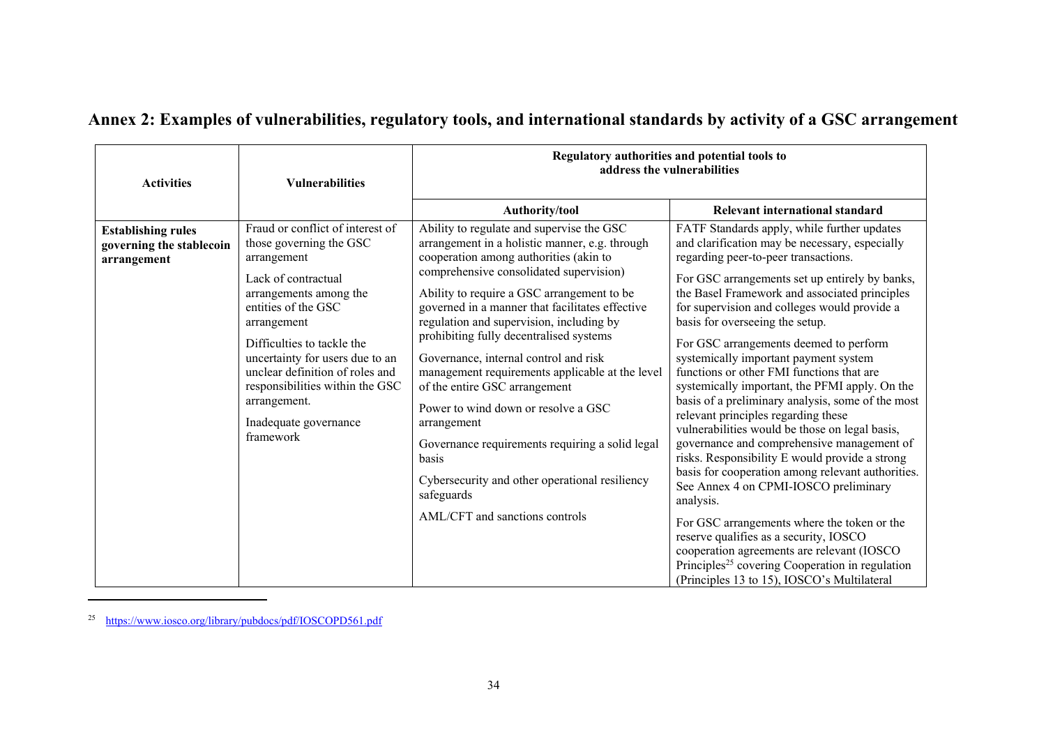# Annex 2: Examples of vulnerabilities, regulatory tools, and international standards by activity of a GSC arrangement

| Activities | Vulnerabilities | Regulatory authorities and potential tools to address the vulnerabilities | |
|---|---|---|---|
| | | **Authority/tool** | **Relevant international standard** |
| **Establishing rules governing the stablecoin arrangement** | Fraud or conflict of interest of those governing the GSC arrangement<br><br>Lack of contractual arrangements among the entities of the GSC arrangement<br><br>Difficulties to tackle the uncertainty for users due to an unclear definition of roles and responsibilities within the GSC arrangement.<br><br>Inadequate governance framework | Ability to regulate and supervise the GSC arrangement in a holistic manner, e.g. through cooperation among authorities (akin to comprehensive consolidated supervision)<br><br>Ability to require a GSC arrangement to be governed in a manner that facilitates effective regulation and supervision, including by prohibiting fully decentralised systems<br><br>Governance, internal control and risk management requirements applicable at the level of the entire GSC arrangement<br><br>Power to wind down or resolve a GSC arrangement<br><br>Governance requirements requiring a solid legal basis<br><br>Cybersecurity and other operational resiliency safeguards<br><br>AML/CFT and sanctions controls | FATF Standards apply, while further updates and clarification may be necessary, especially regarding peer-to-peer transactions.<br><br>For GSC arrangements set up entirely by banks, the Basel Framework and associated principles for supervision and colleges would provide a basis for overseeing the setup.<br><br>For GSC arrangements deemed to perform systemically important payment system functions or other FMI functions that are systemically important, the PFMI apply. On the basis of a preliminary analysis, some of the most relevant principles regarding these vulnerabilities would be those on legal basis, governance and comprehensive management of risks. Responsibility E would provide a strong basis for cooperation among relevant authorities. See Annex 4 on CPMI-IOSCO preliminary analysis.<br><br>For GSC arrangements where the token or the reserve qualifies as a security, IOSCO cooperation agreements are relevant (IOSCO Principles[25] covering Cooperation in regulation (Principles 13 to 15), IOSCO's Multilateral |

[25] https://www.iosco.org/library/pubdocs/pdf/IOSCOPD561.pdf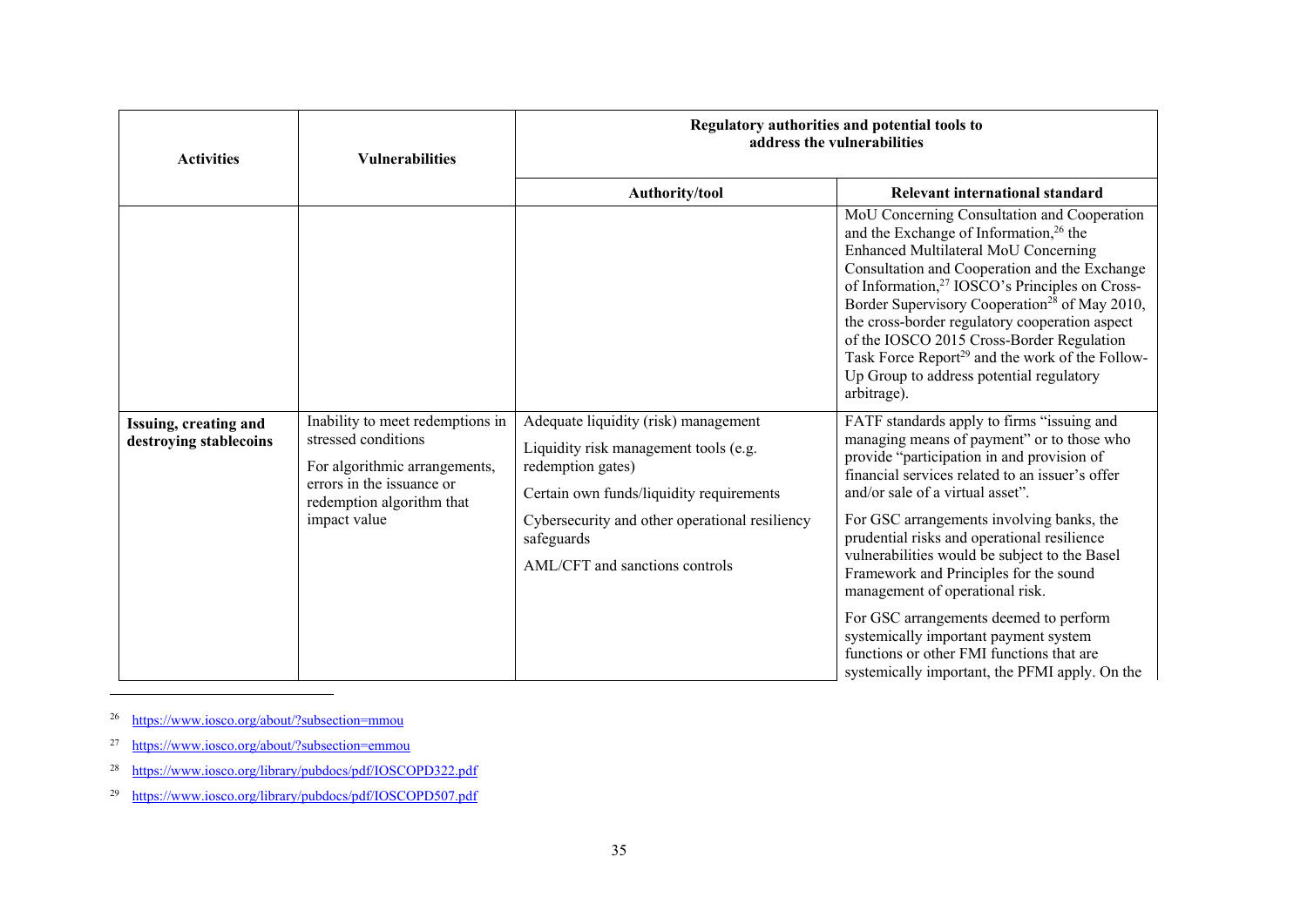| Activities | Vulnerabilities | Regulatory authorities and potential tools to address the vulnerabilities | |
|---|---|---|---|
| | | Authority/tool | Relevant international standard |
| | | | MoU Concerning Consultation and Cooperation and the Exchange of Information,[26] the Enhanced Multilateral MoU Concerning Consultation and Cooperation and the Exchange of Information,[27] IOSCO's Principles on Cross-Border Supervisory Cooperation[28] of May 2010, the cross-border regulatory cooperation aspect of the IOSCO 2015 Cross-Border Regulation Task Force Report[29] and the work of the Follow-Up Group to address potential regulatory arbitrage). |
| **Issuing, creating and destroying stablecoins** | Inability to meet redemptions in stressed conditions<br><br>For algorithmic arrangements, errors in the issuance or redemption algorithm that impact value | Adequate liquidity (risk) management<br><br>Liquidity risk management tools (e.g. redemption gates)<br><br>Certain own funds/liquidity requirements<br><br>Cybersecurity and other operational resiliency safeguards<br><br>AML/CFT and sanctions controls | FATF standards apply to firms "issuing and managing means of payment" or to those who provide "participation in and provision of financial services related to an issuer's offer and/or sale of a virtual asset".<br><br>For GSC arrangements involving banks, the prudential risks and operational resilience vulnerabilities would be subject to the Basel Framework and Principles for the sound management of operational risk.<br><br>For GSC arrangements deemed to perform systemically important payment system functions or other FMI functions that are systemically important, the PFMI apply. On the |

[26] https://www.iosco.org/about/?subsection=mmou

[27] https://www.iosco.org/about/?subsection=emmou

[28] https://www.iosco.org/library/pubdocs/pdf/IOSCOPD322.pdf

[29] https://www.iosco.org/library/pubdocs/pdf/IOSCOPD507.pdf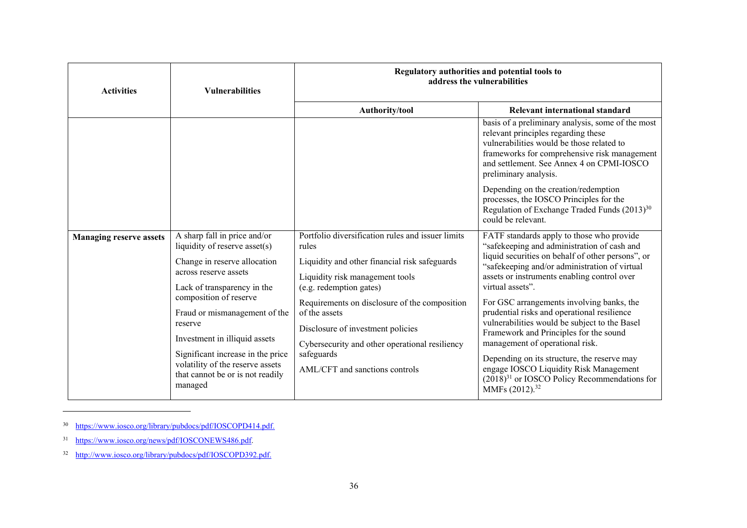| Activities | Vulnerabilities | Regulatory authorities and potential tools to address the vulnerabilities | |
|---|---|---|---|
| | | Authority/tool | Relevant international standard |
| | | | basis of a preliminary analysis, some of the most relevant principles regarding these vulnerabilities would be those related to frameworks for comprehensive risk management and settlement. See Annex 4 on CPMI-IOSCO preliminary analysis.<br><br>Depending on the creation/redemption processes, the IOSCO Principles for the Regulation of Exchange Traded Funds (2013)[30] could be relevant. |
| **Managing reserve assets** | A sharp fall in price and/or liquidity of reserve asset(s)<br><br>Change in reserve allocation across reserve assets<br><br>Lack of transparency in the composition of reserve<br><br>Fraud or mismanagement of the reserve<br><br>Investment in illiquid assets<br><br>Significant increase in the price volatility of the reserve assets that cannot be or is not readily managed | Portfolio diversification rules and issuer limits rules<br><br>Liquidity and other financial risk safeguards<br><br>Liquidity risk management tools (e.g. redemption gates)<br><br>Requirements on disclosure of the composition of the assets<br><br>Disclosure of investment policies<br><br>Cybersecurity and other operational resiliency safeguards<br><br>AML/CFT and sanctions controls | FATF standards apply to those who provide "safekeeping and administration of cash and liquid securities on behalf of other persons", or "safekeeping and/or administration of virtual assets or instruments enabling control over virtual assets".<br><br>For GSC arrangements involving banks, the prudential risks and operational resilience vulnerabilities would be subject to the Basel Framework and Principles for the sound management of operational risk.<br><br>Depending on its structure, the reserve may engage IOSCO Liquidity Risk Management (2018)[31] or IOSCO Policy Recommendations for MMFs (2012).[32] |

[30] https://www.iosco.org/library/pubdocs/pdf/IOSCOPD414.pdf.

[31] https://www.iosco.org/news/pdf/IOSCONEWS486.pdf.

[32] http://www.iosco.org/library/pubdocs/pdf/IOSCOPD392.pdf.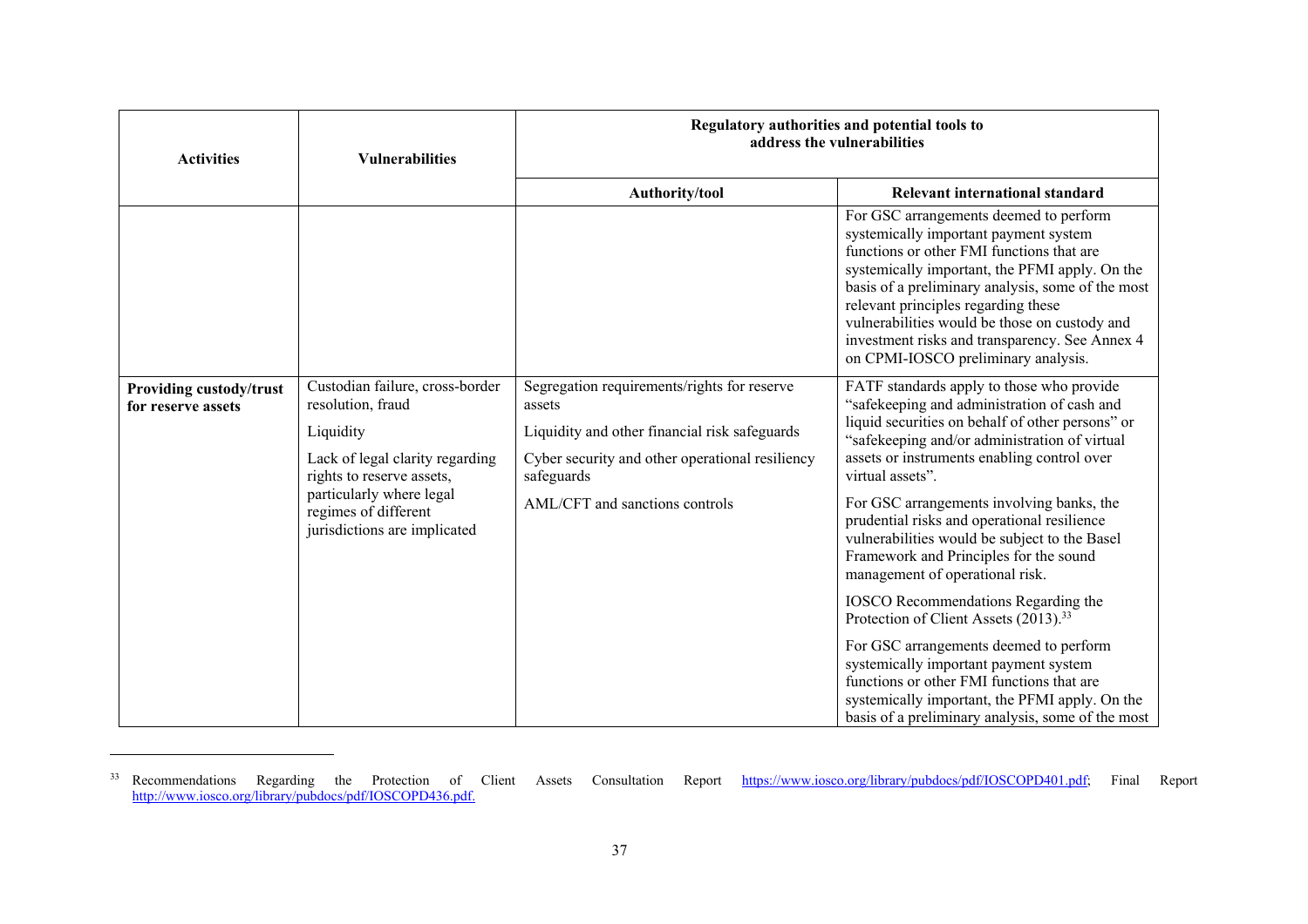| Activities | Vulnerabilities | Regulatory authorities and potential tools to address the vulnerabilities | |
|---|---|---|---|
| | | Authority/tool | Relevant international standard |
| | | | For GSC arrangements deemed to perform systemically important payment system functions or other FMI functions that are systemically important, the PFMI apply. On the basis of a preliminary analysis, some of the most relevant principles regarding these vulnerabilities would be those on custody and investment risks and transparency. See Annex 4 on CPMI-IOSCO preliminary analysis. |
| **Providing custody/trust for reserve assets** | Custodian failure, cross-border resolution, fraud<br><br>Liquidity<br><br>Lack of legal clarity regarding rights to reserve assets, particularly where legal regimes of different jurisdictions are implicated | Segregation requirements/rights for reserve assets<br><br>Liquidity and other financial risk safeguards<br><br>Cyber security and other operational resiliency safeguards<br><br>AML/CFT and sanctions controls | FATF standards apply to those who provide "safekeeping and administration of cash and liquid securities on behalf of other persons" or "safekeeping and/or administration of virtual assets or instruments enabling control over virtual assets".<br><br>For GSC arrangements involving banks, the prudential risks and operational resilience vulnerabilities would be subject to the Basel Framework and Principles for the sound management of operational risk.<br><br>IOSCO Recommendations Regarding the Protection of Client Assets (2013).[33]<br><br>For GSC arrangements deemed to perform systemically important payment system functions or other FMI functions that are systemically important, the PFMI apply. On the basis of a preliminary analysis, some of the most |

[33] Recommendations Regarding the Protection of Client Assets Consultation Report https://www.iosco.org/library/pubdocs/pdf/IOSCOPD401.pdf; Final Report http://www.iosco.org/library/pubdocs/pdf/IOSCOPD436.pdf.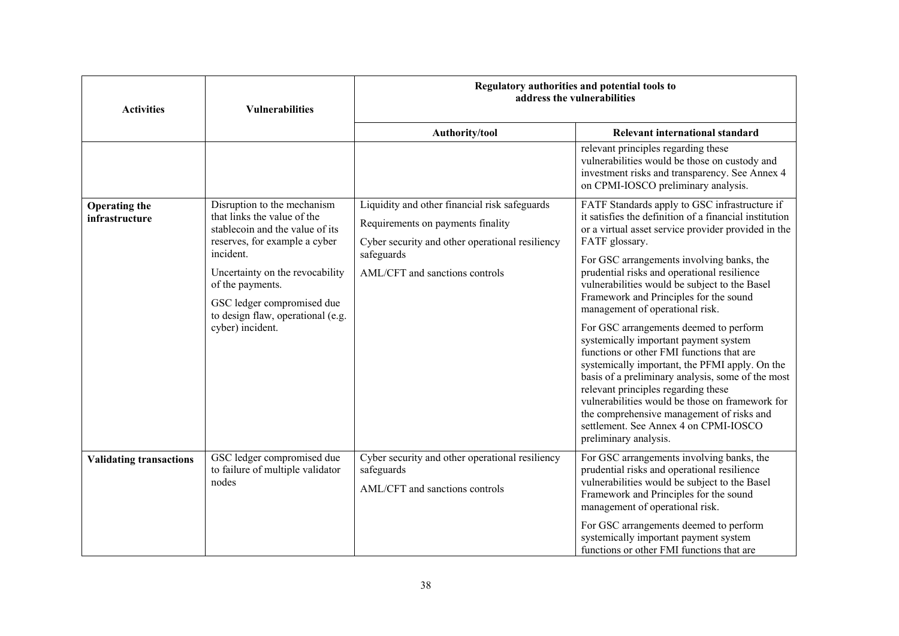| Activities | Vulnerabilities | Regulatory authorities and potential tools to address the vulnerabilities | |
|---|---|---|---|
| | | Authority/tool | Relevant international standard |
| | | | relevant principles regarding these vulnerabilities would be those on custody and investment risks and transparency. See Annex 4 on CPMI-IOSCO preliminary analysis. |
| **Operating the infrastructure** | Disruption to the mechanism that links the value of the stablecoin and the value of its reserves, for example a cyber incident.<br><br>Uncertainty on the revocability of the payments.<br><br>GSC ledger compromised due to design flaw, operational (e.g. cyber) incident. | Liquidity and other financial risk safeguards<br><br>Requirements on payments finality<br><br>Cyber security and other operational resiliency safeguards<br><br>AML/CFT and sanctions controls | FATF Standards apply to GSC infrastructure if it satisfies the definition of a financial institution or a virtual asset service provider provided in the FATF glossary.<br><br>For GSC arrangements involving banks, the prudential risks and operational resilience vulnerabilities would be subject to the Basel Framework and Principles for the sound management of operational risk.<br><br>For GSC arrangements deemed to perform systemically important payment system functions or other FMI functions that are systemically important, the PFMI apply. On the basis of a preliminary analysis, some of the most relevant principles regarding these vulnerabilities would be those on framework for the comprehensive management of risks and settlement. See Annex 4 on CPMI-IOSCO preliminary analysis. |
| **Validating transactions** | GSC ledger compromised due to failure of multiple validator nodes | Cyber security and other operational resiliency safeguards<br><br>AML/CFT and sanctions controls | For GSC arrangements involving banks, the prudential risks and operational resilience vulnerabilities would be subject to the Basel Framework and Principles for the sound management of operational risk.<br><br>For GSC arrangements deemed to perform systemically important payment system functions or other FMI functions that are |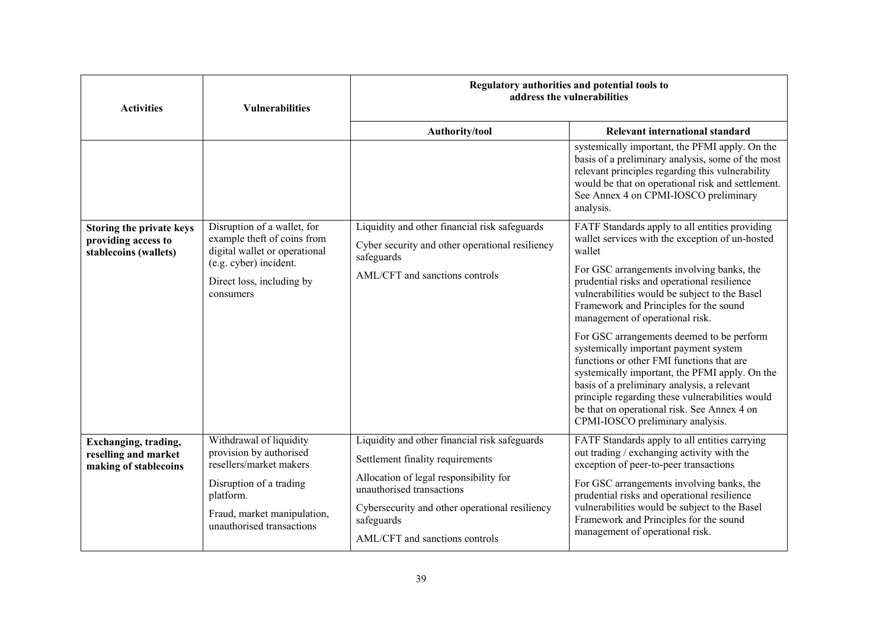| Activities | Vulnerabilities | Regulatory authorities and potential tools to address the vulnerabilities | |
|---|---|---|---|
| | | Authority/tool | Relevant international standard |
| | | | systemically important, the PFMI apply. On the basis of a preliminary analysis, some of the most relevant principles regarding this vulnerability would be that on operational risk and settlement. See Annex 4 on CPMI-IOSCO preliminary analysis. |
| **Storing the private keys providing access to stablecoins (wallets)** | Disruption of a wallet, for example theft of coins from digital wallet or operational (e.g. cyber) incident.<br><br>Direct loss, including by consumers | Liquidity and other financial risk safeguards<br><br>Cyber security and other operational resiliency safeguards<br><br>AML/CFT and sanctions controls | FATF Standards apply to all entities providing wallet services with the exception of un-hosted wallet<br><br>For GSC arrangements involving banks, the prudential risks and operational resilience vulnerabilities would be subject to the Basel Framework and Principles for the sound management of operational risk.<br><br>For GSC arrangements deemed to be perform systemically important payment system functions or other FMI functions that are systemically important, the PFMI apply. On the basis of a preliminary analysis, a relevant principle regarding these vulnerabilities would be that on operational risk. See Annex 4 on CPMI-IOSCO preliminary analysis. |
| **Exchanging, trading, reselling and market making of stablecoins** | Withdrawal of liquidity provision by authorised resellers/market makers<br><br>Disruption of a trading platform.<br><br>Fraud, market manipulation, unauthorised transactions | Liquidity and other financial risk safeguards<br><br>Settlement finality requirements<br><br>Allocation of legal responsibility for unauthorised transactions<br><br>Cybersecurity and other operational resiliency safeguards<br><br>AML/CFT and sanctions controls | FATF Standards apply to all entities carrying out trading / exchanging activity with the exception of peer-to-peer transactions<br><br>For GSC arrangements involving banks, the prudential risks and operational resilience vulnerabilities would be subject to the Basel Framework and Principles for the sound management of operational risk. |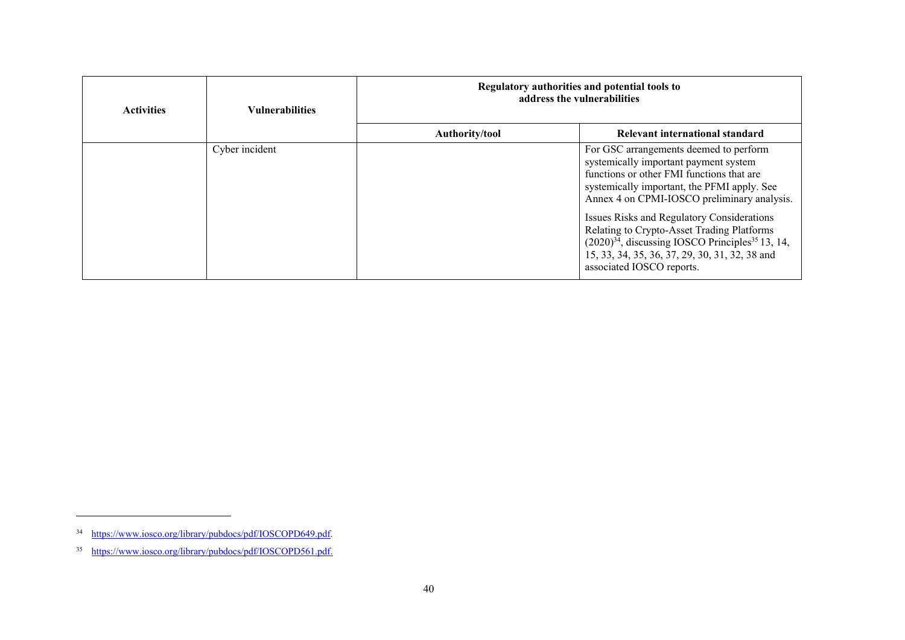| Activities | Vulnerabilities | Regulatory authorities and potential tools to address the vulnerabilities | |
|---|---|---|---|
| | | **Authority/tool** | **Relevant international standard** |
| | Cyber incident | | For GSC arrangements deemed to perform systemically important payment system functions or other FMI functions that are systemically important, the PFMI apply. See Annex 4 on CPMI-IOSCO preliminary analysis.<br><br>Issues Risks and Regulatory Considerations Relating to Crypto-Asset Trading Platforms (2020)[34], discussing IOSCO Principles[35] 13, 14, 15, 33, 34, 35, 36, 37, 29, 30, 31, 32, 38 and associated IOSCO reports. |

[34] https://www.iosco.org/library/pubdocs/pdf/IOSCOPD649.pdf.

[35] https://www.iosco.org/library/pubdocs/pdf/IOSCOPD561.pdf.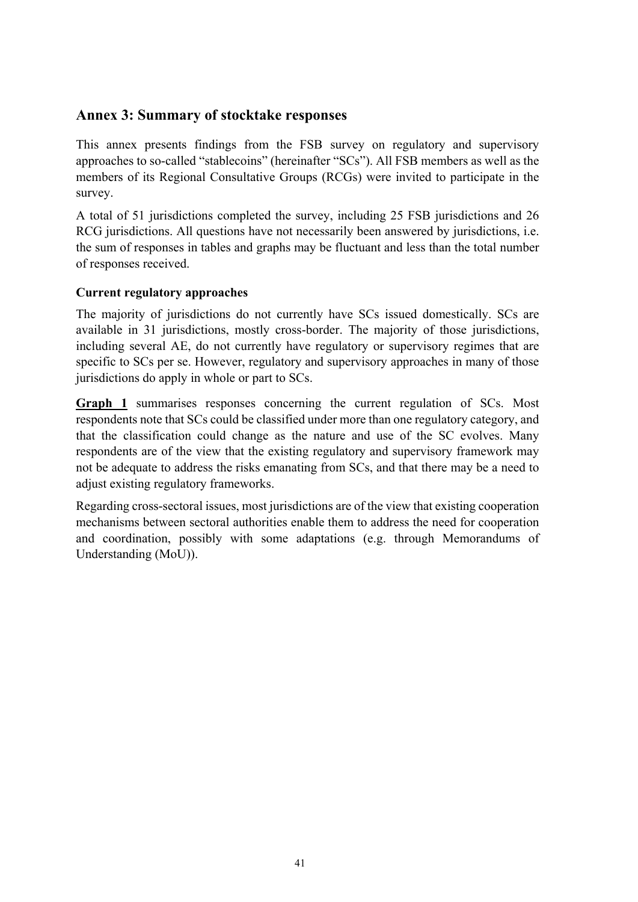## Annex 3: Summary of stocktake responses

This annex presents findings from the FSB survey on regulatory and supervisory approaches to so-called "stablecoins" (hereinafter "SCs"). All FSB members as well as the members of its Regional Consultative Groups (RCGs) were invited to participate in the survey.

A total of 51 jurisdictions completed the survey, including 25 FSB jurisdictions and 26 RCG jurisdictions. All questions have not necessarily been answered by jurisdictions, i.e. the sum of responses in tables and graphs may be fluctuant and less than the total number of responses received.

### Current regulatory approaches

The majority of jurisdictions do not currently have SCs issued domestically. SCs are available in 31 jurisdictions, mostly cross-border. The majority of those jurisdictions, including several AE, do not currently have regulatory or supervisory regimes that are specific to SCs per se. However, regulatory and supervisory approaches in many of those jurisdictions do apply in whole or part to SCs.

**Graph 1** summarises responses concerning the current regulation of SCs. Most respondents note that SCs could be classified under more than one regulatory category, and that the classification could change as the nature and use of the SC evolves. Many respondents are of the view that the existing regulatory and supervisory framework may not be adequate to address the risks emanating from SCs, and that there may be a need to adjust existing regulatory frameworks.

Regarding cross-sectoral issues, most jurisdictions are of the view that existing cooperation mechanisms between sectoral authorities enable them to address the need for cooperation and coordination, possibly with some adaptations (e.g. through Memorandums of Understanding (MoU)).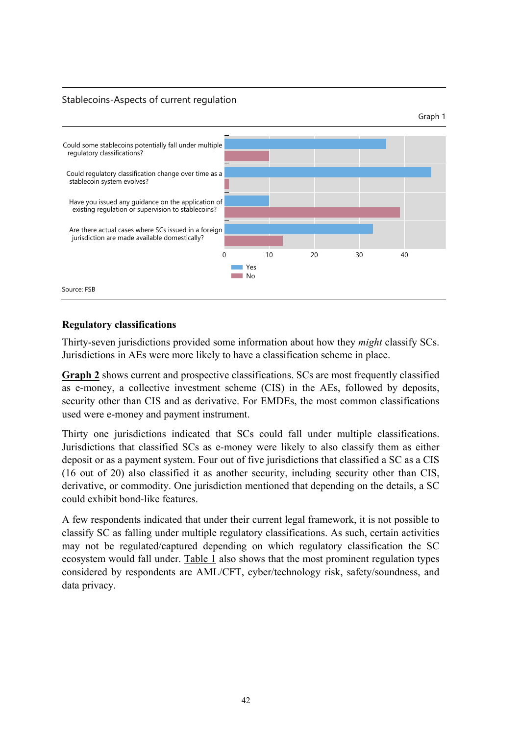Stablecoins-Aspects of current regulation

Graph 1

| | Yes | No |
|---|---|---|
| Could some stablecoins potentially fall under multiple regulatory classifications? | 36 | 10 |
| Could regulatory classification change over time as a stablecoin system evolves? | 46 | 1 |
| Have you issued any guidance on the application of existing regulation or supervision to stablecoins? | 10 | 39 |
| Are there actual cases where SCs issued in a foreign jurisdiction are made available domestically? | 33 | 13 |

Source: FSB

## Regulatory classifications

Thirty-seven jurisdictions provided some information about how they *might* classify SCs. Jurisdictions in AEs were more likely to have a classification scheme in place.

**Graph 2** shows current and prospective classifications. SCs are most frequently classified as e-money, a collective investment scheme (CIS) in the AEs, followed by deposits, security other than CIS and as derivative. For EMDEs, the most common classifications used were e-money and payment instrument.

Thirty one jurisdictions indicated that SCs could fall under multiple classifications. Jurisdictions that classified SCs as e-money were likely to also classify them as either deposit or as a payment system. Four out of five jurisdictions that classified a SC as a CIS (16 out of 20) also classified it as another security, including security other than CIS, derivative, or commodity. One jurisdiction mentioned that depending on the details, a SC could exhibit bond-like features.

A few respondents indicated that under their current legal framework, it is not possible to classify SC as falling under multiple regulatory classifications. As such, certain activities may not be regulated/captured depending on which regulatory classification the SC ecosystem would fall under. Table 1 also shows that the most prominent regulation types considered by respondents are AML/CFT, cyber/technology risk, safety/soundness, and data privacy.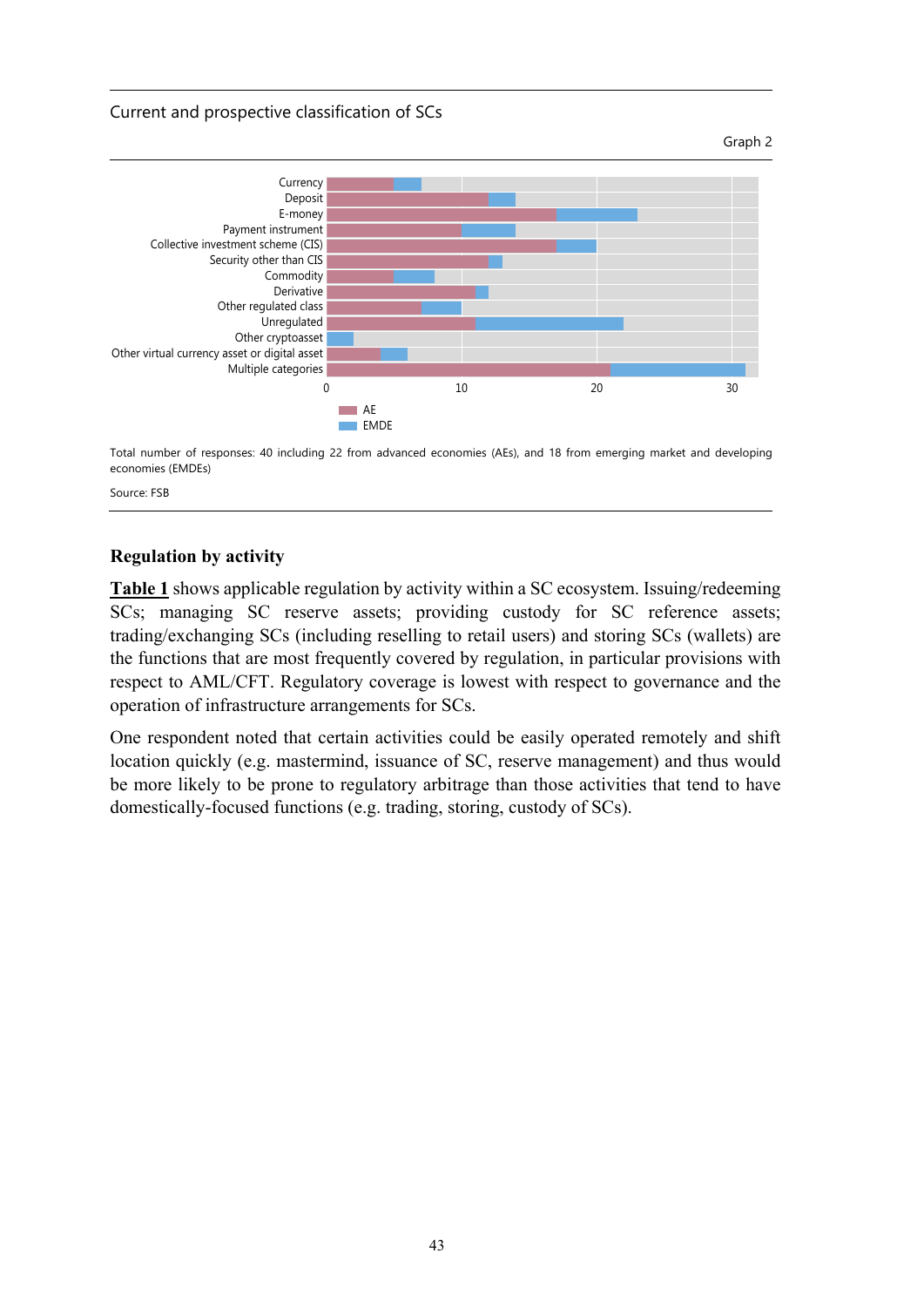Current and prospective classification of SCs

Graph 2

Total number of responses: 40 including 22 from advanced economies (AEs), and 18 from emerging market and developing economies (EMDEs)

Source: FSB

**Regulation by activity**

**Table 1** shows applicable regulation by activity within a SC ecosystem. Issuing/redeeming SCs; managing SC reserve assets; providing custody for SC reference assets; trading/exchanging SCs (including reselling to retail users) and storing SCs (wallets) are the functions that are most frequently covered by regulation, in particular provisions with respect to AML/CFT. Regulatory coverage is lowest with respect to governance and the operation of infrastructure arrangements for SCs.

One respondent noted that certain activities could be easily operated remotely and shift location quickly (e.g. mastermind, issuance of SC, reserve management) and thus would be more likely to be prone to regulatory arbitrage than those activities that tend to have domestically-focused functions (e.g. trading, storing, custody of SCs).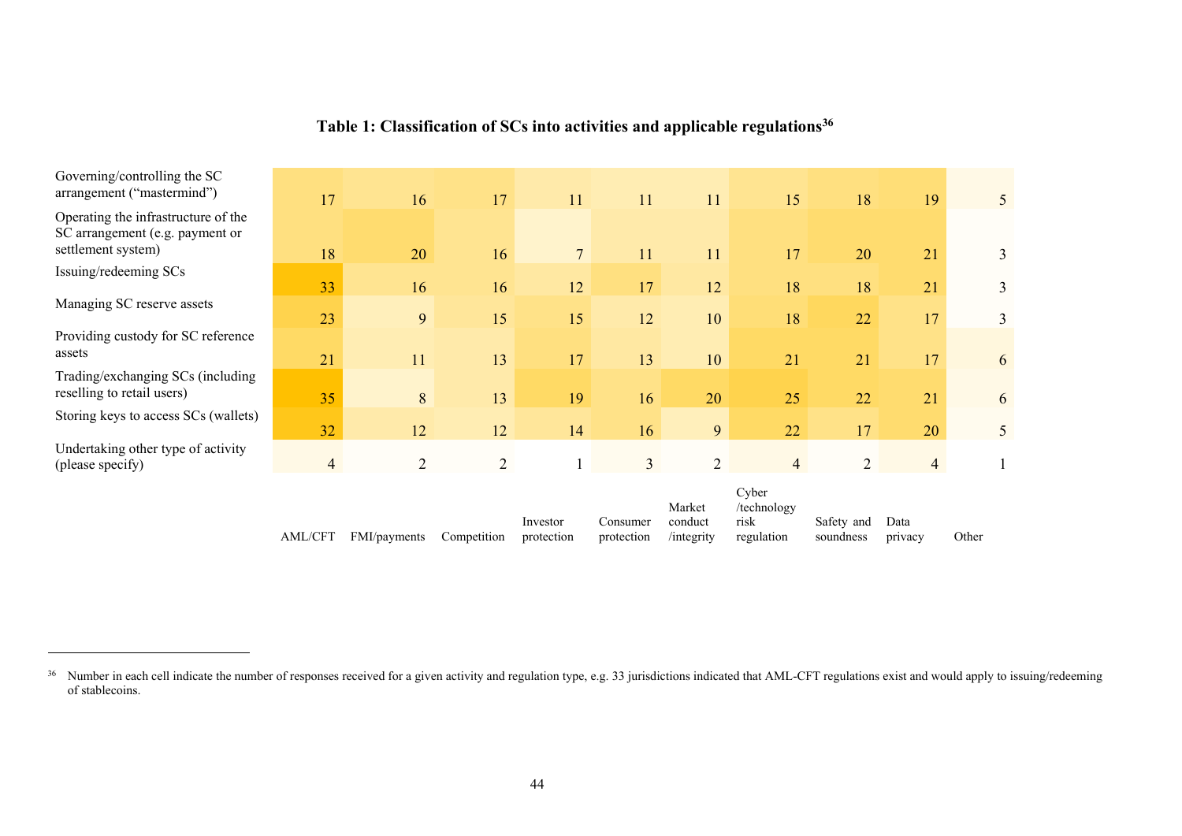**Table 1: Classification of SCs into activities and applicable regulations**[36]

| | AML/CFT | FMI/payments | Competition | Investor protection | Consumer protection | Market conduct /integrity | Cyber /technology risk regulation | Safety and soundness | Data privacy | Other |
|---|---|---|---|---|---|---|---|---|---|---|
| Governing/controlling the SC arrangement ("mastermind") | 17 | 16 | 17 | 11 | 11 | 11 | 15 | 18 | 19 | 5 |
| Operating the infrastructure of the SC arrangement (e.g. payment or settlement system) | 18 | 20 | 16 | 7 | 11 | 11 | 17 | 20 | 21 | 3 |
| Issuing/redeeming SCs | 33 | 16 | 16 | 12 | 17 | 12 | 18 | 18 | 21 | 3 |
| Managing SC reserve assets | 23 | 9 | 15 | 15 | 12 | 10 | 18 | 22 | 17 | 3 |
| Providing custody for SC reference assets | 21 | 11 | 13 | 17 | 13 | 10 | 21 | 21 | 17 | 6 |
| Trading/exchanging SCs (including reselling to retail users) | 35 | 8 | 13 | 19 | 16 | 20 | 25 | 22 | 21 | 6 |
| Storing keys to access SCs (wallets) | 32 | 12 | 12 | 14 | 16 | 9 | 22 | 17 | 20 | 5 |
| Undertaking other type of activity (please specify) | 4 | 2 | 2 | 1 | 3 | 2 | 4 | 2 | 4 | 1 |

[36] Number in each cell indicate the number of responses received for a given activity and regulation type, e.g. 33 jurisdictions indicated that AML-CFT regulations exist and would apply to issuing/redeeming of stablecoins.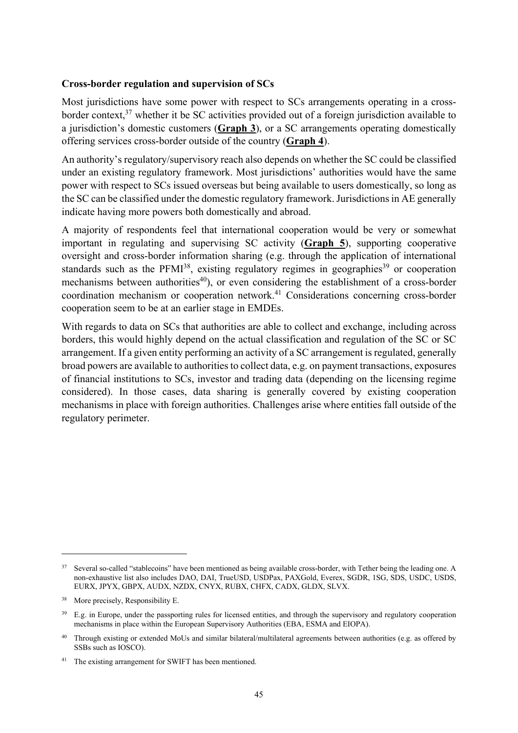**Cross-border regulation and supervision of SCs**

Most jurisdictions have some power with respect to SCs arrangements operating in a cross-border context,[37] whether it be SC activities provided out of a foreign jurisdiction available to a jurisdiction's domestic customers (**Graph 3**), or a SC arrangements operating domestically offering services cross-border outside of the country (**Graph 4**).

An authority's regulatory/supervisory reach also depends on whether the SC could be classified under an existing regulatory framework. Most jurisdictions' authorities would have the same power with respect to SCs issued overseas but being available to users domestically, so long as the SC can be classified under the domestic regulatory framework. Jurisdictions in AE generally indicate having more powers both domestically and abroad.

A majority of respondents feel that international cooperation would be very or somewhat important in regulating and supervising SC activity (**Graph 5**), supporting cooperative oversight and cross-border information sharing (e.g. through the application of international standards such as the PFMI[38], existing regulatory regimes in geographies[39] or cooperation mechanisms between authorities[40]), or even considering the establishment of a cross-border coordination mechanism or cooperation network.[41] Considerations concerning cross-border cooperation seem to be at an earlier stage in EMDEs.

With regards to data on SCs that authorities are able to collect and exchange, including across borders, this would highly depend on the actual classification and regulation of the SC or SC arrangement. If a given entity performing an activity of a SC arrangement is regulated, generally broad powers are available to authorities to collect data, e.g. on payment transactions, exposures of financial institutions to SCs, investor and trading data (depending on the licensing regime considered). In those cases, data sharing is generally covered by existing cooperation mechanisms in place with foreign authorities. Challenges arise where entities fall outside of the regulatory perimeter.

---

[37] Several so-called "stablecoins" have been mentioned as being available cross-border, with Tether being the leading one. A non-exhaustive list also includes DAO, DAI, TrueUSD, USDPax, PAXGold, Everex, SGDR, 1SG, SDS, USDC, USDS, EURX, JPYX, GBPX, AUDX, NZDX, CNYX, RUBX, CHFX, CADX, GLDX, SLVX.

[38] More precisely, Responsibility E.

[39] E.g. in Europe, under the passporting rules for licensed entities, and through the supervisory and regulatory cooperation mechanisms in place within the European Supervisory Authorities (EBA, ESMA and EIOPA).

[40] Through existing or extended MoUs and similar bilateral/multilateral agreements between authorities (e.g. as offered by SSBs such as IOSCO).

[41] The existing arrangement for SWIFT has been mentioned.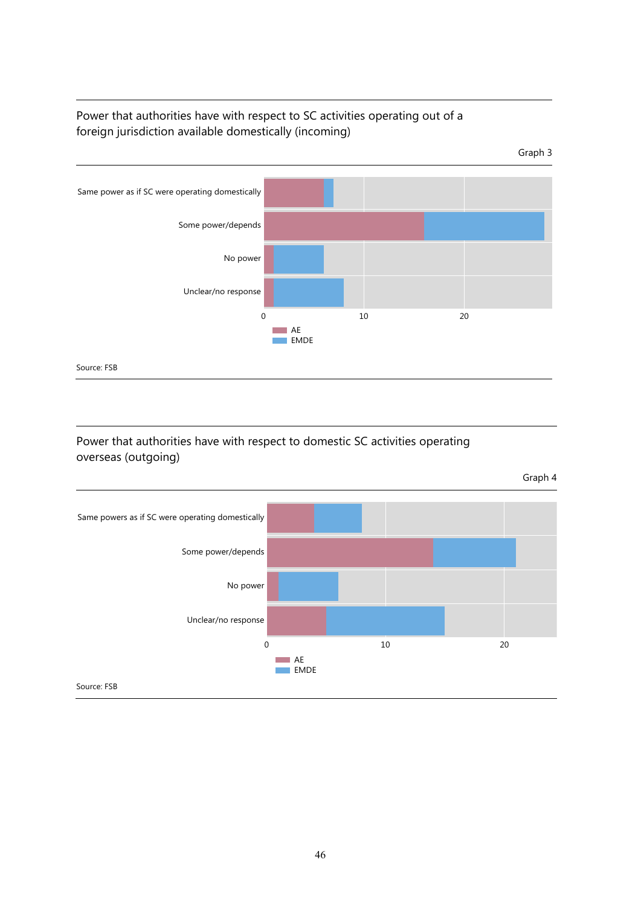Power that authorities have with respect to SC activities operating out of a foreign jurisdiction available domestically (incoming)

Graph 3

| | AE | EMDE |
|---|---|---|
| Same power as if SC were operating domestically | 6 | 1 |
| Some power/depends | 16 | 12 |
| No power | 1 | 5 |
| Unclear/no response | 1 | 7 |

Source: FSB

Power that authorities have with respect to domestic SC activities operating overseas (outgoing)

Graph 4

| | AE | EMDE |
|---|---|---|
| Same powers as if SC were operating domestically | 4 | 4 |
| Some power/depends | 14 | 7 |
| No power | 1 | 5 |
| Unclear/no response | 5 | 10 |

Source: FSB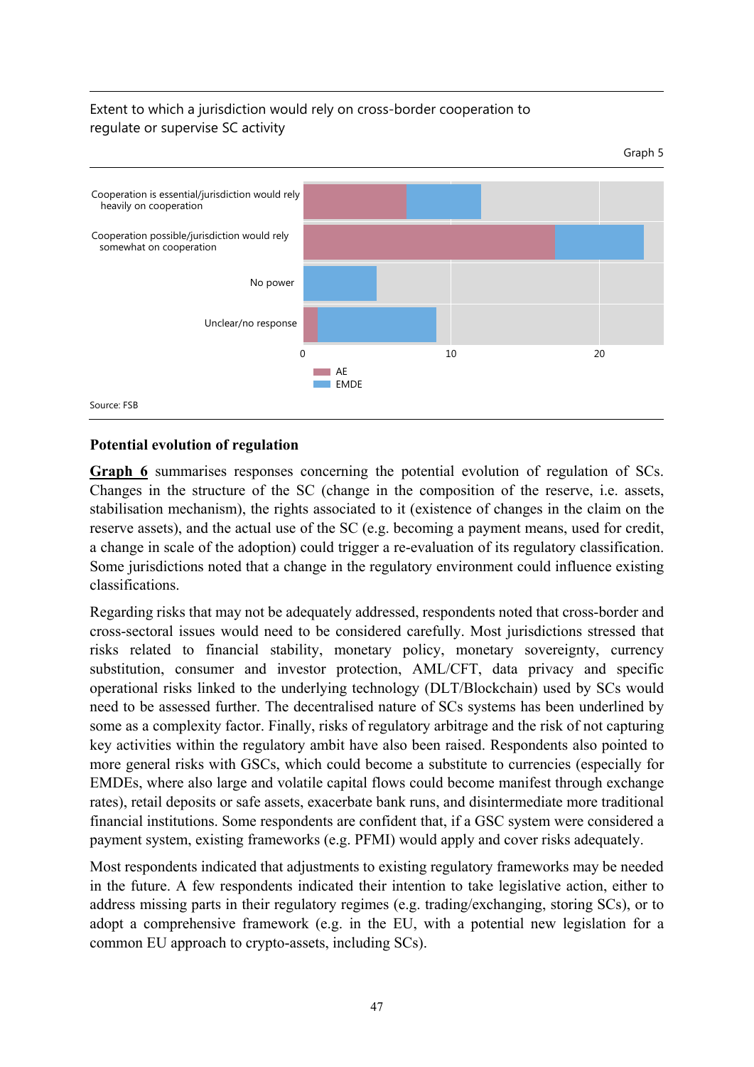Extent to which a jurisdiction would rely on cross-border cooperation to regulate or supervise SC activity

Graph 5

| Category | AE | EMDE |
|---|---|---|
| Cooperation is essential/jurisdiction would rely heavily on cooperation | 7 | 5 |
| Cooperation possible/jurisdiction would rely somewhat on cooperation | 17 | 6 |
| No power | 0 | 5 |
| Unclear/no response | 1 | 8 |

Source: FSB

**Potential evolution of regulation**

**Graph 6** summarises responses concerning the potential evolution of regulation of SCs. Changes in the structure of the SC (change in the composition of the reserve, i.e. assets, stabilisation mechanism), the rights associated to it (existence of changes in the claim on the reserve assets), and the actual use of the SC (e.g. becoming a payment means, used for credit, a change in scale of the adoption) could trigger a re-evaluation of its regulatory classification. Some jurisdictions noted that a change in the regulatory environment could influence existing classifications.

Regarding risks that may not be adequately addressed, respondents noted that cross-border and cross-sectoral issues would need to be considered carefully. Most jurisdictions stressed that risks related to financial stability, monetary policy, monetary sovereignty, currency substitution, consumer and investor protection, AML/CFT, data privacy and specific operational risks linked to the underlying technology (DLT/Blockchain) used by SCs would need to be assessed further. The decentralised nature of SCs systems has been underlined by some as a complexity factor. Finally, risks of regulatory arbitrage and the risk of not capturing key activities within the regulatory ambit have also been raised. Respondents also pointed to more general risks with GSCs, which could become a substitute to currencies (especially for EMDEs, where also large and volatile capital flows could become manifest through exchange rates), retail deposits or safe assets, exacerbate bank runs, and disintermediate more traditional financial institutions. Some respondents are confident that, if a GSC system were considered a payment system, existing frameworks (e.g. PFMI) would apply and cover risks adequately.

Most respondents indicated that adjustments to existing regulatory frameworks may be needed in the future. A few respondents indicated their intention to take legislative action, either to address missing parts in their regulatory regimes (e.g. trading/exchanging, storing SCs), or to adopt a comprehensive framework (e.g. in the EU, with a potential new legislation for a common EU approach to crypto-assets, including SCs).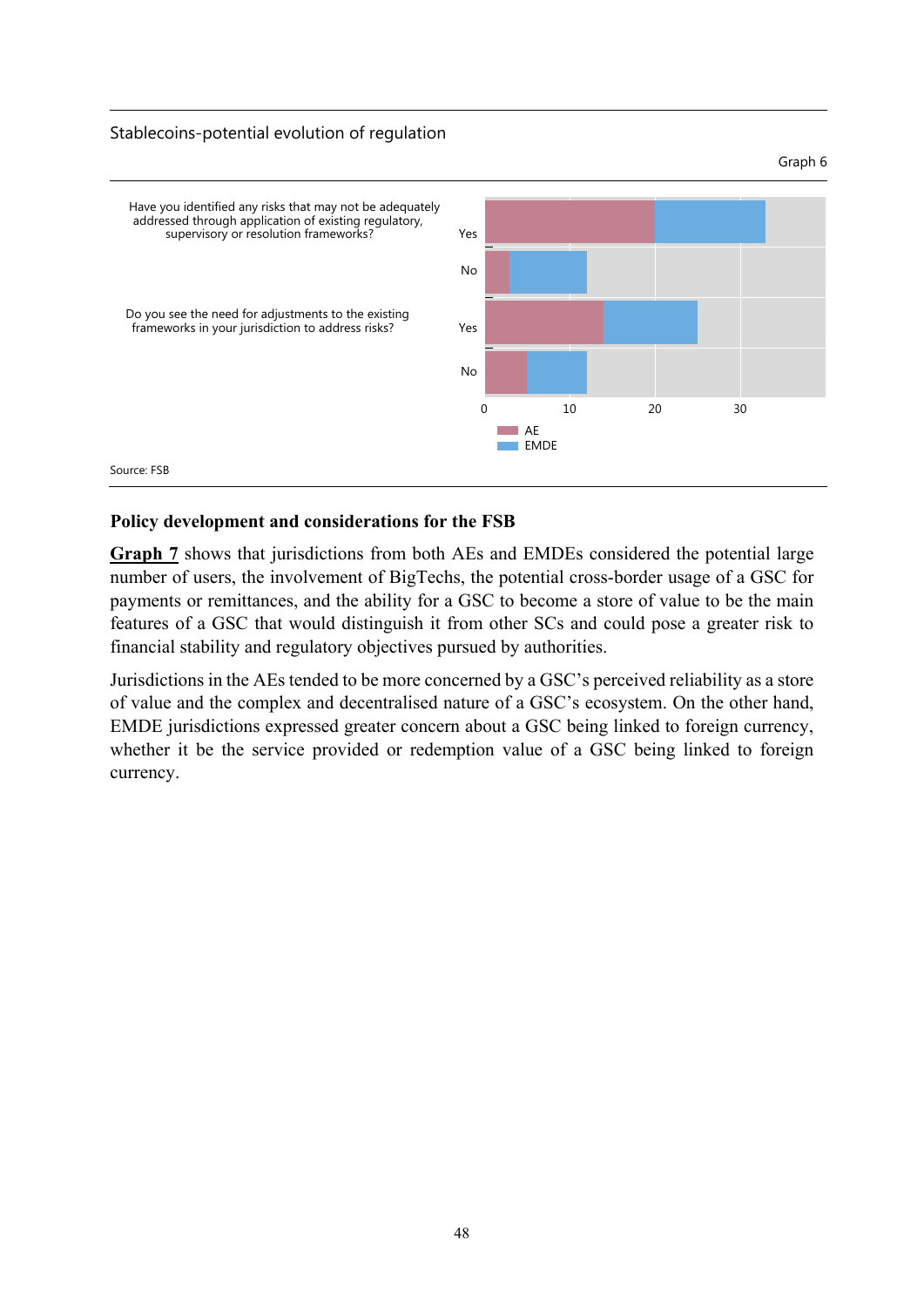Stablecoins-potential evolution of regulation

Graph 6

| Question | Response | AE | EMDE |
|---|---|---|---|
| Have you identified any risks that may not be adequately addressed through application of existing regulatory, supervisory or resolution frameworks? | Yes | | |
| | No | | |
| Do you see the need for adjustments to the existing frameworks in your jurisdiction to address risks? | Yes | | |
| | No | | |

Source: FSB

**Policy development and considerations for the FSB**

**Graph 7** shows that jurisdictions from both AEs and EMDEs considered the potential large number of users, the involvement of BigTechs, the potential cross-border usage of a GSC for payments or remittances, and the ability for a GSC to become a store of value to be the main features of a GSC that would distinguish it from other SCs and could pose a greater risk to financial stability and regulatory objectives pursued by authorities.

Jurisdictions in the AEs tended to be more concerned by a GSC's perceived reliability as a store of value and the complex and decentralised nature of a GSC's ecosystem. On the other hand, EMDE jurisdictions expressed greater concern about a GSC being linked to foreign currency, whether it be the service provided or redemption value of a GSC being linked to foreign currency.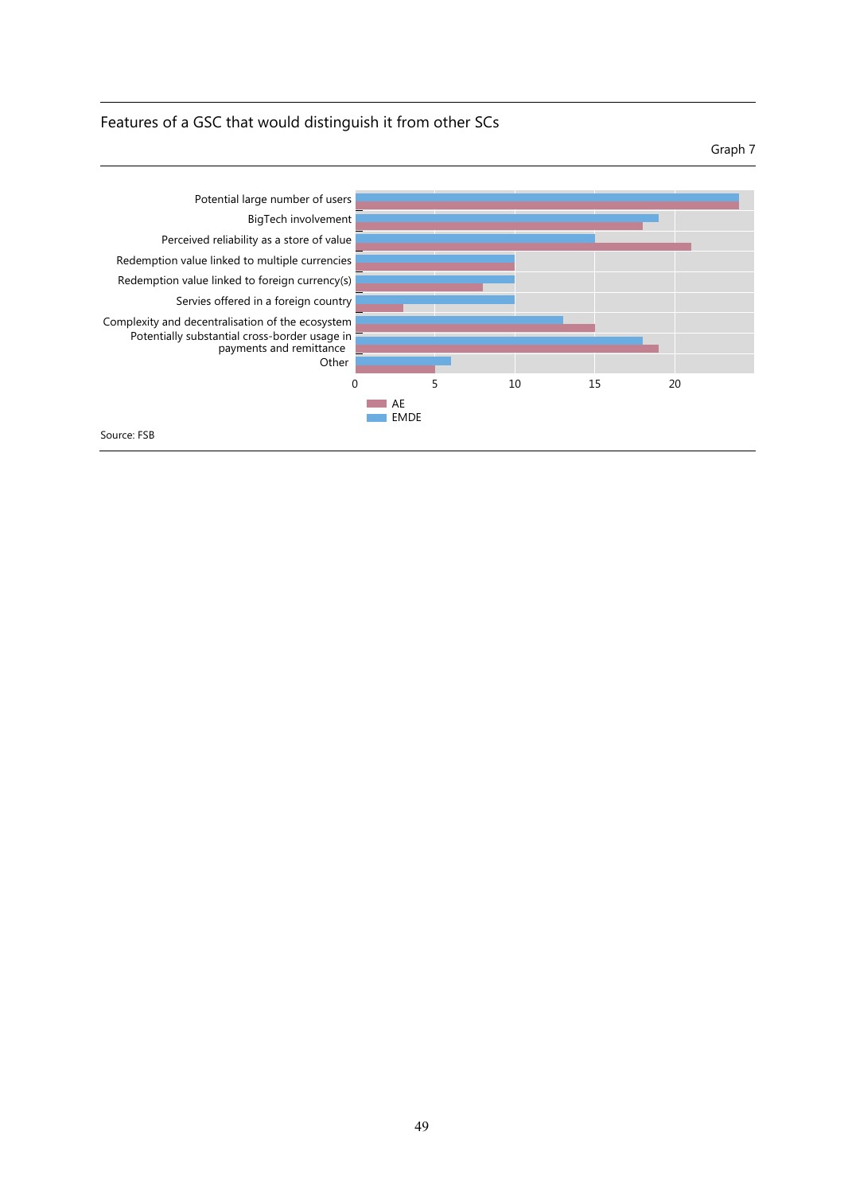Features of a GSC that would distinguish it from other SCs

Graph 7

| Feature | AE | EMDE |
|---|---|---|
| Potential large number of users | 24 | 24 |
| BigTech involvement | 18 | 19 |
| Perceived reliability as a store of value | 21 | 15 |
| Redemption value linked to multiple currencies | 10 | 10 |
| Redemption value linked to foreign currency(s) | 8 | 10 |
| Servies offered in a foreign country | 3 | 10 |
| Complexity and decentralisation of the ecosystem | 15 | 13 |
| Potentially substantial cross-border usage in payments and remittance | 19 | 18 |
| Other | 5 | 6 |

Source: FSB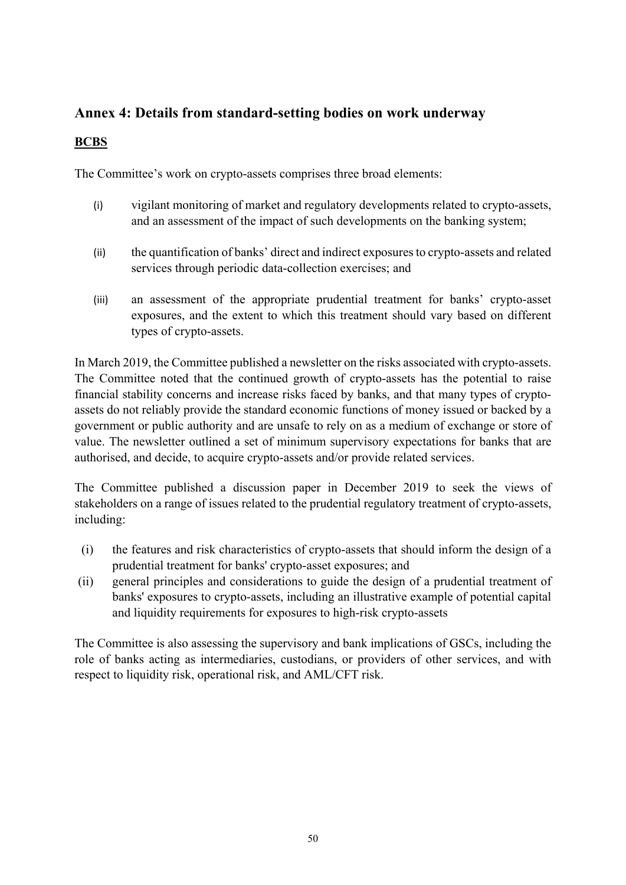## Annex 4: Details from standard-setting bodies on work underway

**BCBS**

The Committee's work on crypto-assets comprises three broad elements:

(i) vigilant monitoring of market and regulatory developments related to crypto-assets, and an assessment of the impact of such developments on the banking system;

(ii) the quantification of banks' direct and indirect exposures to crypto-assets and related services through periodic data-collection exercises; and

(iii) an assessment of the appropriate prudential treatment for banks' crypto-asset exposures, and the extent to which this treatment should vary based on different types of crypto-assets.

In March 2019, the Committee published a newsletter on the risks associated with crypto-assets. The Committee noted that the continued growth of crypto-assets has the potential to raise financial stability concerns and increase risks faced by banks, and that many types of crypto-assets do not reliably provide the standard economic functions of money issued or backed by a government or public authority and are unsafe to rely on as a medium of exchange or store of value. The newsletter outlined a set of minimum supervisory expectations for banks that are authorised, and decide, to acquire crypto-assets and/or provide related services.

The Committee published a discussion paper in December 2019 to seek the views of stakeholders on a range of issues related to the prudential regulatory treatment of crypto-assets, including:

(i) the features and risk characteristics of crypto-assets that should inform the design of a prudential treatment for banks' crypto-asset exposures; and

(ii) general principles and considerations to guide the design of a prudential treatment of banks' exposures to crypto-assets, including an illustrative example of potential capital and liquidity requirements for exposures to high-risk crypto-assets

The Committee is also assessing the supervisory and bank implications of GSCs, including the role of banks acting as intermediaries, custodians, or providers of other services, and with respect to liquidity risk, operational risk, and AML/CFT risk.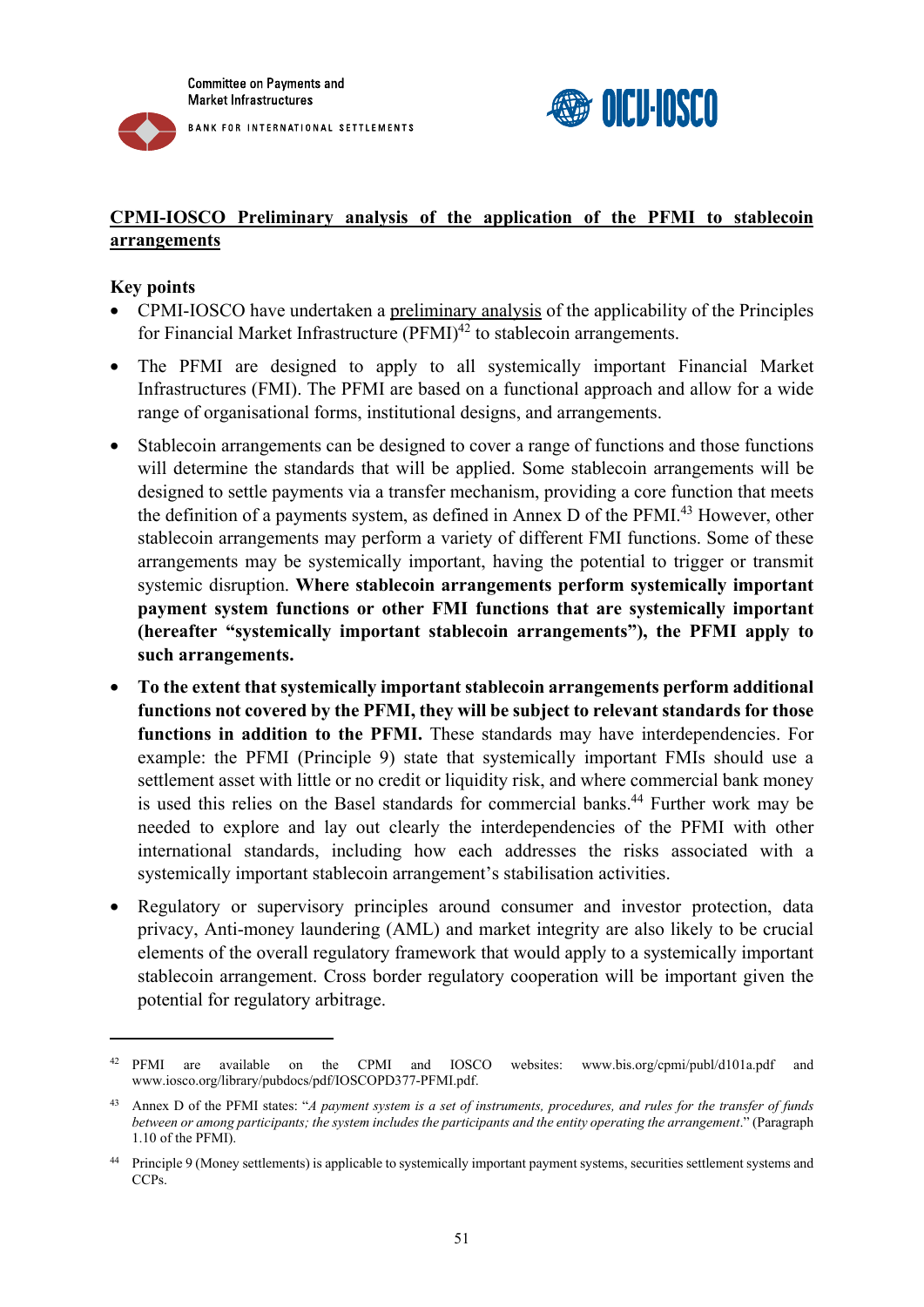Committee on Payments and Market Infrastructures

BANK FOR INTERNATIONAL SETTLEMENTS

OICU-IOSCO

## CPMI-IOSCO Preliminary analysis of the application of the PFMI to stablecoin arrangements

**Key points**

- CPMI-IOSCO have undertaken a preliminary analysis of the applicability of the Principles for Financial Market Infrastructure (PFMI)[42] to stablecoin arrangements.
- The PFMI are designed to apply to all systemically important Financial Market Infrastructures (FMI). The PFMI are based on a functional approach and allow for a wide range of organisational forms, institutional designs, and arrangements.
- Stablecoin arrangements can be designed to cover a range of functions and those functions will determine the standards that will be applied. Some stablecoin arrangements will be designed to settle payments via a transfer mechanism, providing a core function that meets the definition of a payments system, as defined in Annex D of the PFMI.[43] However, other stablecoin arrangements may perform a variety of different FMI functions. Some of these arrangements may be systemically important, having the potential to trigger or transmit systemic disruption. **Where stablecoin arrangements perform systemically important payment system functions or other FMI functions that are systemically important (hereafter "systemically important stablecoin arrangements"), the PFMI apply to such arrangements.**
- **To the extent that systemically important stablecoin arrangements perform additional functions not covered by the PFMI, they will be subject to relevant standards for those functions in addition to the PFMI.** These standards may have interdependencies. For example: the PFMI (Principle 9) state that systemically important FMIs should use a settlement asset with little or no credit or liquidity risk, and where commercial bank money is used this relies on the Basel standards for commercial banks.[44] Further work may be needed to explore and lay out clearly the interdependencies of the PFMI with other international standards, including how each addresses the risks associated with a systemically important stablecoin arrangement's stabilisation activities.
- Regulatory or supervisory principles around consumer and investor protection, data privacy, Anti-money laundering (AML) and market integrity are also likely to be crucial elements of the overall regulatory framework that would apply to a systemically important stablecoin arrangement. Cross border regulatory cooperation will be important given the potential for regulatory arbitrage.

---

[42] PFMI are available on the CPMI and IOSCO websites: www.bis.org/cpmi/publ/d101a.pdf and www.iosco.org/library/pubdocs/pdf/IOSCOPD377-PFMI.pdf.

[43] Annex D of the PFMI states: "*A payment system is a set of instruments, procedures, and rules for the transfer of funds between or among participants; the system includes the participants and the entity operating the arrangement*." (Paragraph 1.10 of the PFMI).

[44] Principle 9 (Money settlements) is applicable to systemically important payment systems, securities settlement systems and CCPs.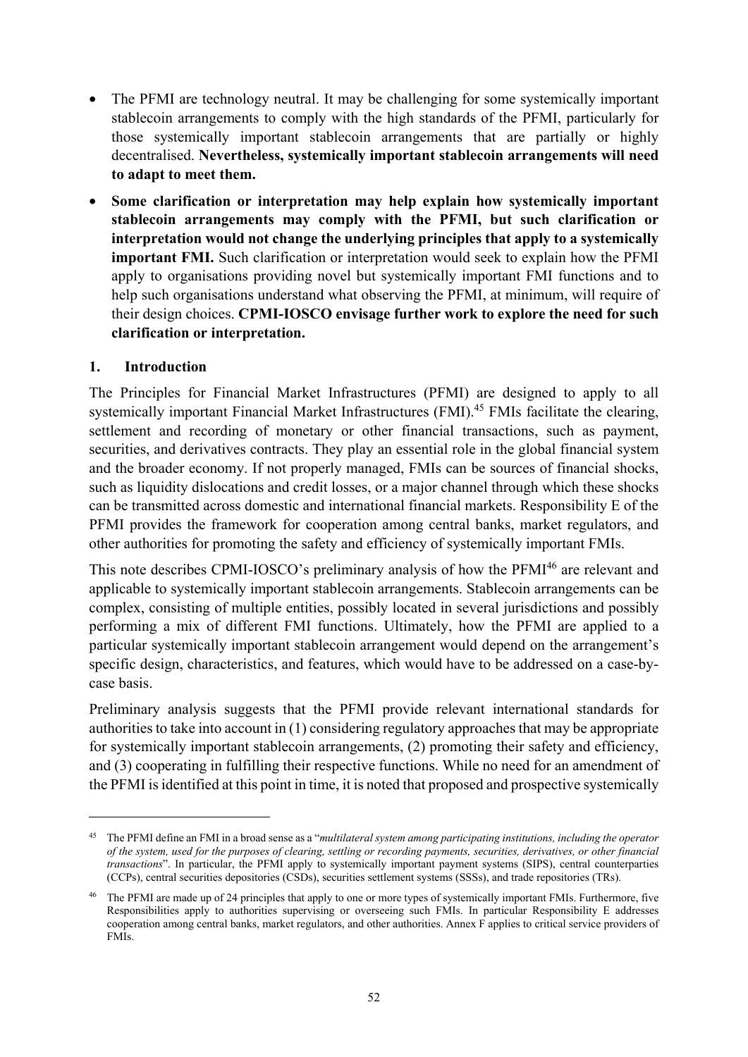- The PFMI are technology neutral. It may be challenging for some systemically important stablecoin arrangements to comply with the high standards of the PFMI, particularly for those systemically important stablecoin arrangements that are partially or highly decentralised. **Nevertheless, systemically important stablecoin arrangements will need to adapt to meet them.**
- **Some clarification or interpretation may help explain how systemically important stablecoin arrangements may comply with the PFMI, but such clarification or interpretation would not change the underlying principles that apply to a systemically important FMI.** Such clarification or interpretation would seek to explain how the PFMI apply to organisations providing novel but systemically important FMI functions and to help such organisations understand what observing the PFMI, at minimum, will require of their design choices. **CPMI-IOSCO envisage further work to explore the need for such clarification or interpretation.**

## 1. Introduction

The Principles for Financial Market Infrastructures (PFMI) are designed to apply to all systemically important Financial Market Infrastructures (FMI).[45] FMIs facilitate the clearing, settlement and recording of monetary or other financial transactions, such as payment, securities, and derivatives contracts. They play an essential role in the global financial system and the broader economy. If not properly managed, FMIs can be sources of financial shocks, such as liquidity dislocations and credit losses, or a major channel through which these shocks can be transmitted across domestic and international financial markets. Responsibility E of the PFMI provides the framework for cooperation among central banks, market regulators, and other authorities for promoting the safety and efficiency of systemically important FMIs.

This note describes CPMI-IOSCO's preliminary analysis of how the PFMI[46] are relevant and applicable to systemically important stablecoin arrangements. Stablecoin arrangements can be complex, consisting of multiple entities, possibly located in several jurisdictions and possibly performing a mix of different FMI functions. Ultimately, how the PFMI are applied to a particular systemically important stablecoin arrangement would depend on the arrangement's specific design, characteristics, and features, which would have to be addressed on a case-by-case basis.

Preliminary analysis suggests that the PFMI provide relevant international standards for authorities to take into account in (1) considering regulatory approaches that may be appropriate for systemically important stablecoin arrangements, (2) promoting their safety and efficiency, and (3) cooperating in fulfilling their respective functions. While no need for an amendment of the PFMI is identified at this point in time, it is noted that proposed and prospective systemically

---

[45] The PFMI define an FMI in a broad sense as a "*multilateral system among participating institutions, including the operator of the system, used for the purposes of clearing, settling or recording payments, securities, derivatives, or other financial transactions*". In particular, the PFMI apply to systemically important payment systems (SIPS), central counterparties (CCPs), central securities depositories (CSDs), securities settlement systems (SSSs), and trade repositories (TRs).

[46] The PFMI are made up of 24 principles that apply to one or more types of systemically important FMIs. Furthermore, five Responsibilities apply to authorities supervising or overseeing such FMIs. In particular Responsibility E addresses cooperation among central banks, market regulators, and other authorities. Annex F applies to critical service providers of FMIs.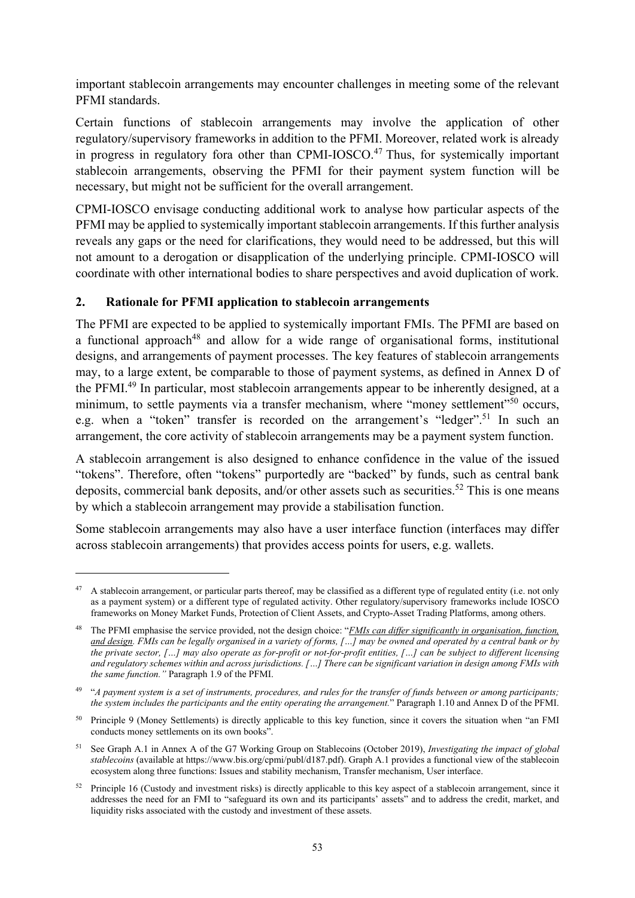important stablecoin arrangements may encounter challenges in meeting some of the relevant PFMI standards.

Certain functions of stablecoin arrangements may involve the application of other regulatory/supervisory frameworks in addition to the PFMI. Moreover, related work is already in progress in regulatory fora other than CPMI-IOSCO.[47] Thus, for systemically important stablecoin arrangements, observing the PFMI for their payment system function will be necessary, but might not be sufficient for the overall arrangement.

CPMI-IOSCO envisage conducting additional work to analyse how particular aspects of the PFMI may be applied to systemically important stablecoin arrangements. If this further analysis reveals any gaps or the need for clarifications, they would need to be addressed, but this will not amount to a derogation or disapplication of the underlying principle. CPMI-IOSCO will coordinate with other international bodies to share perspectives and avoid duplication of work.

## 2. Rationale for PFMI application to stablecoin arrangements

The PFMI are expected to be applied to systemically important FMIs. The PFMI are based on a functional approach[48] and allow for a wide range of organisational forms, institutional designs, and arrangements of payment processes. The key features of stablecoin arrangements may, to a large extent, be comparable to those of payment systems, as defined in Annex D of the PFMI.[49] In particular, most stablecoin arrangements appear to be inherently designed, at a minimum, to settle payments via a transfer mechanism, where "money settlement"[50] occurs, e.g. when a "token" transfer is recorded on the arrangement's "ledger".[51] In such an arrangement, the core activity of stablecoin arrangements may be a payment system function.

A stablecoin arrangement is also designed to enhance confidence in the value of the issued "tokens". Therefore, often "tokens" purportedly are "backed" by funds, such as central bank deposits, commercial bank deposits, and/or other assets such as securities.[52] This is one means by which a stablecoin arrangement may provide a stabilisation function.

Some stablecoin arrangements may also have a user interface function (interfaces may differ across stablecoin arrangements) that provides access points for users, e.g. wallets.

---

[47] A stablecoin arrangement, or particular parts thereof, may be classified as a different type of regulated entity (i.e. not only as a payment system) or a different type of regulated activity. Other regulatory/supervisory frameworks include IOSCO frameworks on Money Market Funds, Protection of Client Assets, and Crypto-Asset Trading Platforms, among others.

[48] The PFMI emphasise the service provided, not the design choice: "*FMIs can differ significantly in organisation, function, and design. FMIs can be legally organised in a variety of forms, […] may be owned and operated by a central bank or by the private sector, […] may also operate as for-profit or not-for-profit entities, […] can be subject to different licensing and regulatory schemes within and across jurisdictions. […] There can be significant variation in design among FMIs with the same function.*" Paragraph 1.9 of the PFMI.

[49] "*A payment system is a set of instruments, procedures, and rules for the transfer of funds between or among participants; the system includes the participants and the entity operating the arrangement.*" Paragraph 1.10 and Annex D of the PFMI.

[50] Principle 9 (Money Settlements) is directly applicable to this key function, since it covers the situation when "an FMI conducts money settlements on its own books".

[51] See Graph A.1 in Annex A of the G7 Working Group on Stablecoins (October 2019), *Investigating the impact of global stablecoins* (available at https://www.bis.org/cpmi/publ/d187.pdf). Graph A.1 provides a functional view of the stablecoin ecosystem along three functions: Issues and stability mechanism, Transfer mechanism, User interface.

[52] Principle 16 (Custody and investment risks) is directly applicable to this key aspect of a stablecoin arrangement, since it addresses the need for an FMI to "safeguard its own and its participants' assets" and to address the credit, market, and liquidity risks associated with the custody and investment of these assets.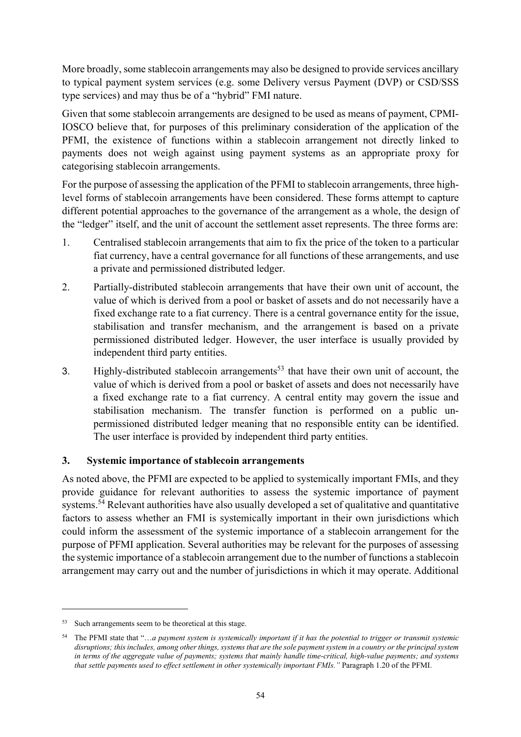More broadly, some stablecoin arrangements may also be designed to provide services ancillary to typical payment system services (e.g. some Delivery versus Payment (DVP) or CSD/SSS type services) and may thus be of a "hybrid" FMI nature.

Given that some stablecoin arrangements are designed to be used as means of payment, CPMI-IOSCO believe that, for purposes of this preliminary consideration of the application of the PFMI, the existence of functions within a stablecoin arrangement not directly linked to payments does not weigh against using payment systems as an appropriate proxy for categorising stablecoin arrangements.

For the purpose of assessing the application of the PFMI to stablecoin arrangements, three high-level forms of stablecoin arrangements have been considered. These forms attempt to capture different potential approaches to the governance of the arrangement as a whole, the design of the "ledger" itself, and the unit of account the settlement asset represents. The three forms are:

1. Centralised stablecoin arrangements that aim to fix the price of the token to a particular fiat currency, have a central governance for all functions of these arrangements, and use a private and permissioned distributed ledger.
2. Partially-distributed stablecoin arrangements that have their own unit of account, the value of which is derived from a pool or basket of assets and do not necessarily have a fixed exchange rate to a fiat currency. There is a central governance entity for the issue, stabilisation and transfer mechanism, and the arrangement is based on a private permissioned distributed ledger. However, the user interface is usually provided by independent third party entities.
3. Highly-distributed stablecoin arrangements[53] that have their own unit of account, the value of which is derived from a pool or basket of assets and does not necessarily have a fixed exchange rate to a fiat currency. A central entity may govern the issue and stabilisation mechanism. The transfer function is performed on a public un-permissioned distributed ledger meaning that no responsible entity can be identified. The user interface is provided by independent third party entities.

## 3. Systemic importance of stablecoin arrangements

As noted above, the PFMI are expected to be applied to systemically important FMIs, and they provide guidance for relevant authorities to assess the systemic importance of payment systems.[54] Relevant authorities have also usually developed a set of qualitative and quantitative factors to assess whether an FMI is systemically important in their own jurisdictions which could inform the assessment of the systemic importance of a stablecoin arrangement for the purpose of PFMI application. Several authorities may be relevant for the purposes of assessing the systemic importance of a stablecoin arrangement due to the number of functions a stablecoin arrangement may carry out and the number of jurisdictions in which it may operate. Additional

---

[53] Such arrangements seem to be theoretical at this stage.

[54] The PFMI state that "*…a payment system is systemically important if it has the potential to trigger or transmit systemic disruptions; this includes, among other things, systems that are the sole payment system in a country or the principal system in terms of the aggregate value of payments; systems that mainly handle time-critical, high-value payments; and systems that settle payments used to effect settlement in other systemically important FMIs.*" Paragraph 1.20 of the PFMI.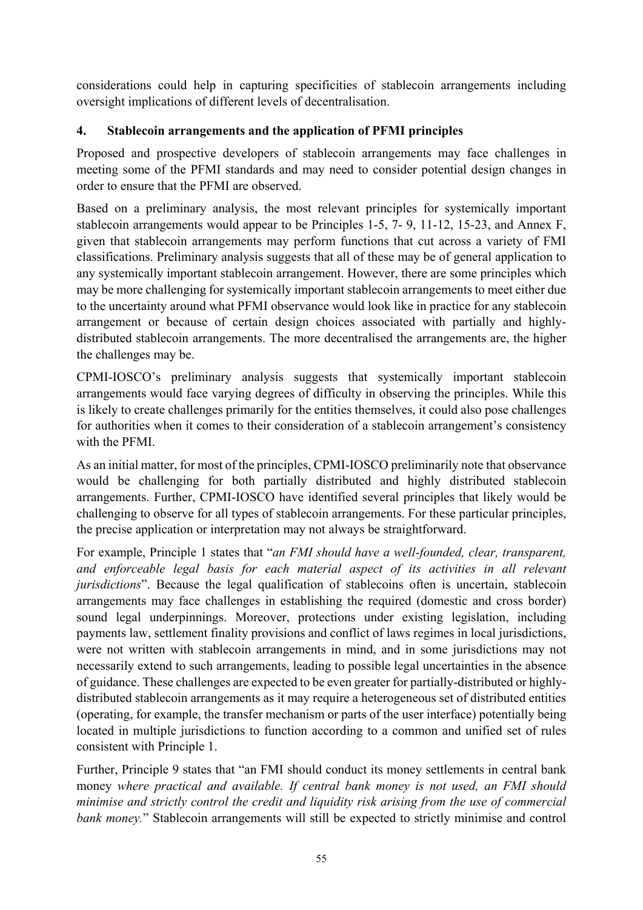considerations could help in capturing specificities of stablecoin arrangements including oversight implications of different levels of decentralisation.

## 4. Stablecoin arrangements and the application of PFMI principles

Proposed and prospective developers of stablecoin arrangements may face challenges in meeting some of the PFMI standards and may need to consider potential design changes in order to ensure that the PFMI are observed.

Based on a preliminary analysis, the most relevant principles for systemically important stablecoin arrangements would appear to be Principles 1-5, 7- 9, 11-12, 15-23, and Annex F, given that stablecoin arrangements may perform functions that cut across a variety of FMI classifications. Preliminary analysis suggests that all of these may be of general application to any systemically important stablecoin arrangement. However, there are some principles which may be more challenging for systemically important stablecoin arrangements to meet either due to the uncertainty around what PFMI observance would look like in practice for any stablecoin arrangement or because of certain design choices associated with partially and highly-distributed stablecoin arrangements. The more decentralised the arrangements are, the higher the challenges may be.

CPMI-IOSCO's preliminary analysis suggests that systemically important stablecoin arrangements would face varying degrees of difficulty in observing the principles. While this is likely to create challenges primarily for the entities themselves, it could also pose challenges for authorities when it comes to their consideration of a stablecoin arrangement's consistency with the PFMI.

As an initial matter, for most of the principles, CPMI-IOSCO preliminarily note that observance would be challenging for both partially distributed and highly distributed stablecoin arrangements. Further, CPMI-IOSCO have identified several principles that likely would be challenging to observe for all types of stablecoin arrangements. For these particular principles, the precise application or interpretation may not always be straightforward.

For example, Principle 1 states that "*an FMI should have a well-founded, clear, transparent, and enforceable legal basis for each material aspect of its activities in all relevant jurisdictions*". Because the legal qualification of stablecoins often is uncertain, stablecoin arrangements may face challenges in establishing the required (domestic and cross border) sound legal underpinnings. Moreover, protections under existing legislation, including payments law, settlement finality provisions and conflict of laws regimes in local jurisdictions, were not written with stablecoin arrangements in mind, and in some jurisdictions may not necessarily extend to such arrangements, leading to possible legal uncertainties in the absence of guidance. These challenges are expected to be even greater for partially-distributed or highly-distributed stablecoin arrangements as it may require a heterogeneous set of distributed entities (operating, for example, the transfer mechanism or parts of the user interface) potentially being located in multiple jurisdictions to function according to a common and unified set of rules consistent with Principle 1.

Further, Principle 9 states that "an FMI should conduct its money settlements in central bank money *where practical and available. If central bank money is not used, an FMI should minimise and strictly control the credit and liquidity risk arising from the use of commercial bank money.*" Stablecoin arrangements will still be expected to strictly minimise and control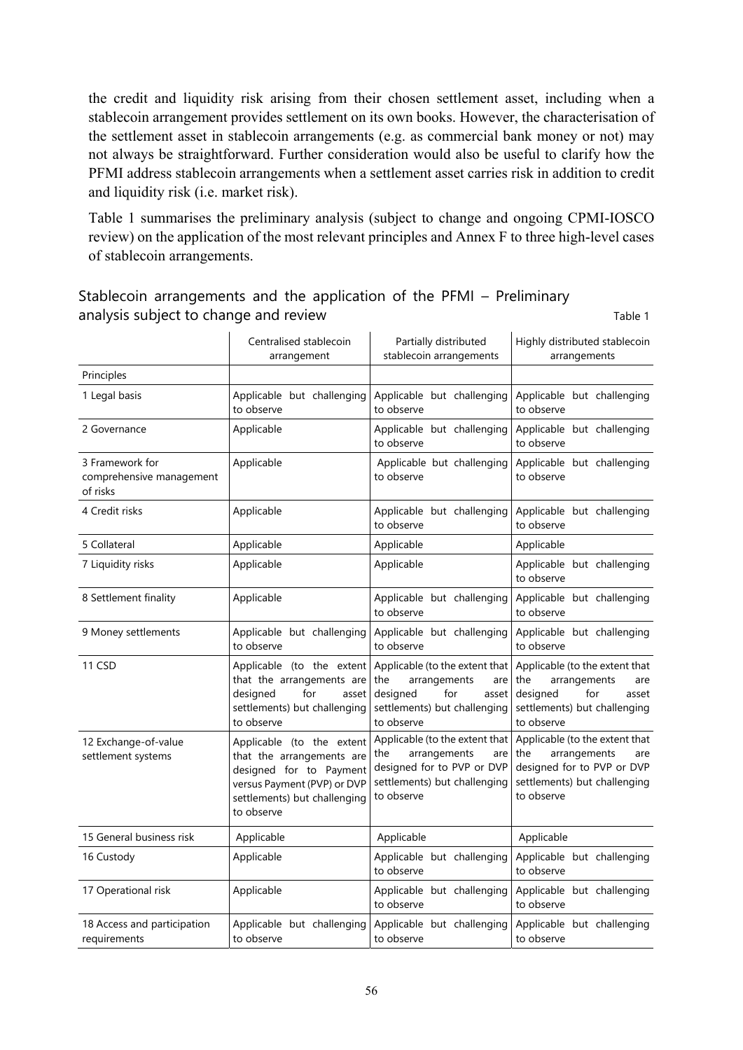the credit and liquidity risk arising from their chosen settlement asset, including when a stablecoin arrangement provides settlement on its own books. However, the characterisation of the settlement asset in stablecoin arrangements (e.g. as commercial bank money or not) may not always be straightforward. Further consideration would also be useful to clarify how the PFMI address stablecoin arrangements when a settlement asset carries risk in addition to credit and liquidity risk (i.e. market risk).

Table 1 summarises the preliminary analysis (subject to change and ongoing CPMI-IOSCO review) on the application of the most relevant principles and Annex F to three high-level cases of stablecoin arrangements.

Stablecoin arrangements and the application of the PFMI – Preliminary analysis subject to change and review

Table 1

| | Centralised stablecoin arrangement | Partially distributed stablecoin arrangements | Highly distributed stablecoin arrangements |
|---|---|---|---|
| Principles | | | |
| 1 Legal basis | Applicable but challenging to observe | Applicable but challenging to observe | Applicable but challenging to observe |
| 2 Governance | Applicable | Applicable but challenging to observe | Applicable but challenging to observe |
| 3 Framework for comprehensive management of risks | Applicable | Applicable but challenging to observe | Applicable but challenging to observe |
| 4 Credit risks | Applicable | Applicable but challenging to observe | Applicable but challenging to observe |
| 5 Collateral | Applicable | Applicable | Applicable |
| 7 Liquidity risks | Applicable | Applicable | Applicable but challenging to observe |
| 8 Settlement finality | Applicable | Applicable but challenging to observe | Applicable but challenging to observe |
| 9 Money settlements | Applicable but challenging to observe | Applicable but challenging to observe | Applicable but challenging to observe |
| 11 CSD | Applicable (to the extent that the arrangements are designed for asset settlements) but challenging to observe | Applicable (to the extent that the arrangements are designed for asset settlements) but challenging to observe | Applicable (to the extent that the arrangements are designed for asset settlements) but challenging to observe |
| 12 Exchange-of-value settlement systems | Applicable (to the extent that the arrangements are designed for to Payment versus Payment (PVP) or DVP settlements) but challenging to observe | Applicable (to the extent that the arrangements are designed for to PVP or DVP settlements) but challenging to observe | Applicable (to the extent that the arrangements are designed for to PVP or DVP settlements) but challenging to observe |
| 15 General business risk | Applicable | Applicable | Applicable |
| 16 Custody | Applicable | Applicable but challenging to observe | Applicable but challenging to observe |
| 17 Operational risk | Applicable | Applicable but challenging to observe | Applicable but challenging to observe |
| 18 Access and participation requirements | Applicable but challenging to observe | Applicable but challenging to observe | Applicable but challenging to observe |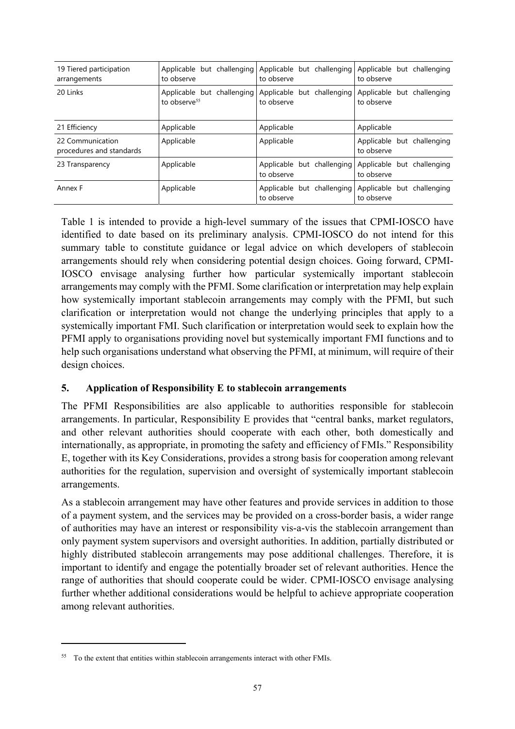| 19 Tiered participation arrangements | Applicable but challenging to observe | Applicable but challenging to observe | Applicable but challenging to observe |
|---|---|---|---|
| 20 Links | Applicable but challenging to observe[55] | Applicable but challenging to observe | Applicable but challenging to observe |
| 21 Efficiency | Applicable | Applicable | Applicable |
| 22 Communication procedures and standards | Applicable | Applicable | Applicable but challenging to observe |
| 23 Transparency | Applicable | Applicable but challenging to observe | Applicable but challenging to observe |
| Annex F | Applicable | Applicable but challenging to observe | Applicable but challenging to observe |

Table 1 is intended to provide a high-level summary of the issues that CPMI-IOSCO have identified to date based on its preliminary analysis. CPMI-IOSCO do not intend for this summary table to constitute guidance or legal advice on which developers of stablecoin arrangements should rely when considering potential design choices. Going forward, CPMI-IOSCO envisage analysing further how particular systemically important stablecoin arrangements may comply with the PFMI. Some clarification or interpretation may help explain how systemically important stablecoin arrangements may comply with the PFMI, but such clarification or interpretation would not change the underlying principles that apply to a systemically important FMI. Such clarification or interpretation would seek to explain how the PFMI apply to organisations providing novel but systemically important FMI functions and to help such organisations understand what observing the PFMI, at minimum, will require of their design choices.

## 5. Application of Responsibility E to stablecoin arrangements

The PFMI Responsibilities are also applicable to authorities responsible for stablecoin arrangements. In particular, Responsibility E provides that "central banks, market regulators, and other relevant authorities should cooperate with each other, both domestically and internationally, as appropriate, in promoting the safety and efficiency of FMIs." Responsibility E, together with its Key Considerations, provides a strong basis for cooperation among relevant authorities for the regulation, supervision and oversight of systemically important stablecoin arrangements.

As a stablecoin arrangement may have other features and provide services in addition to those of a payment system, and the services may be provided on a cross-border basis, a wider range of authorities may have an interest or responsibility vis-a-vis the stablecoin arrangement than only payment system supervisors and oversight authorities. In addition, partially distributed or highly distributed stablecoin arrangements may pose additional challenges. Therefore, it is important to identify and engage the potentially broader set of relevant authorities. Hence the range of authorities that should cooperate could be wider. CPMI-IOSCO envisage analysing further whether additional considerations would be helpful to achieve appropriate cooperation among relevant authorities.

[55] To the extent that entities within stablecoin arrangements interact with other FMIs.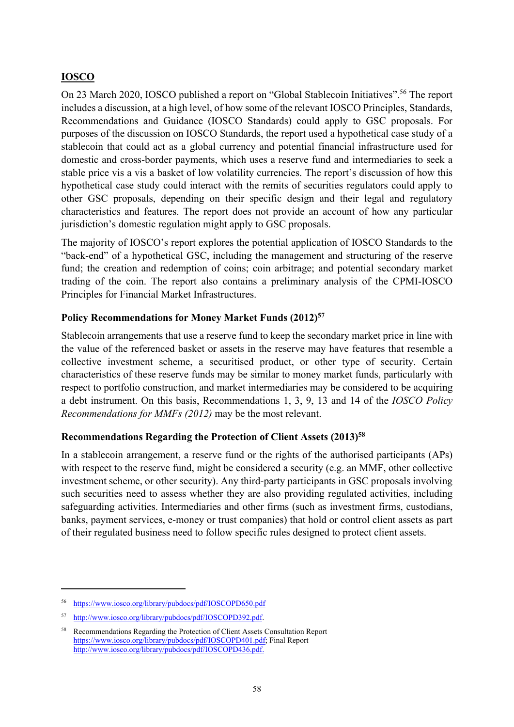**IOSCO**

On 23 March 2020, IOSCO published a report on "Global Stablecoin Initiatives".[56] The report includes a discussion, at a high level, of how some of the relevant IOSCO Principles, Standards, Recommendations and Guidance (IOSCO Standards) could apply to GSC proposals. For purposes of the discussion on IOSCO Standards, the report used a hypothetical case study of a stablecoin that could act as a global currency and potential financial infrastructure used for domestic and cross-border payments, which uses a reserve fund and intermediaries to seek a stable price vis a vis a basket of low volatility currencies. The report's discussion of how this hypothetical case study could interact with the remits of securities regulators could apply to other GSC proposals, depending on their specific design and their legal and regulatory characteristics and features. The report does not provide an account of how any particular jurisdiction's domestic regulation might apply to GSC proposals.

The majority of IOSCO's report explores the potential application of IOSCO Standards to the "back-end" of a hypothetical GSC, including the management and structuring of the reserve fund; the creation and redemption of coins; coin arbitrage; and potential secondary market trading of the coin. The report also contains a preliminary analysis of the CPMI-IOSCO Principles for Financial Market Infrastructures.

**Policy Recommendations for Money Market Funds (2012)[57]**

Stablecoin arrangements that use a reserve fund to keep the secondary market price in line with the value of the referenced basket or assets in the reserve may have features that resemble a collective investment scheme, a securitised product, or other type of security. Certain characteristics of these reserve funds may be similar to money market funds, particularly with respect to portfolio construction, and market intermediaries may be considered to be acquiring a debt instrument. On this basis, Recommendations 1, 3, 9, 13 and 14 of the *IOSCO Policy Recommendations for MMFs (2012)* may be the most relevant.

**Recommendations Regarding the Protection of Client Assets (2013)[58]**

In a stablecoin arrangement, a reserve fund or the rights of the authorised participants (APs) with respect to the reserve fund, might be considered a security (e.g. an MMF, other collective investment scheme, or other security). Any third-party participants in GSC proposals involving such securities need to assess whether they are also providing regulated activities, including safeguarding activities. Intermediaries and other firms (such as investment firms, custodians, banks, payment services, e-money or trust companies) that hold or control client assets as part of their regulated business need to follow specific rules designed to protect client assets.

---

[56] https://www.iosco.org/library/pubdocs/pdf/IOSCOPD650.pdf

[57] http://www.iosco.org/library/pubdocs/pdf/IOSCOPD392.pdf.

[58] Recommendations Regarding the Protection of Client Assets Consultation Report https://www.iosco.org/library/pubdocs/pdf/IOSCOPD401.pdf; Final Report http://www.iosco.org/library/pubdocs/pdf/IOSCOPD436.pdf.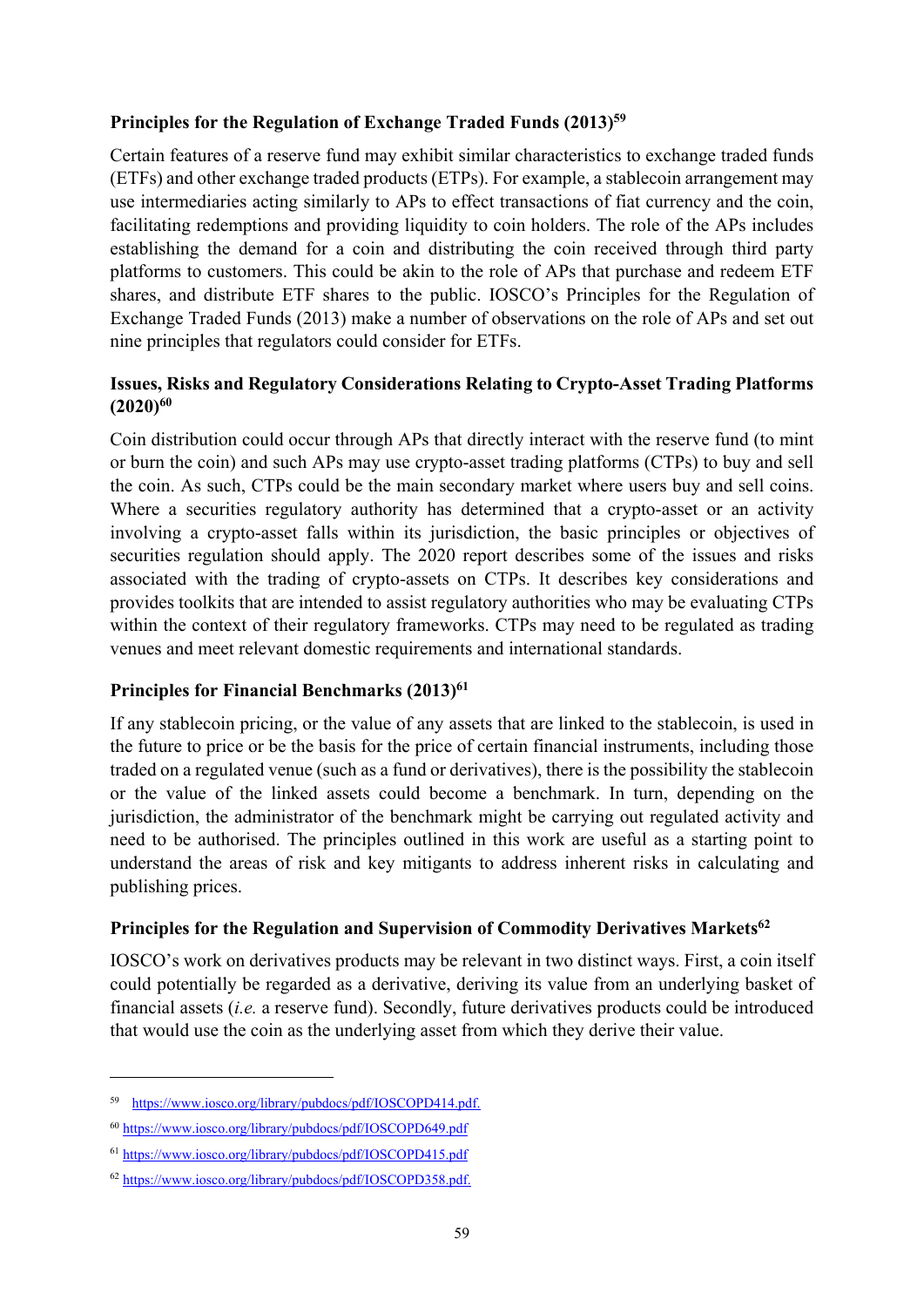**Principles for the Regulation of Exchange Traded Funds (2013)[59]**

Certain features of a reserve fund may exhibit similar characteristics to exchange traded funds (ETFs) and other exchange traded products (ETPs). For example, a stablecoin arrangement may use intermediaries acting similarly to APs to effect transactions of fiat currency and the coin, facilitating redemptions and providing liquidity to coin holders. The role of the APs includes establishing the demand for a coin and distributing the coin received through third party platforms to customers. This could be akin to the role of APs that purchase and redeem ETF shares, and distribute ETF shares to the public. IOSCO's Principles for the Regulation of Exchange Traded Funds (2013) make a number of observations on the role of APs and set out nine principles that regulators could consider for ETFs.

**Issues, Risks and Regulatory Considerations Relating to Crypto-Asset Trading Platforms (2020)[60]**

Coin distribution could occur through APs that directly interact with the reserve fund (to mint or burn the coin) and such APs may use crypto-asset trading platforms (CTPs) to buy and sell the coin. As such, CTPs could be the main secondary market where users buy and sell coins. Where a securities regulatory authority has determined that a crypto-asset or an activity involving a crypto-asset falls within its jurisdiction, the basic principles or objectives of securities regulation should apply. The 2020 report describes some of the issues and risks associated with the trading of crypto-assets on CTPs. It describes key considerations and provides toolkits that are intended to assist regulatory authorities who may be evaluating CTPs within the context of their regulatory frameworks. CTPs may need to be regulated as trading venues and meet relevant domestic requirements and international standards.

**Principles for Financial Benchmarks (2013)[61]**

If any stablecoin pricing, or the value of any assets that are linked to the stablecoin, is used in the future to price or be the basis for the price of certain financial instruments, including those traded on a regulated venue (such as a fund or derivatives), there is the possibility the stablecoin or the value of the linked assets could become a benchmark. In turn, depending on the jurisdiction, the administrator of the benchmark might be carrying out regulated activity and need to be authorised. The principles outlined in this work are useful as a starting point to understand the areas of risk and key mitigants to address inherent risks in calculating and publishing prices.

**Principles for the Regulation and Supervision of Commodity Derivatives Markets[62]**

IOSCO's work on derivatives products may be relevant in two distinct ways. First, a coin itself could potentially be regarded as a derivative, deriving its value from an underlying basket of financial assets (*i.e.* a reserve fund). Secondly, future derivatives products could be introduced that would use the coin as the underlying asset from which they derive their value.

---

[59] https://www.iosco.org/library/pubdocs/pdf/IOSCOPD414.pdf.

[60] https://www.iosco.org/library/pubdocs/pdf/IOSCOPD649.pdf

[61] https://www.iosco.org/library/pubdocs/pdf/IOSCOPD415.pdf

[62] https://www.iosco.org/library/pubdocs/pdf/IOSCOPD358.pdf.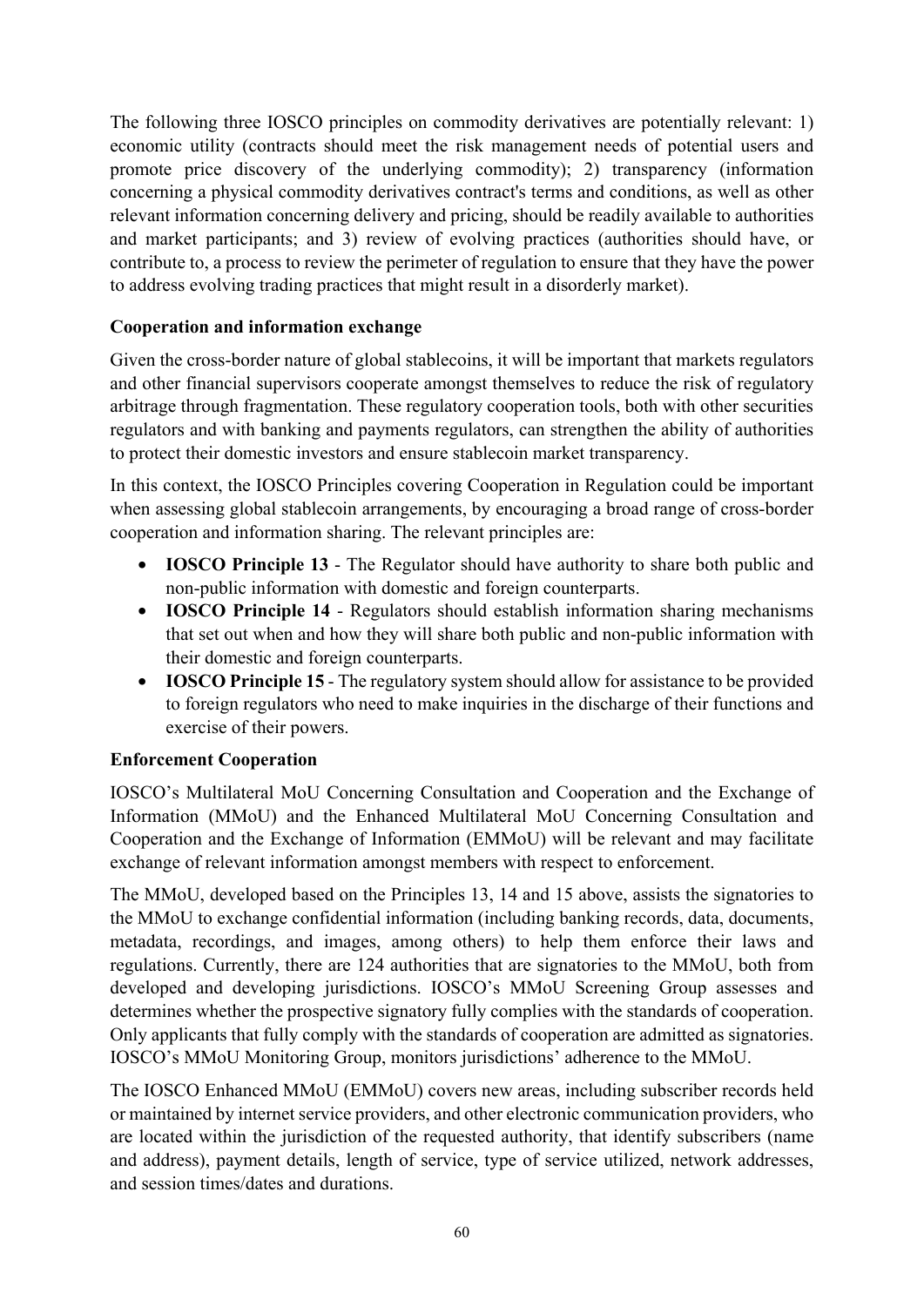The following three IOSCO principles on commodity derivatives are potentially relevant: 1) economic utility (contracts should meet the risk management needs of potential users and promote price discovery of the underlying commodity); 2) transparency (information concerning a physical commodity derivatives contract's terms and conditions, as well as other relevant information concerning delivery and pricing, should be readily available to authorities and market participants; and 3) review of evolving practices (authorities should have, or contribute to, a process to review the perimeter of regulation to ensure that they have the power to address evolving trading practices that might result in a disorderly market).

**Cooperation and information exchange**

Given the cross-border nature of global stablecoins, it will be important that markets regulators and other financial supervisors cooperate amongst themselves to reduce the risk of regulatory arbitrage through fragmentation. These regulatory cooperation tools, both with other securities regulators and with banking and payments regulators, can strengthen the ability of authorities to protect their domestic investors and ensure stablecoin market transparency.

In this context, the IOSCO Principles covering Cooperation in Regulation could be important when assessing global stablecoin arrangements, by encouraging a broad range of cross-border cooperation and information sharing. The relevant principles are:

- **IOSCO Principle 13** - The Regulator should have authority to share both public and non-public information with domestic and foreign counterparts.
- **IOSCO Principle 14** - Regulators should establish information sharing mechanisms that set out when and how they will share both public and non-public information with their domestic and foreign counterparts.
- **IOSCO Principle 15** - The regulatory system should allow for assistance to be provided to foreign regulators who need to make inquiries in the discharge of their functions and exercise of their powers.

**Enforcement Cooperation**

IOSCO's Multilateral MoU Concerning Consultation and Cooperation and the Exchange of Information (MMoU) and the Enhanced Multilateral MoU Concerning Consultation and Cooperation and the Exchange of Information (EMMoU) will be relevant and may facilitate exchange of relevant information amongst members with respect to enforcement.

The MMoU, developed based on the Principles 13, 14 and 15 above, assists the signatories to the MMoU to exchange confidential information (including banking records, data, documents, metadata, recordings, and images, among others) to help them enforce their laws and regulations. Currently, there are 124 authorities that are signatories to the MMoU, both from developed and developing jurisdictions. IOSCO's MMoU Screening Group assesses and determines whether the prospective signatory fully complies with the standards of cooperation. Only applicants that fully comply with the standards of cooperation are admitted as signatories. IOSCO's MMoU Monitoring Group, monitors jurisdictions' adherence to the MMoU.

The IOSCO Enhanced MMoU (EMMoU) covers new areas, including subscriber records held or maintained by internet service providers, and other electronic communication providers, who are located within the jurisdiction of the requested authority, that identify subscribers (name and address), payment details, length of service, type of service utilized, network addresses, and session times/dates and durations.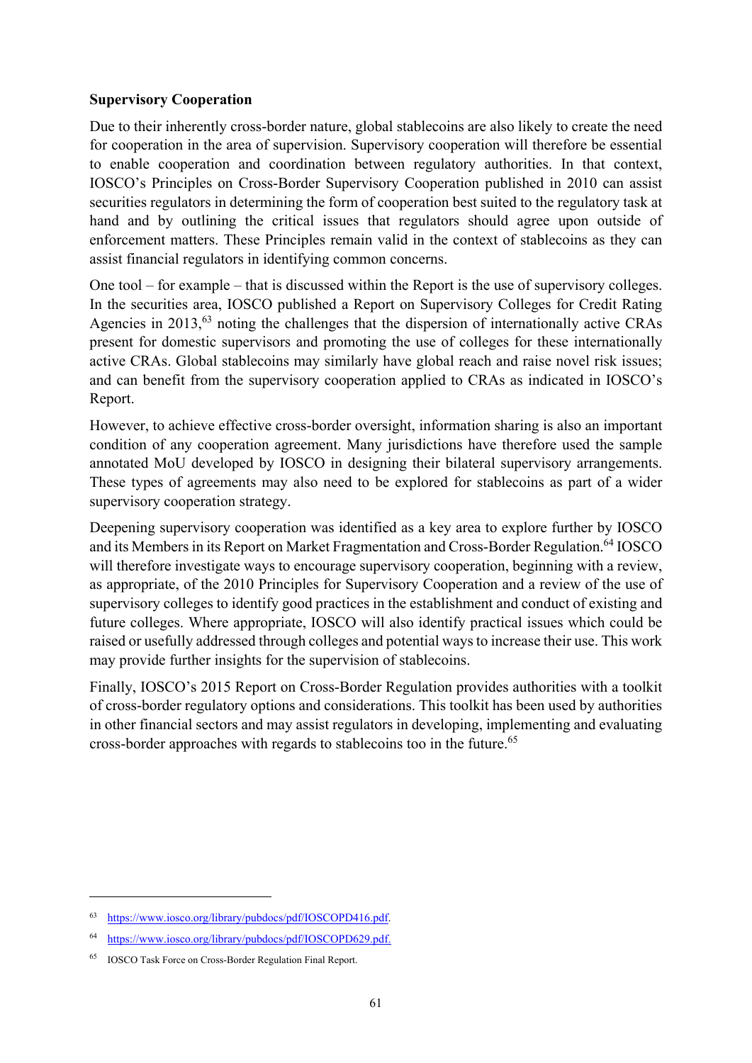**Supervisory Cooperation**

Due to their inherently cross-border nature, global stablecoins are also likely to create the need for cooperation in the area of supervision. Supervisory cooperation will therefore be essential to enable cooperation and coordination between regulatory authorities. In that context, IOSCO's Principles on Cross-Border Supervisory Cooperation published in 2010 can assist securities regulators in determining the form of cooperation best suited to the regulatory task at hand and by outlining the critical issues that regulators should agree upon outside of enforcement matters. These Principles remain valid in the context of stablecoins as they can assist financial regulators in identifying common concerns.

One tool – for example – that is discussed within the Report is the use of supervisory colleges. In the securities area, IOSCO published a Report on Supervisory Colleges for Credit Rating Agencies in 2013,[63] noting the challenges that the dispersion of internationally active CRAs present for domestic supervisors and promoting the use of colleges for these internationally active CRAs. Global stablecoins may similarly have global reach and raise novel risk issues; and can benefit from the supervisory cooperation applied to CRAs as indicated in IOSCO's Report.

However, to achieve effective cross-border oversight, information sharing is also an important condition of any cooperation agreement. Many jurisdictions have therefore used the sample annotated MoU developed by IOSCO in designing their bilateral supervisory arrangements. These types of agreements may also need to be explored for stablecoins as part of a wider supervisory cooperation strategy.

Deepening supervisory cooperation was identified as a key area to explore further by IOSCO and its Members in its Report on Market Fragmentation and Cross-Border Regulation.[64] IOSCO will therefore investigate ways to encourage supervisory cooperation, beginning with a review, as appropriate, of the 2010 Principles for Supervisory Cooperation and a review of the use of supervisory colleges to identify good practices in the establishment and conduct of existing and future colleges. Where appropriate, IOSCO will also identify practical issues which could be raised or usefully addressed through colleges and potential ways to increase their use. This work may provide further insights for the supervision of stablecoins.

Finally, IOSCO's 2015 Report on Cross-Border Regulation provides authorities with a toolkit of cross-border regulatory options and considerations. This toolkit has been used by authorities in other financial sectors and may assist regulators in developing, implementing and evaluating cross-border approaches with regards to stablecoins too in the future.[65]

---

[63] https://www.iosco.org/library/pubdocs/pdf/IOSCOPD416.pdf.

[64] https://www.iosco.org/library/pubdocs/pdf/IOSCOPD629.pdf.

[65] IOSCO Task Force on Cross-Border Regulation Final Report.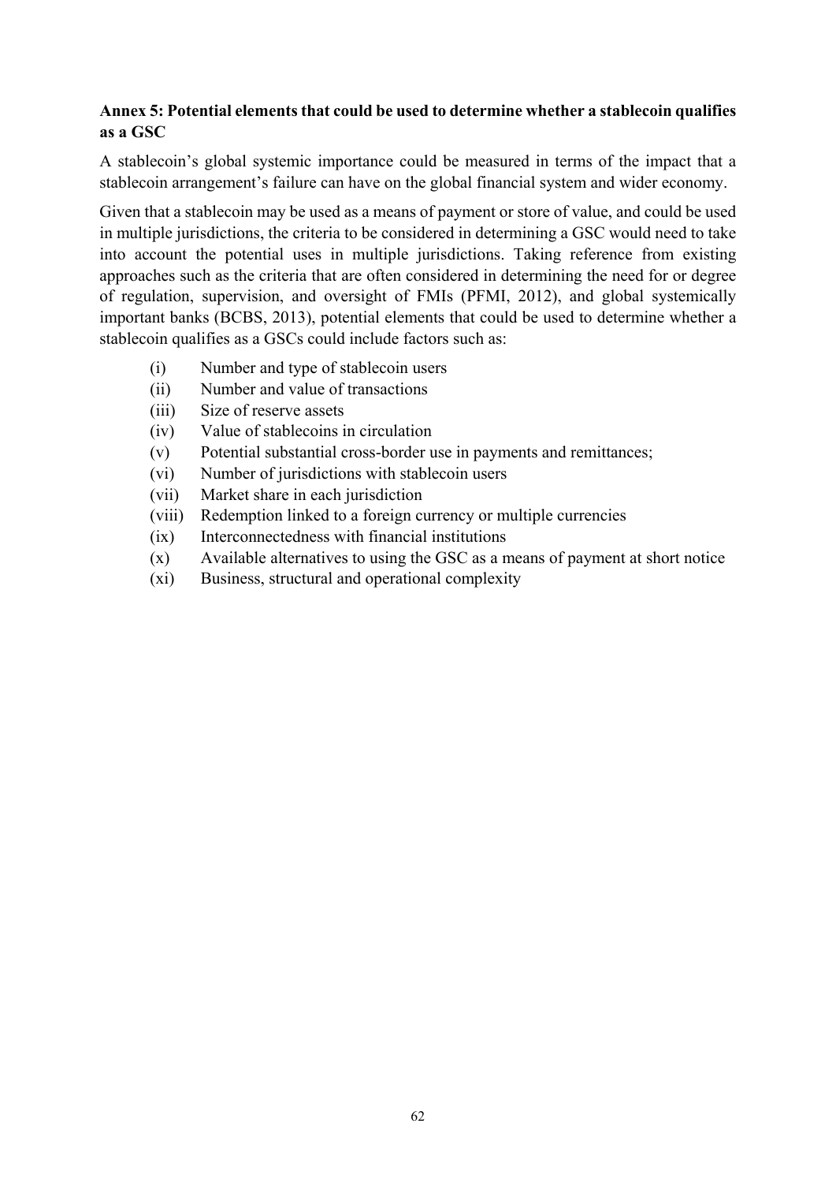**Annex 5: Potential elements that could be used to determine whether a stablecoin qualifies as a GSC**

A stablecoin's global systemic importance could be measured in terms of the impact that a stablecoin arrangement's failure can have on the global financial system and wider economy.

Given that a stablecoin may be used as a means of payment or store of value, and could be used in multiple jurisdictions, the criteria to be considered in determining a GSC would need to take into account the potential uses in multiple jurisdictions. Taking reference from existing approaches such as the criteria that are often considered in determining the need for or degree of regulation, supervision, and oversight of FMIs (PFMI, 2012), and global systemically important banks (BCBS, 2013), potential elements that could be used to determine whether a stablecoin qualifies as a GSCs could include factors such as:

- (i) Number and type of stablecoin users
- (ii) Number and value of transactions
- (iii) Size of reserve assets
- (iv) Value of stablecoins in circulation
- (v) Potential substantial cross-border use in payments and remittances;
- (vi) Number of jurisdictions with stablecoin users
- (vii) Market share in each jurisdiction
- (viii) Redemption linked to a foreign currency or multiple currencies
- (ix) Interconnectedness with financial institutions
- (x) Available alternatives to using the GSC as a means of payment at short notice
- (xi) Business, structural and operational complexity